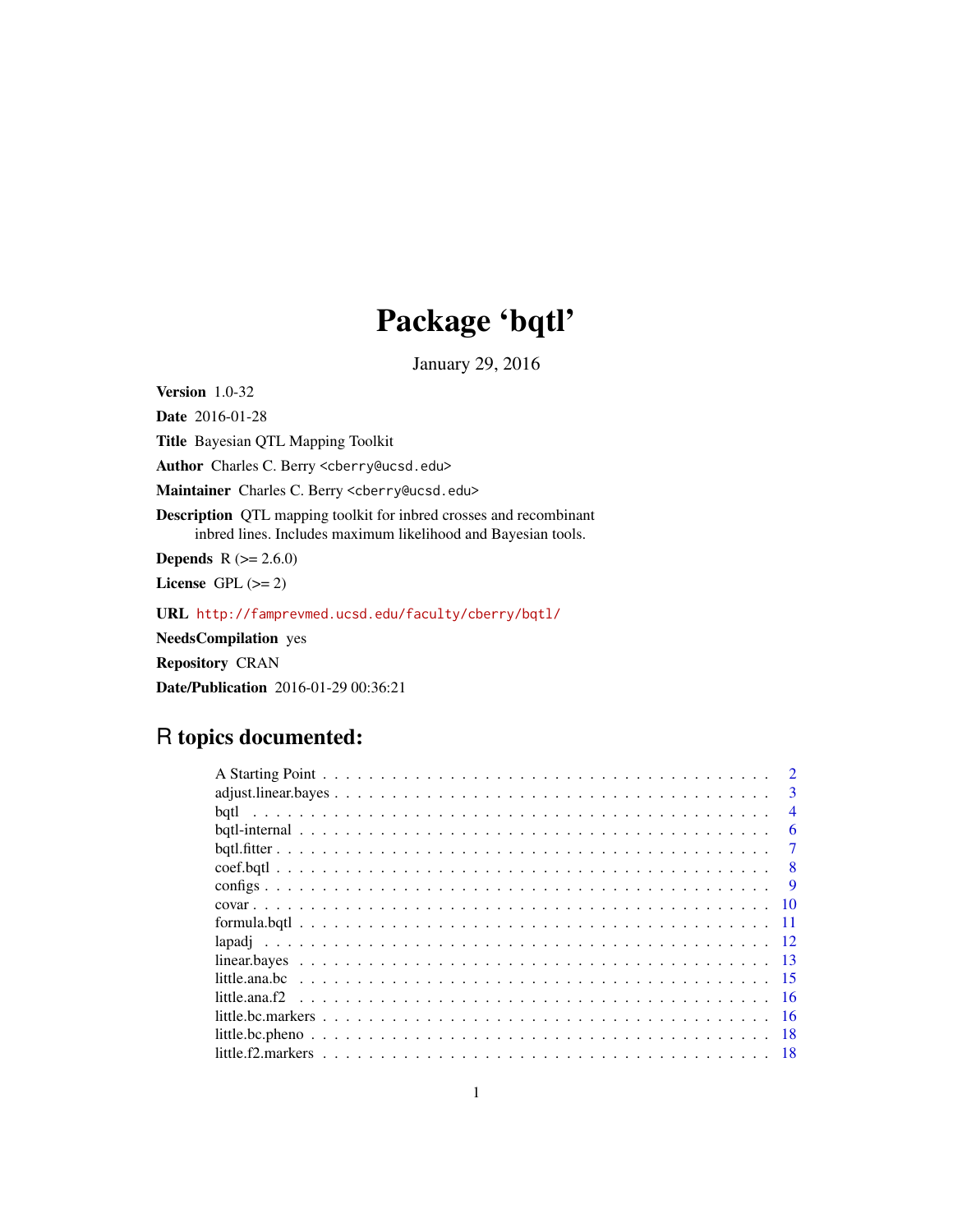# Package 'bqtl'

January 29, 2016

**Version** 1.0-32

**Date** 2016-01-28

**Title** Bayesian QTL Mapping Toolkit

**Author** Charles C. Berry <cberry@ucsd.edu>

**Maintainer** Charles C. Berry <cberry@ucsd.edu>

**Description** QTL mapping toolkit for inbred crosses and recombinant inbred lines. Includes maximum likelihood and Bayesian tools.

**Depends** R (>= 2.6.0)

**License** GPL (>= 2)

**URL** http://famprevmed.ucsd.edu/faculty/cberry/bqtl/

**NeedsCompilation** yes

**Repository** CRAN

**Date/Publication** 2016-01-29 00:36:21

## R topics documented:

| | |
|---|---|
| A Starting Point | 2 |
| adjust.linear.bayes | 3 |
| bqtl | 4 |
| bqtl-internal | 6 |
| bqtl.fitter | 7 |
| coef.bqtl | 8 |
| configs | 9 |
| covar | 10 |
| formula.bqtl | 11 |
| lapadj | 12 |
| linear.bayes | 13 |
| little.ana.bc | 15 |
| little.ana.f2 | 16 |
| little.bc.markers | 16 |
| little.bc.pheno | 18 |
| little.f2.markers | 18 |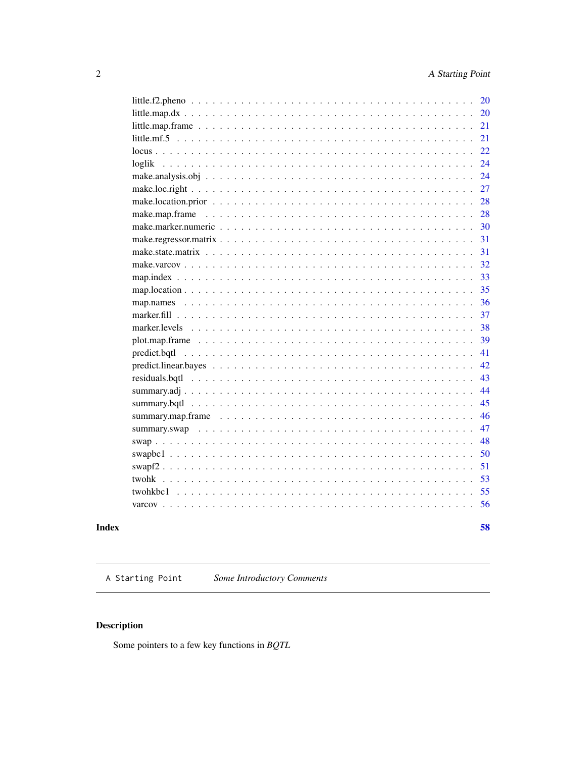little.f2.pheno . . . . . . . . . . . . . . . . . . . . . . . . . . . . . . . . . . . . 20
little.map.dx . . . . . . . . . . . . . . . . . . . . . . . . . . . . . . . . . . . . . 20
little.map.frame . . . . . . . . . . . . . . . . . . . . . . . . . . . . . . . . . . . 21
little.mf.5 . . . . . . . . . . . . . . . . . . . . . . . . . . . . . . . . . . . . . . 21
locus . . . . . . . . . . . . . . . . . . . . . . . . . . . . . . . . . . . . . . . . . 22
loglik . . . . . . . . . . . . . . . . . . . . . . . . . . . . . . . . . . . . . . . . 24
make.analysis.obj . . . . . . . . . . . . . . . . . . . . . . . . . . . . . . . . . . 24
make.loc.right . . . . . . . . . . . . . . . . . . . . . . . . . . . . . . . . . . . . 27
make.location.prior . . . . . . . . . . . . . . . . . . . . . . . . . . . . . . . . . 28
make.map.frame . . . . . . . . . . . . . . . . . . . . . . . . . . . . . . . . . . . 28
make.marker.numeric . . . . . . . . . . . . . . . . . . . . . . . . . . . . . . . . . 30
make.regressor.matrix . . . . . . . . . . . . . . . . . . . . . . . . . . . . . . . . 31
make.state.matrix . . . . . . . . . . . . . . . . . . . . . . . . . . . . . . . . . . 31
make.varcov . . . . . . . . . . . . . . . . . . . . . . . . . . . . . . . . . . . . . 32
map.index . . . . . . . . . . . . . . . . . . . . . . . . . . . . . . . . . . . . . . 33
map.location . . . . . . . . . . . . . . . . . . . . . . . . . . . . . . . . . . . . . 35
map.names . . . . . . . . . . . . . . . . . . . . . . . . . . . . . . . . . . . . . . 36
marker.fill . . . . . . . . . . . . . . . . . . . . . . . . . . . . . . . . . . . . . . 37
marker.levels . . . . . . . . . . . . . . . . . . . . . . . . . . . . . . . . . . . . . 38
plot.map.frame . . . . . . . . . . . . . . . . . . . . . . . . . . . . . . . . . . . . 39
predict.bqtl . . . . . . . . . . . . . . . . . . . . . . . . . . . . . . . . . . . . . 41
predict.linear.bayes . . . . . . . . . . . . . . . . . . . . . . . . . . . . . . . . . 42
residuals.bqtl . . . . . . . . . . . . . . . . . . . . . . . . . . . . . . . . . . . . 43
summary.adj . . . . . . . . . . . . . . . . . . . . . . . . . . . . . . . . . . . . . 44
summary.bqtl . . . . . . . . . . . . . . . . . . . . . . . . . . . . . . . . . . . . . 45
summary.map.frame . . . . . . . . . . . . . . . . . . . . . . . . . . . . . . . . . . 46
summary.swap . . . . . . . . . . . . . . . . . . . . . . . . . . . . . . . . . . . . . 47
swap . . . . . . . . . . . . . . . . . . . . . . . . . . . . . . . . . . . . . . . . . . 48
swapbc1 . . . . . . . . . . . . . . . . . . . . . . . . . . . . . . . . . . . . . . . 50
swapf2 . . . . . . . . . . . . . . . . . . . . . . . . . . . . . . . . . . . . . . . . 51
twohk . . . . . . . . . . . . . . . . . . . . . . . . . . . . . . . . . . . . . . . . . 53
twohkbc1 . . . . . . . . . . . . . . . . . . . . . . . . . . . . . . . . . . . . . . . 55
varcov . . . . . . . . . . . . . . . . . . . . . . . . . . . . . . . . . . . . . . . . 56

**Index** **58**

---

`A Starting Point` *Some Introductory Comments*

---

## Description

Some pointers to a few key functions in *BQTL*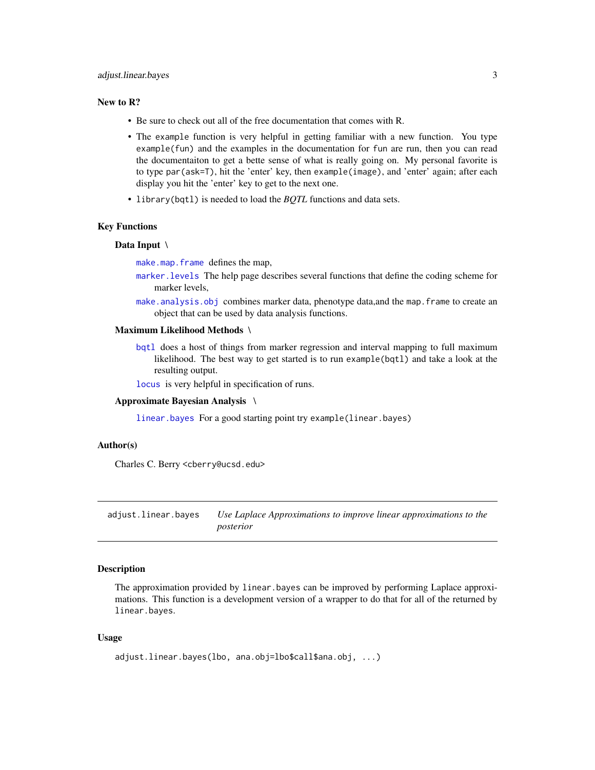### New to R?

- Be sure to check out all of the free documentation that comes with R.
- The `example` function is very helpful in getting familiar with a new function. You type `example(fun)` and the examples in the documentation for `fun` are run, then you can read the documentaiton to get a bette sense of what is really going on. My personal favorite is to type `par(ask=T)`, hit the 'enter' key, then `example(image)`, and 'enter' again; after each display you hit the 'enter' key to get to the next one.
- `library(bqtl)` is needed to load the *BQTL* functions and data sets.

### Key Functions

**Data Input \\**

`make.map.frame` defines the map,

`marker.levels` The help page describes several functions that define the coding scheme for marker levels,

`make.analysis.obj` combines marker data, phenotype data,and the `map.frame` to create an object that can be used by data analysis functions.

**Maximum Likelihood Methods \\**

`bqtl` does a host of things from marker regression and interval mapping to full maximum likelihood. The best way to get started is to run `example(bqtl)` and take a look at the resulting output.

`locus` is very helpful in specification of runs.

**Approximate Bayesian Analysis \\**

`linear.bayes` For a good starting point try `example(linear.bayes)`

### Author(s)

Charles C. Berry `<cberry@ucsd.edu>`

---

## adjust.linear.bayes — *Use Laplace Approximations to improve linear approximations to the posterior*

---

### Description

The approximation provided by `linear.bayes` can be improved by performing Laplace approximations. This function is a development version of a wrapper to do that for all of the returned by `linear.bayes`.

### Usage

```
adjust.linear.bayes(lbo, ana.obj=lbo$call$ana.obj, ...)
```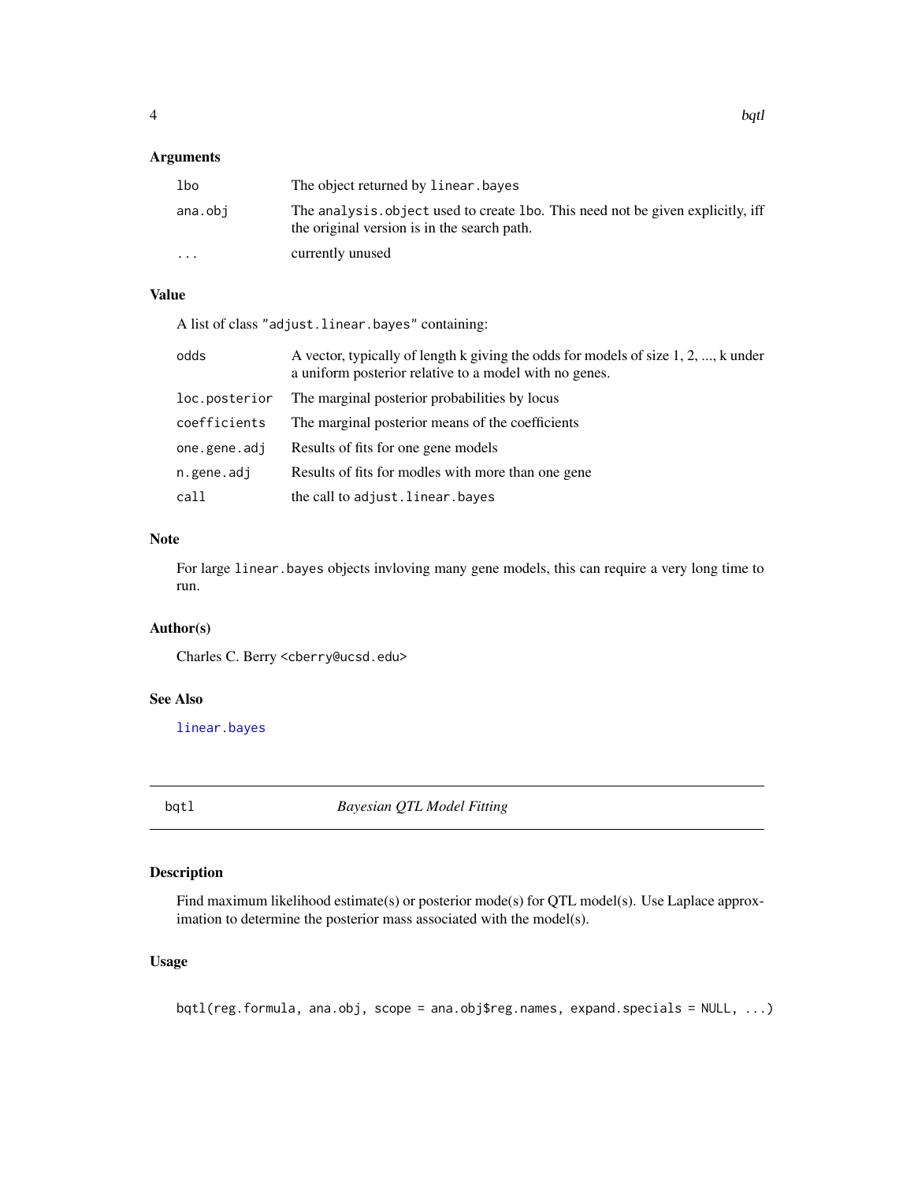## Arguments

| | |
|---|---|
| `lbo` | The object returned by `linear.bayes` |
| `ana.obj` | The `analysis.object` used to create `lbo`. This need not be given explicitly, iff the original version is in the search path. |
| `...` | currently unused |

## Value

A list of class `"adjust.linear.bayes"` containing:

| | |
|---|---|
| `odds` | A vector, typically of length k giving the odds for models of size 1, 2, ..., k under a uniform posterior relative to a model with no genes. |
| `loc.posterior` | The marginal posterior probabilities by locus |
| `coefficients` | The marginal posterior means of the coefficients |
| `one.gene.adj` | Results of fits for one gene models |
| `n.gene.adj` | Results of fits for modles with more than one gene |
| `call` | the call to `adjust.linear.bayes` |

## Note

For large `linear.bayes` objects invloving many gene models, this can require a very long time to run.

## Author(s)

Charles C. Berry <cberry@ucsd.edu>

## See Also

`linear.bayes`

---

# bqtl — *Bayesian QTL Model Fitting*

## Description

Find maximum likelihood estimate(s) or posterior mode(s) for QTL model(s). Use Laplace approximation to determine the posterior mass associated with the model(s).

## Usage

```
bqtl(reg.formula, ana.obj, scope = ana.obj$reg.names, expand.specials = NULL, ...)
```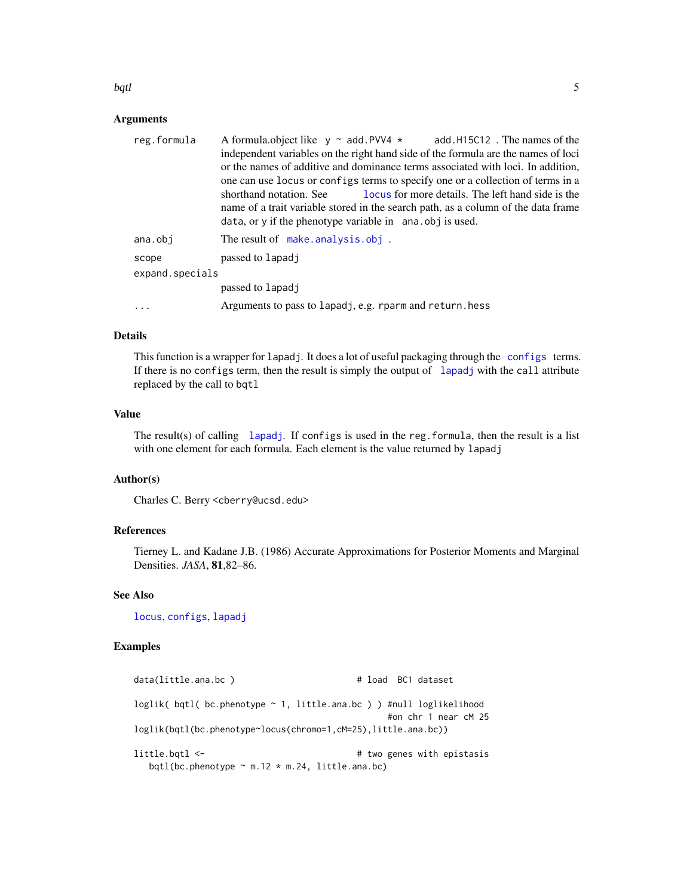### Arguments

| | |
|---|---|
| `reg.formula` | A formula.object like `y ~ add.PVV4 * add.H15C12` . The names of the independent variables on the right hand side of the formula are the names of loci or the names of additive and dominance terms associated with loci. In addition, one can use `locus` or `configs` terms to specify one or a collection of terms in a shorthand notation. See `locus` for more details. The left hand side is the name of a trait variable stored in the search path, as a column of the data frame `data`, or `y` if the phenotype variable in `ana.obj` is used. |
| `ana.obj` | The result of `make.analysis.obj` . |
| `scope` | passed to `lapadj` |
| `expand.specials` | passed to `lapadj` |
| `...` | Arguments to pass to `lapadj`, e.g. `rparm` and `return.hess` |

### Details

This function is a wrapper for `lapadj`. It does a lot of useful packaging through the `configs` terms. If there is no `configs` term, then the result is simply the output of `lapadj` with the `call` attribute replaced by the call to `bqtl`

### Value

The result(s) of calling `lapadj`. If `configs` is used in the `reg.formula`, then the result is a list with one element for each formula. Each element is the value returned by `lapadj`

### Author(s)

Charles C. Berry <cberry@ucsd.edu>

### References

Tierney L. and Kadane J.B. (1986) Accurate Approximations for Posterior Moments and Marginal Densities. *JASA*, **81**,82–86.

### See Also

`locus`, `configs`, `lapadj`

### Examples

```
data(little.ana.bc )                       # load  BC1 dataset

loglik( bqtl( bc.phenotype ~ 1, little.ana.bc ) ) #null loglikelihood
                                                  #on chr 1 near cM 25
loglik(bqtl(bc.phenotype~locus(chromo=1,cM=25),little.ana.bc))

little.bqtl <-                             # two genes with epistasis
   bqtl(bc.phenotype ~ m.12 * m.24, little.ana.bc)
```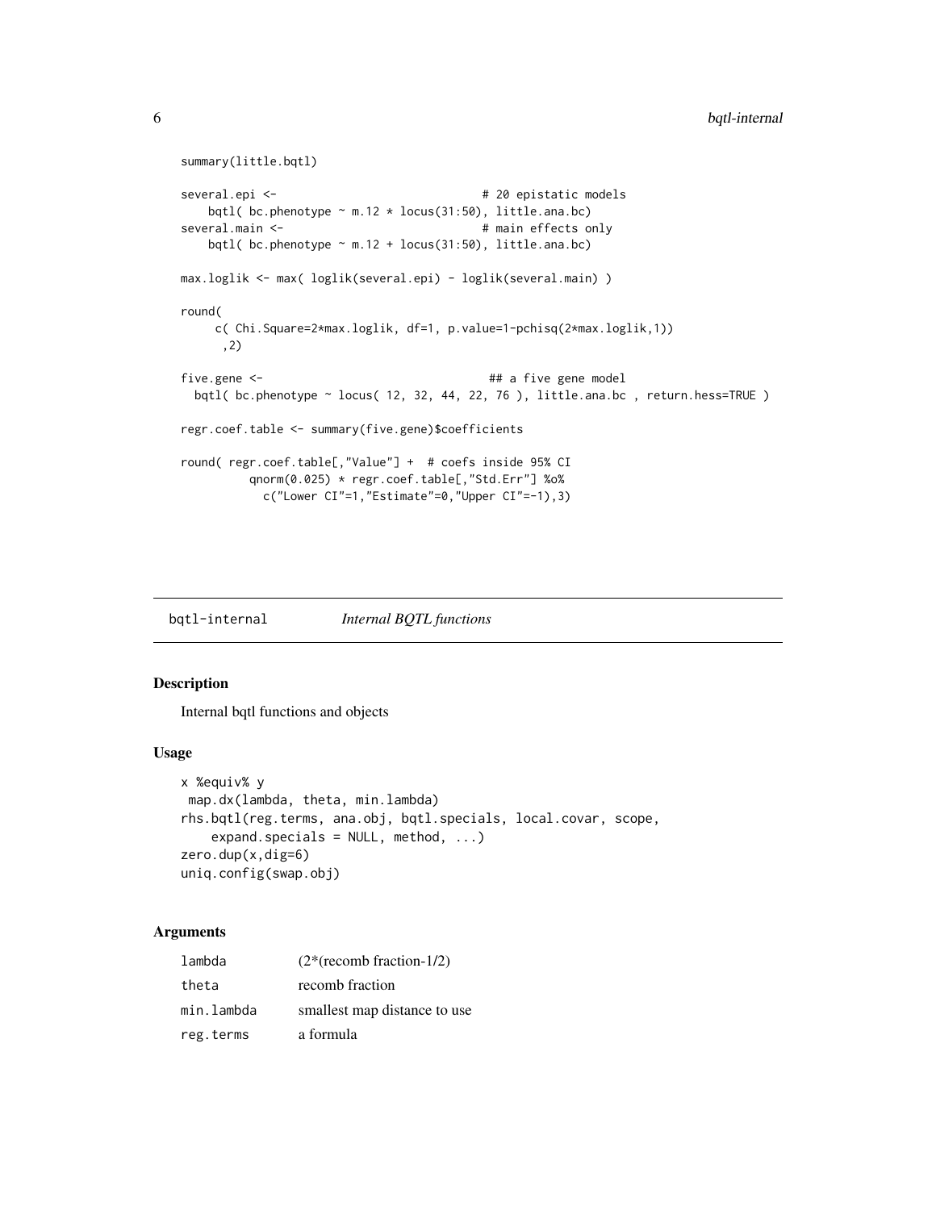```
summary(little.bqtl)

several.epi <-                              # 20 epistatic models
    bqtl( bc.phenotype ~ m.12 * locus(31:50), little.ana.bc)
several.main <-                             # main effects only
    bqtl( bc.phenotype ~ m.12 + locus(31:50), little.ana.bc)

max.loglik <- max( loglik(several.epi) - loglik(several.main) )

round(
     c( Chi.Square=2*max.loglik, df=1, p.value=1-pchisq(2*max.loglik,1))
      ,2)

five.gene <-                                 ## a five gene model
  bqtl( bc.phenotype ~ locus( 12, 32, 44, 22, 76 ), little.ana.bc , return.hess=TRUE )

regr.coef.table <- summary(five.gene)$coefficients

round( regr.coef.table[,"Value"] +  # coefs inside 95% CI
          qnorm(0.025) * regr.coef.table[,"Std.Err"] %o%
            c("Lower CI"=1,"Estimate"=0,"Upper CI"=-1),3)
```

## bqtl-internal *Internal BQTL functions*

### Description

Internal bqtl functions and objects

### Usage

```
x %equiv% y
 map.dx(lambda, theta, min.lambda)
rhs.bqtl(reg.terms, ana.obj, bqtl.specials, local.covar, scope,
    expand.specials = NULL, method, ...)
zero.dup(x,dig=6)
uniq.config(swap.obj)
```

### Arguments

| | |
|---|---|
| lambda | (2*(recomb fraction-1/2) |
| theta | recomb fraction |
| min.lambda | smallest map distance to use |
| reg.terms | a formula |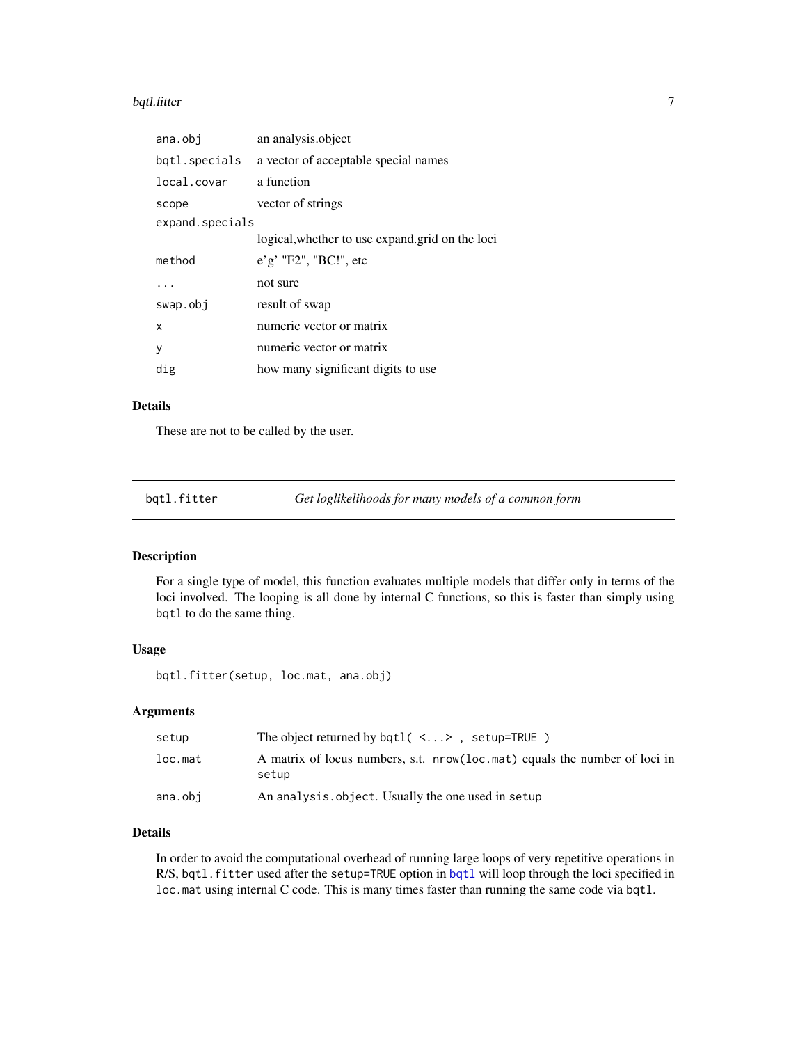| | |
|---|---|
| `ana.obj` | an analysis.object |
| `bqtl.specials` | a vector of acceptable special names |
| `local.covar` | a function |
| `scope` | vector of strings |
| `expand.specials` | logical,whether to use expand.grid on the loci |
| `method` | e'g' "F2", "BC!", etc |
| `...` | not sure |
| `swap.obj` | result of swap |
| `x` | numeric vector or matrix |
| `y` | numeric vector or matrix |
| `dig` | how many significant digits to use |

### Details

These are not to be called by the user.

---

## bqtl.fitter — *Get loglikelihoods for many models of a common form*

---

### Description

For a single type of model, this function evaluates multiple models that differ only in terms of the loci involved. The looping is all done by internal C functions, so this is faster than simply using `bqtl` to do the same thing.

### Usage

```
bqtl.fitter(setup, loc.mat, ana.obj)
```

### Arguments

| | |
|---|---|
| `setup` | The object returned by `bqtl( <...> , setup=TRUE )` |
| `loc.mat` | A matrix of locus numbers, s.t. `nrow(loc.mat)` equals the number of loci in `setup` |
| `ana.obj` | An `analysis.object`. Usually the one used in `setup` |

### Details

In order to avoid the computational overhead of running large loops of very repetitive operations in R/S, `bqtl.fitter` used after the `setup=TRUE` option in `bqtl` will loop through the loci specified in `loc.mat` using internal C code. This is many times faster than running the same code via `bqtl`.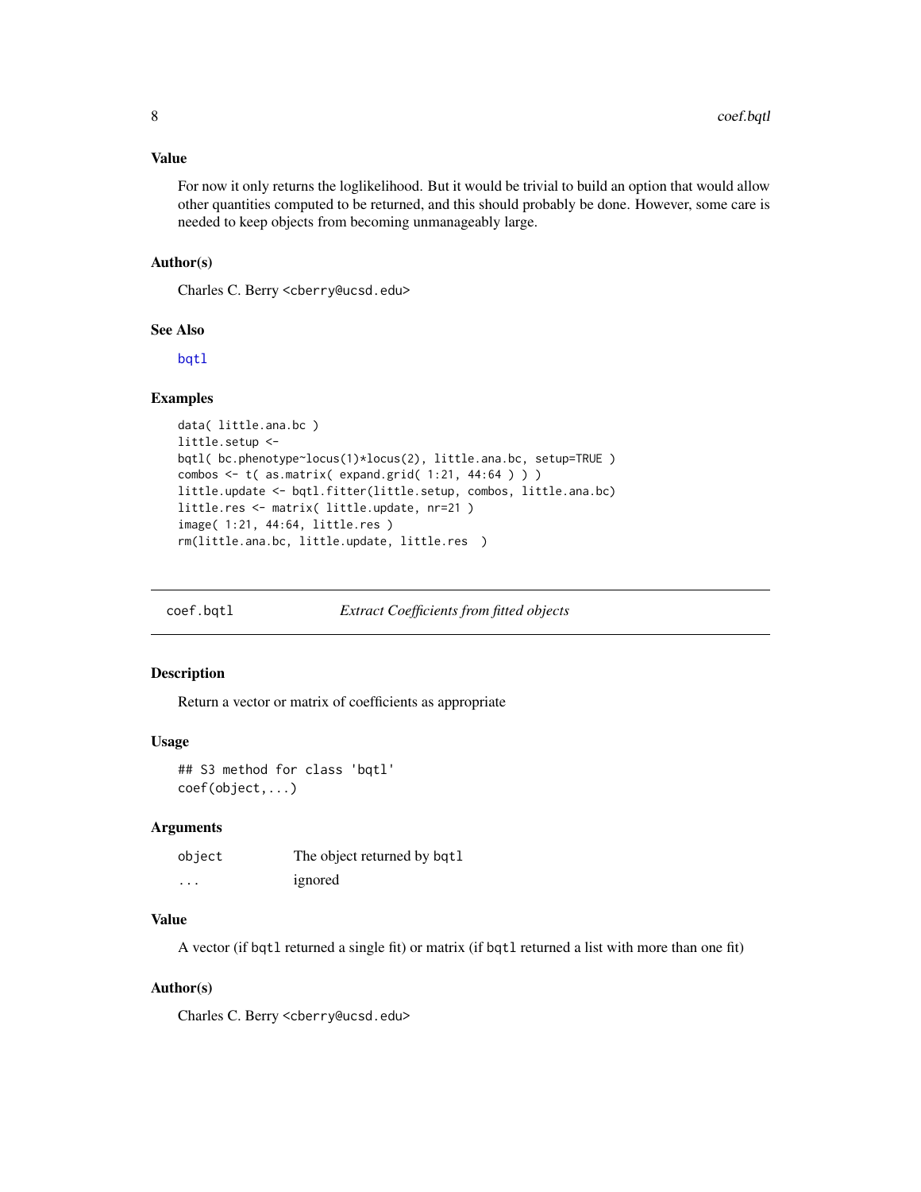### Value

For now it only returns the loglikelihood. But it would be trivial to build an option that would allow other quantities computed to be returned, and this should probably be done. However, some care is needed to keep objects from becoming unmanageably large.

### Author(s)

Charles C. Berry <cberry@ucsd.edu>

### See Also

bqtl

### Examples

```
data( little.ana.bc )
little.setup <-
bqtl( bc.phenotype~locus(1)*locus(2), little.ana.bc, setup=TRUE )
combos <- t( as.matrix( expand.grid( 1:21, 44:64 ) ) )
little.update <- bqtl.fitter(little.setup, combos, little.ana.bc)
little.res <- matrix( little.update, nr=21 )
image( 1:21, 44:64, little.res )
rm(little.ana.bc, little.update, little.res  )
```

---

## coef.bqtl — *Extract Coefficients from fitted objects*

### Description

Return a vector or matrix of coefficients as appropriate

### Usage

```
## S3 method for class 'bqtl'
coef(object,...)
```

### Arguments

| | |
|---|---|
| object | The object returned by bqtl |
| ... | ignored |

### Value

A vector (if bqtl returned a single fit) or matrix (if bqtl returned a list with more than one fit)

### Author(s)

Charles C. Berry <cberry@ucsd.edu>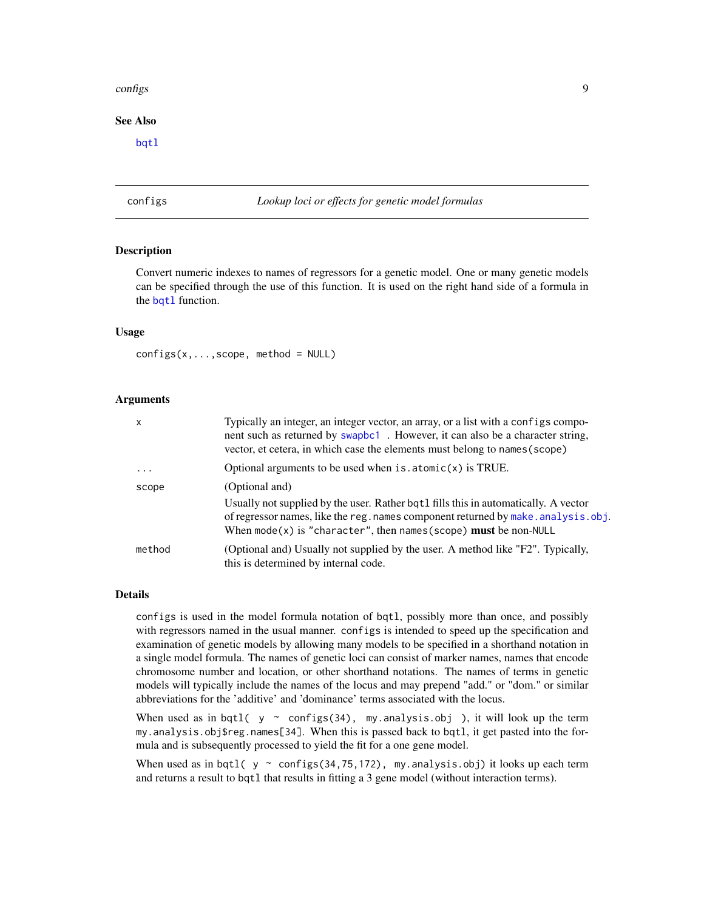### See Also

bqtl

---

## configs — *Lookup loci or effects for genetic model formulas*

### Description

Convert numeric indexes to names of regressors for a genetic model. One or many genetic models can be specified through the use of this function. It is used on the right hand side of a formula in the bqtl function.

### Usage

```
configs(x,...,scope, method = NULL)
```

### Arguments

| Argument | Description |
|---|---|
| `x` | Typically an integer, an integer vector, an array, or a list with a `configs` component such as returned by `swapbc1` . However, it can also be a character string, vector, et cetera, in which case the elements must belong to `names(scope)` |
| `...` | Optional arguments to be used when `is.atomic(x)` is TRUE. |
| `scope` | (Optional and) Usually not supplied by the user. Rather `bqtl` fills this in automatically. A vector of regressor names, like the `reg.names` component returned by `make.analysis.obj`. When `mode(x)` is `"character"`, then `names(scope)` **must** be non-`NULL` |
| `method` | (Optional and) Usually not supplied by the user. A method like "F2". Typically, this is determined by internal code. |

### Details

`configs` is used in the model formula notation of `bqtl`, possibly more than once, and possibly with regressors named in the usual manner. `configs` is intended to speed up the specification and examination of genetic models by allowing many models to be specified in a shorthand notation in a single model formula. The names of genetic loci can consist of marker names, names that encode chromosome number and location, or other shorthand notations. The names of terms in genetic models will typically include the names of the locus and may prepend "add." or "dom." or similar abbreviations for the 'additive' and 'dominance' terms associated with the locus.

When used as in `bqtl( y ~ configs(34), my.analysis.obj )`, it will look up the term `my.analysis.obj$reg.names[34]`. When this is passed back to `bqtl`, it get pasted into the formula and is subsequently processed to yield the fit for a one gene model.

When used as in `bqtl( y ~ configs(34,75,172), my.analysis.obj)` it looks up each term and returns a result to `bqtl` that results in fitting a 3 gene model (without interaction terms).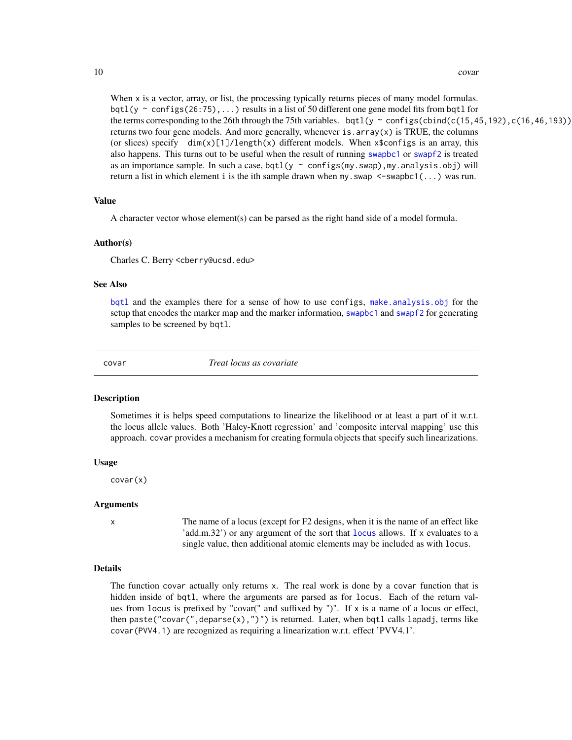When `x` is a vector, array, or list, the processing typically returns pieces of many model formulas. `bqtl(y ~ configs(26:75),...)` results in a list of 50 different one gene model fits from `bqtl` for the terms corresponding to the 26th through the 75th variables. `bqtl(y ~ configs(cbind(c(15,45,192),c(16,46,193))` returns two four gene models. And more generally, whenever `is.array(x)` is TRUE, the columns (or slices) specify `dim(x)[1]/length(x)` different models. When `x$configs` is an array, this also happens. This turns out to be useful when the result of running `swapbc1` or `swapf2` is treated as an importance sample. In such a case, `bqtl(y ~ configs(my.swap),my.analysis.obj)` will return a list in which element `i` is the ith sample drawn when `my.swap <-swapbc1(...)` was run.

### Value

A character vector whose element(s) can be parsed as the right hand side of a model formula.

### Author(s)

Charles C. Berry <cberry@ucsd.edu>

### See Also

`bqtl` and the examples there for a sense of how to use `configs`, `make.analysis.obj` for the setup that encodes the marker map and the marker information, `swapbc1` and `swapf2` for generating samples to be screened by `bqtl`.

---

## covar — *Treat locus as covariate*

### Description

Sometimes it is helps speed computations to linearize the likelihood or at least a part of it w.r.t. the locus allele values. Both 'Haley-Knott regression' and 'composite interval mapping' use this approach. `covar` provides a mechanism for creating formula objects that specify such linearizations.

### Usage

```
covar(x)
```

### Arguments

`x` — The name of a locus (except for F2 designs, when it is the name of an effect like 'add.m.32') or any argument of the sort that `locus` allows. If `x` evaluates to a single value, then additional atomic elements may be included as with `locus`.

### Details

The function `covar` actually only returns `x`. The real work is done by a `covar` function that is hidden inside of `bqtl`, where the arguments are parsed as for `locus`. Each of the return values from `locus` is prefixed by "covar(" and suffixed by ")". If `x` is a name of a locus or effect, then `paste("covar(",deparse(x),")")` is returned. Later, when `bqtl` calls `lapadj`, terms like `covar(PVV4.1)` are recognized as requiring a linearization w.r.t. effect 'PVV4.1'.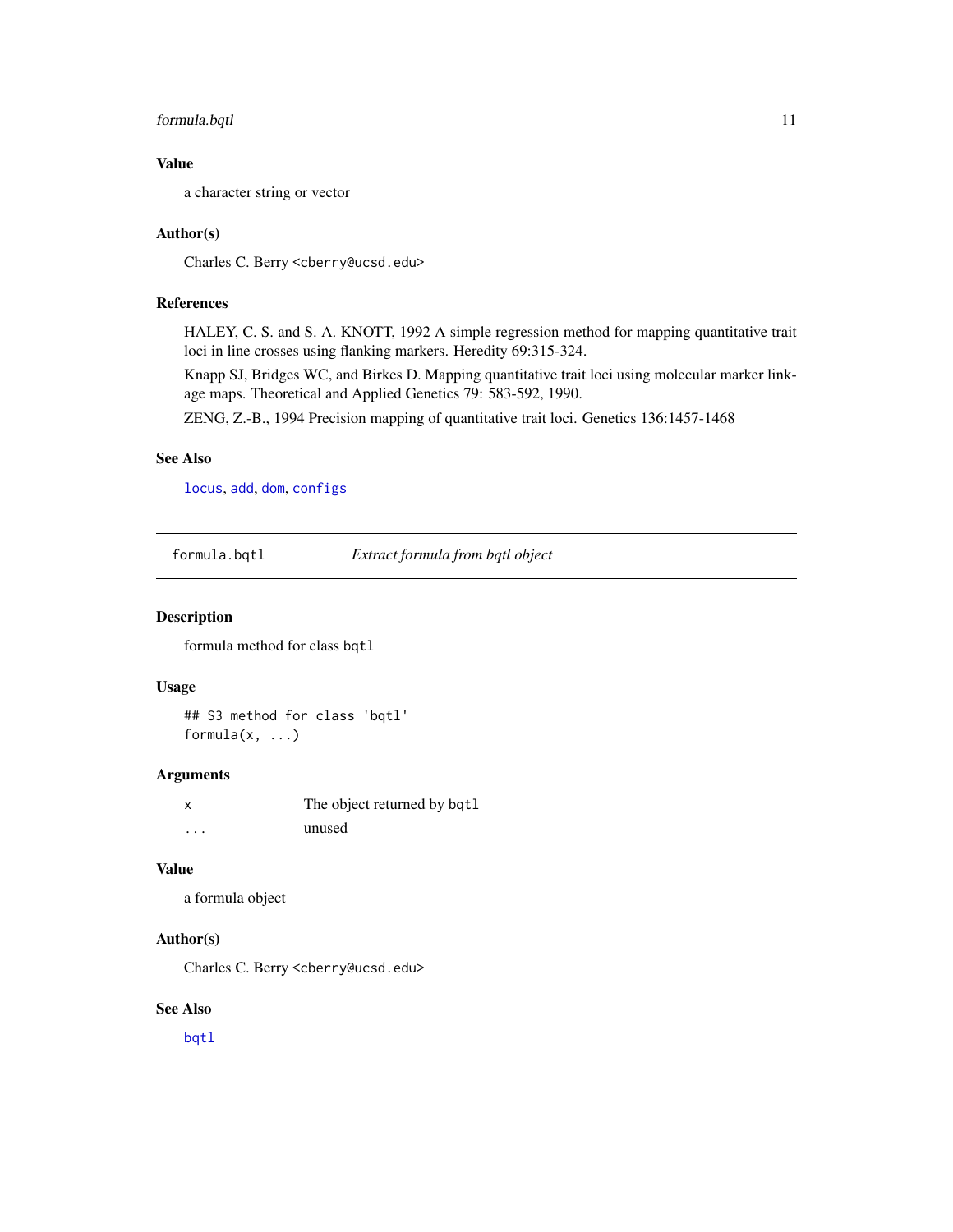### Value

a character string or vector

### Author(s)

Charles C. Berry <cberry@ucsd.edu>

### References

HALEY, C. S. and S. A. KNOTT, 1992 A simple regression method for mapping quantitative trait loci in line crosses using flanking markers. Heredity 69:315-324.

Knapp SJ, Bridges WC, and Birkes D. Mapping quantitative trait loci using molecular marker linkage maps. Theoretical and Applied Genetics 79: 583-592, 1990.

ZENG, Z.-B., 1994 Precision mapping of quantitative trait loci. Genetics 136:1457-1468

### See Also

`locus`, `add`, `dom`, `configs`

---

## formula.bqtl *Extract formula from bqtl object*

### Description

formula method for class `bqtl`

### Usage

```
## S3 method for class 'bqtl'
formula(x, ...)
```

### Arguments

| | |
|---|---|
| `x` | The object returned by `bqtl` |
| `...` | unused |

### Value

a formula object

### Author(s)

Charles C. Berry <cberry@ucsd.edu>

### See Also

`bqtl`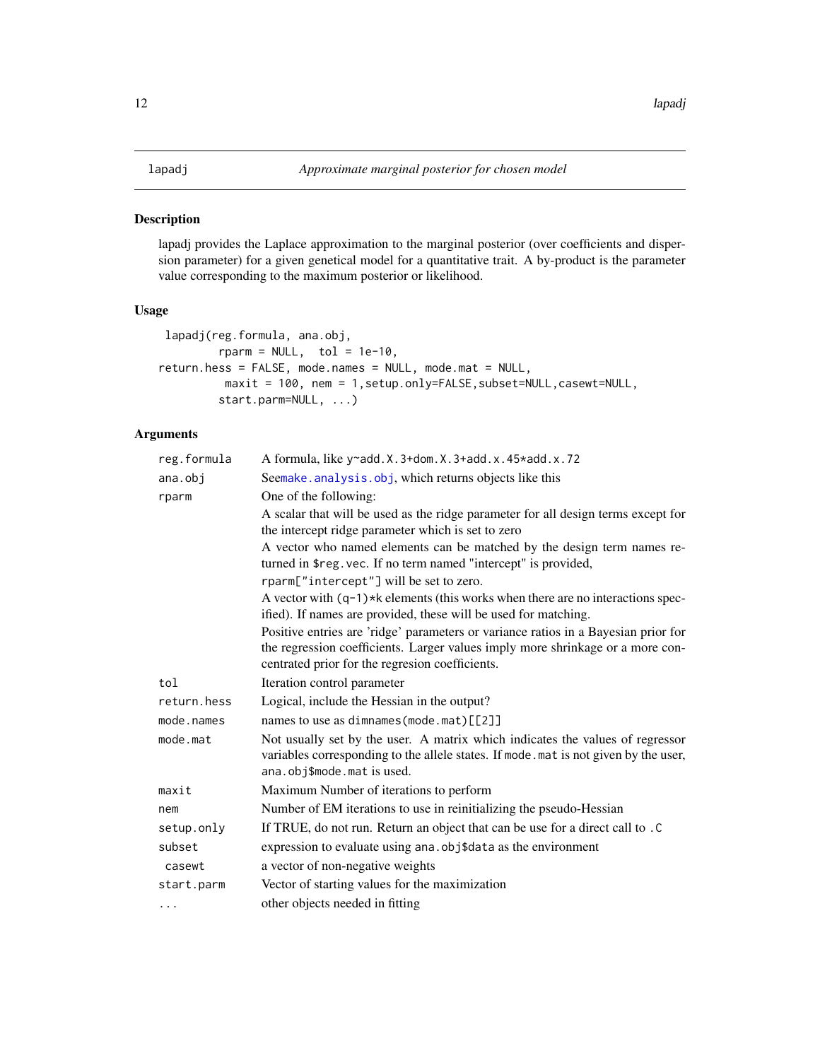# lapadj — *Approximate marginal posterior for chosen model*

## Description

lapadj provides the Laplace approximation to the marginal posterior (over coefficients and dispersion parameter) for a given genetical model for a quantitative trait. A by-product is the parameter value corresponding to the maximum posterior or likelihood.

## Usage

```
 lapadj(reg.formula, ana.obj,
        rparm = NULL,  tol = 1e-10,
return.hess = FALSE, mode.names = NULL, mode.mat = NULL,
         maxit = 100, nem = 1,setup.only=FALSE,subset=NULL,casewt=NULL,
        start.parm=NULL, ...)
```

## Arguments

| Argument | Description |
|---|---|
| `reg.formula` | A formula, like `y~add.X.3+dom.X.3+add.x.45*add.x.72` |
| `ana.obj` | See`make.analysis.obj`, which returns objects like this |
| `rparm` | One of the following:<br>A scalar that will be used as the ridge parameter for all design terms except for the intercept ridge parameter which is set to zero<br>A vector who named elements can be matched by the design term names returned in `$reg.vec`. If no term named "intercept" is provided, `rparm["intercept"]` will be set to zero.<br>A vector with `(q-1)*k` elements (this works when there are no interactions specified). If names are provided, these will be used for matching.<br>Positive entries are 'ridge' parameters or variance ratios in a Bayesian prior for the regression coefficients. Larger values imply more shrinkage or a more concentrated prior for the regresion coefficients. |
| `tol` | Iteration control parameter |
| `return.hess` | Logical, include the Hessian in the output? |
| `mode.names` | names to use as `dimnames(mode.mat)[[2]]` |
| `mode.mat` | Not usually set by the user. A matrix which indicates the values of regressor variables corresponding to the allele states. If `mode.mat` is not given by the user, `ana.obj$mode.mat` is used. |
| `maxit` | Maximum Number of iterations to perform |
| `nem` | Number of EM iterations to use in reinitializing the pseudo-Hessian |
| `setup.only` | If TRUE, do not run. Return an object that can be use for a direct call to `.C` |
| `subset` | expression to evaluate using `ana.obj$data` as the environment |
| `casewt` | a vector of non-negative weights |
| `start.parm` | Vector of starting values for the maximization |
| `...` | other objects needed in fitting |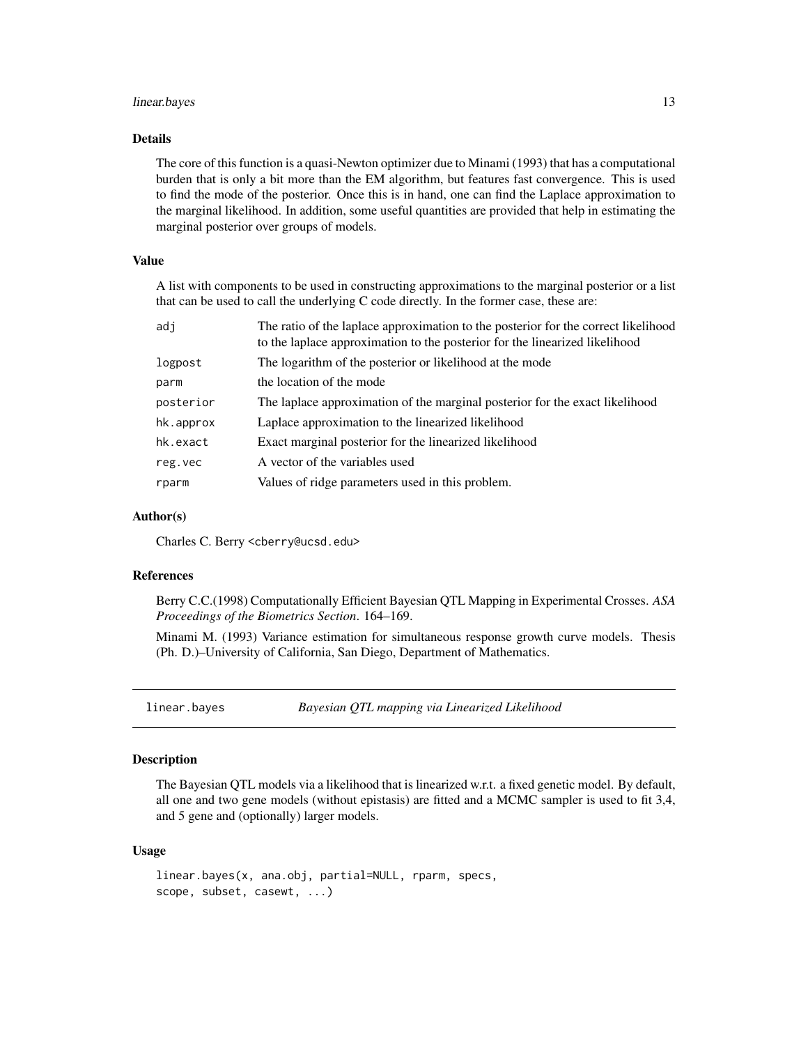### Details

The core of this function is a quasi-Newton optimizer due to Minami (1993) that has a computational burden that is only a bit more than the EM algorithm, but features fast convergence. This is used to find the mode of the posterior. Once this is in hand, one can find the Laplace approximation to the marginal likelihood. In addition, some useful quantities are provided that help in estimating the marginal posterior over groups of models.

### Value

A list with components to be used in constructing approximations to the marginal posterior or a list that can be used to call the underlying C code directly. In the former case, these are:

| | |
|---|---|
| `adj` | The ratio of the laplace approximation to the posterior for the correct likelihood to the laplace approximation to the posterior for the linearized likelihood |
| `logpost` | The logarithm of the posterior or likelihood at the mode |
| `parm` | the location of the mode |
| `posterior` | The laplace approximation of the marginal posterior for the exact likelihood |
| `hk.approx` | Laplace approximation to the linearized likelihood |
| `hk.exact` | Exact marginal posterior for the linearized likelihood |
| `reg.vec` | A vector of the variables used |
| `rparm` | Values of ridge parameters used in this problem. |

### Author(s)

Charles C. Berry <cberry@ucsd.edu>

### References

Berry C.C.(1998) Computationally Efficient Bayesian QTL Mapping in Experimental Crosses. *ASA Proceedings of the Biometrics Section*. 164–169.

Minami M. (1993) Variance estimation for simultaneous response growth curve models. Thesis (Ph. D.)–University of California, San Diego, Department of Mathematics.

---

## `linear.bayes` *Bayesian QTL mapping via Linearized Likelihood*

### Description

The Bayesian QTL models via a likelihood that is linearized w.r.t. a fixed genetic model. By default, all one and two gene models (without epistasis) are fitted and a MCMC sampler is used to fit 3,4, and 5 gene and (optionally) larger models.

### Usage

```
linear.bayes(x, ana.obj, partial=NULL, rparm, specs,
scope, subset, casewt, ...)
```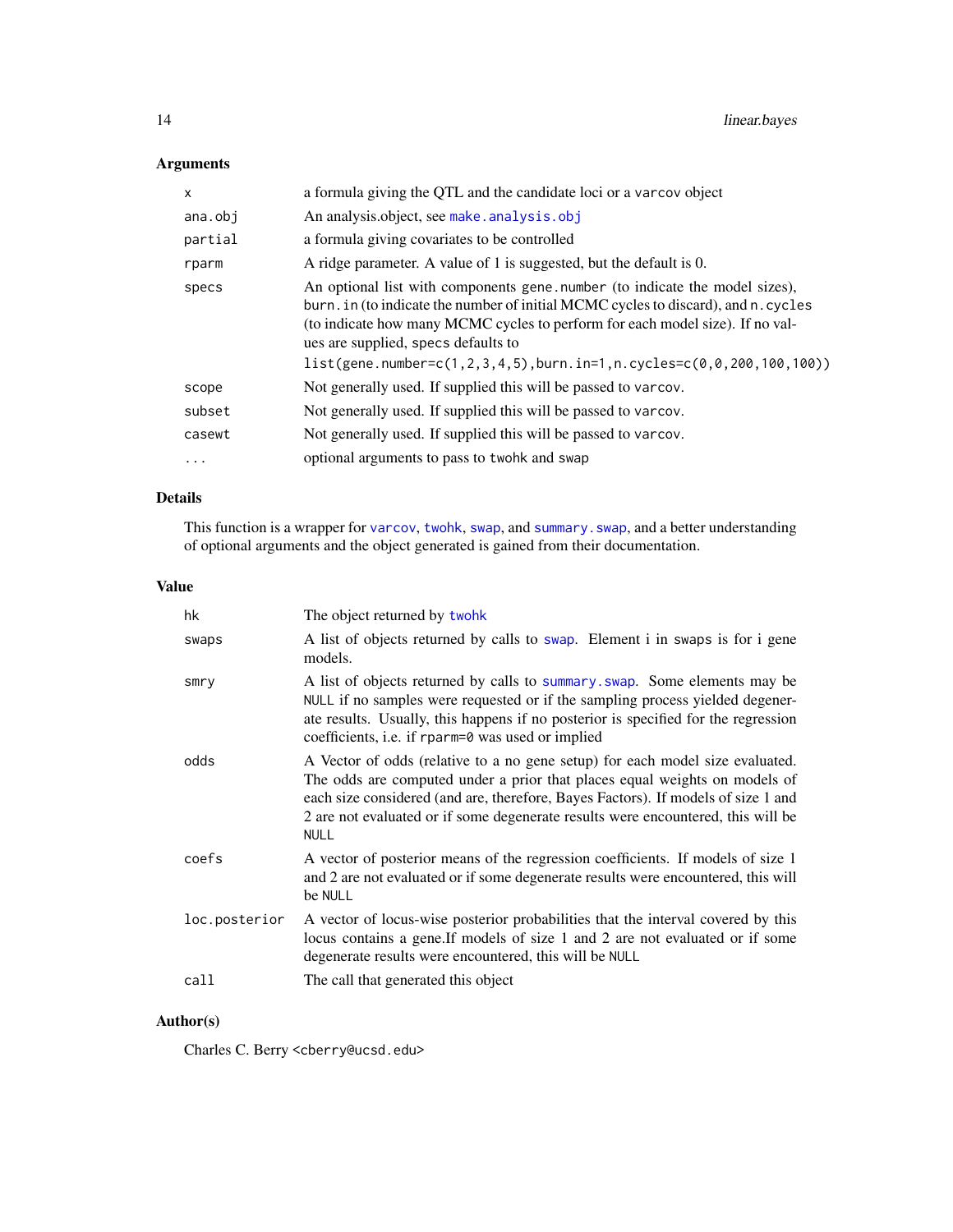## Arguments

| | |
|---|---|
| `x` | a formula giving the QTL and the candidate loci or a `varcov` object |
| `ana.obj` | An analysis.object, see `make.analysis.obj` |
| `partial` | a formula giving covariates to be controlled |
| `rparm` | A ridge parameter. A value of 1 is suggested, but the default is 0. |
| `specs` | An optional list with components `gene.number` (to indicate the model sizes), `burn.in` (to indicate the number of initial MCMC cycles to discard), and `n.cycles` (to indicate how many MCMC cycles to perform for each model size). If no values are supplied, `specs` defaults to `list(gene.number=c(1,2,3,4,5),burn.in=1,n.cycles=c(0,0,200,100,100))` |
| `scope` | Not generally used. If supplied this will be passed to `varcov`. |
| `subset` | Not generally used. If supplied this will be passed to `varcov`. |
| `casewt` | Not generally used. If supplied this will be passed to `varcov`. |
| `...` | optional arguments to pass to `twohk` and `swap` |

## Details

This function is a wrapper for `varcov`, `twohk`, `swap`, and `summary.swap`, and a better understanding of optional arguments and the object generated is gained from their documentation.

## Value

| | |
|---|---|
| `hk` | The object returned by `twohk` |
| `swaps` | A list of objects returned by calls to `swap`. Element i in swaps is for i gene models. |
| `smry` | A list of objects returned by calls to `summary.swap`. Some elements may be `NULL` if no samples were requested or if the sampling process yielded degenerate results. Usually, this happens if no posterior is specified for the regression coefficients, i.e. if `rparm=0` was used or implied |
| `odds` | A Vector of odds (relative to a no gene setup) for each model size evaluated. The odds are computed under a prior that places equal weights on models of each size considered (and are, therefore, Bayes Factors). If models of size 1 and 2 are not evaluated or if some degenerate results were encountered, this will be `NULL` |
| `coefs` | A vector of posterior means of the regression coefficients. If models of size 1 and 2 are not evaluated or if some degenerate results were encountered, this will be `NULL` |
| `loc.posterior` | A vector of locus-wise posterior probabilities that the interval covered by this locus contains a gene.If models of size 1 and 2 are not evaluated or if some degenerate results were encountered, this will be `NULL` |
| `call` | The call that generated this object |

## Author(s)

Charles C. Berry `<cberry@ucsd.edu>`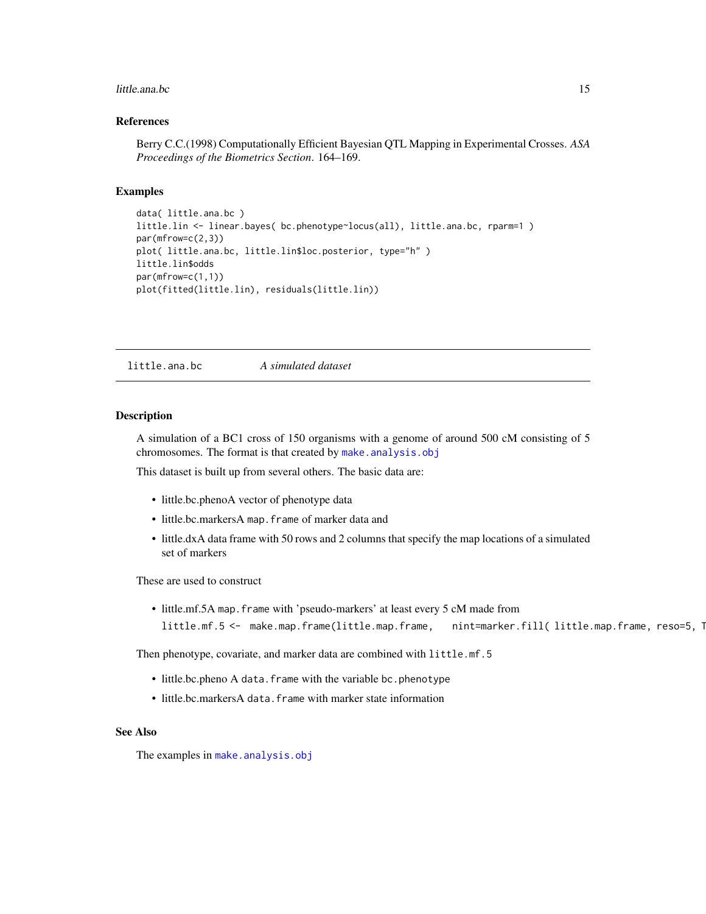## References

Berry C.C.(1998) Computationally Efficient Bayesian QTL Mapping in Experimental Crosses. *ASA Proceedings of the Biometrics Section*. 164–169.

## Examples

```
data( little.ana.bc )
little.lin <- linear.bayes( bc.phenotype~locus(all), little.ana.bc, rparm=1 )
par(mfrow=c(2,3))
plot( little.ana.bc, little.lin$loc.posterior, type="h" )
little.lin$odds
par(mfrow=c(1,1))
plot(fitted(little.lin), residuals(little.lin))
```

---

# little.ana.bc *A simulated dataset*

---

## Description

A simulation of a BC1 cross of 150 organisms with a genome of around 500 cM consisting of 5 chromosomes. The format is that created by `make.analysis.obj`

This dataset is built up from several others. The basic data are:

- little.bc.phenoA vector of phenotype data
- little.bc.markersA `map.frame` of marker data and
- little.dxA data frame with 50 rows and 2 columns that specify the map locations of a simulated set of markers

These are used to construct

- little.mf.5A `map.frame` with 'pseudo-markers' at least every 5 cM made from
  `little.mf.5 <-  make.map.frame(little.map.frame,   nint=marker.fill( little.map.frame, reso=5, T`

Then phenotype, covariate, and marker data are combined with `little.mf.5`

- little.bc.pheno A `data.frame` with the variable `bc.phenotype`
- little.bc.markersA `data.frame` with marker state information

## See Also

The examples in `make.analysis.obj`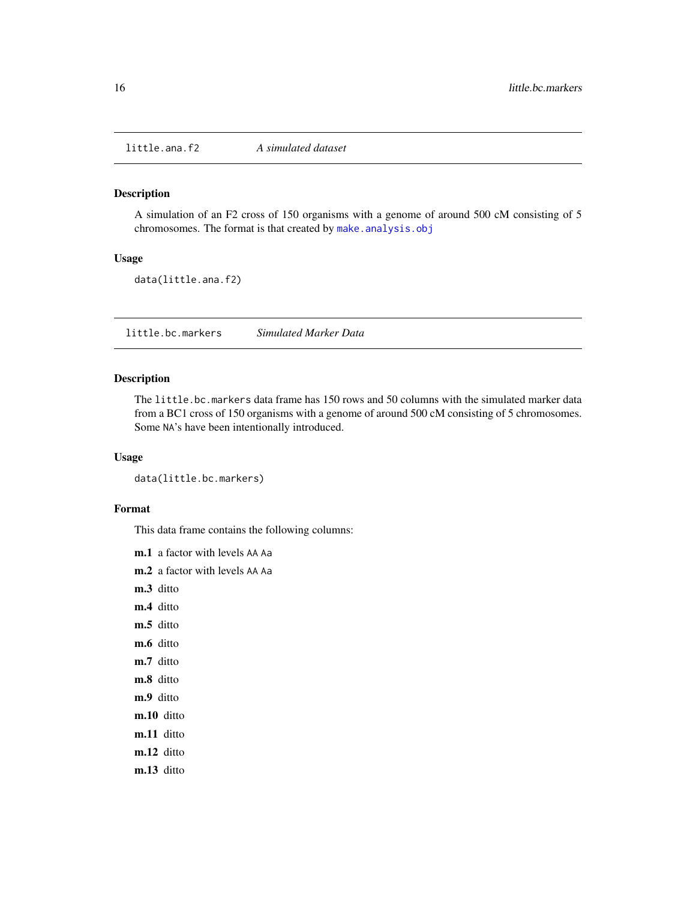## little.ana.f2 — *A simulated dataset*

### Description

A simulation of an F2 cross of 150 organisms with a genome of around 500 cM consisting of 5 chromosomes. The format is that created by `make.analysis.obj`

### Usage

```
data(little.ana.f2)
```

## little.bc.markers — *Simulated Marker Data*

### Description

The `little.bc.markers` data frame has 150 rows and 50 columns with the simulated marker data from a BC1 cross of 150 organisms with a genome of around 500 cM consisting of 5 chromosomes. Some `NA`'s have been intentionally introduced.

### Usage

```
data(little.bc.markers)
```

### Format

This data frame contains the following columns:

**m.1** a factor with levels `AA` `Aa`

**m.2** a factor with levels `AA` `Aa`

**m.3** ditto

**m.4** ditto

**m.5** ditto

**m.6** ditto

**m.7** ditto

**m.8** ditto

**m.9** ditto

**m.10** ditto

**m.11** ditto

**m.12** ditto

**m.13** ditto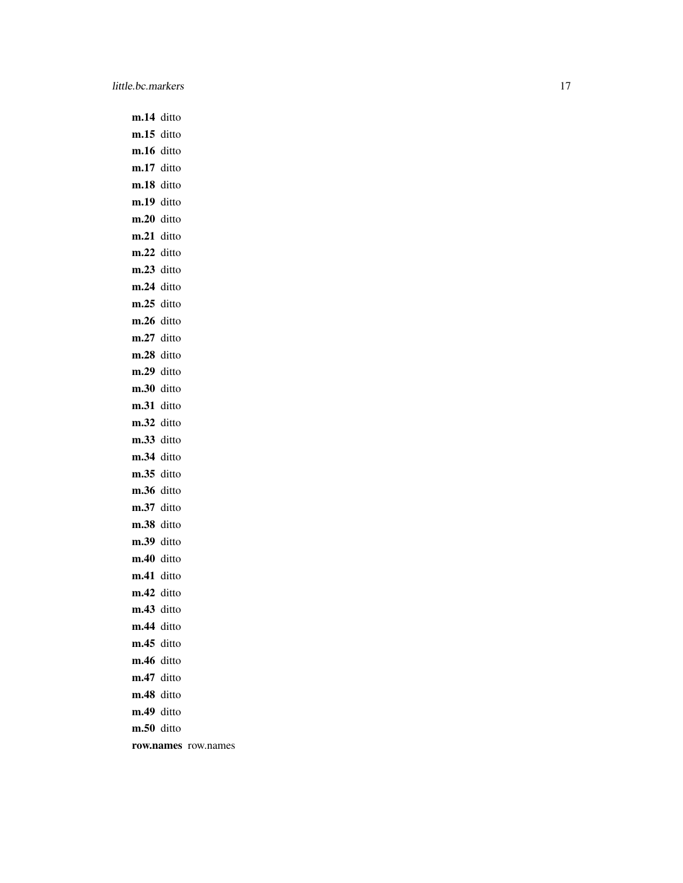**m.14** ditto

**m.15** ditto

**m.16** ditto

**m.17** ditto

**m.18** ditto

**m.19** ditto

**m.20** ditto

**m.21** ditto

**m.22** ditto

**m.23** ditto

**m.24** ditto

**m.25** ditto

**m.26** ditto

**m.27** ditto

**m.28** ditto

**m.29** ditto

**m.30** ditto

**m.31** ditto

**m.32** ditto

**m.33** ditto

**m.34** ditto

**m.35** ditto

**m.36** ditto

**m.37** ditto

**m.38** ditto

**m.39** ditto

**m.40** ditto

**m.41** ditto

**m.42** ditto

**m.43** ditto

**m.44** ditto

**m.45** ditto

**m.46** ditto

**m.47** ditto

**m.48** ditto

**m.49** ditto

**m.50** ditto

**row.names** row.names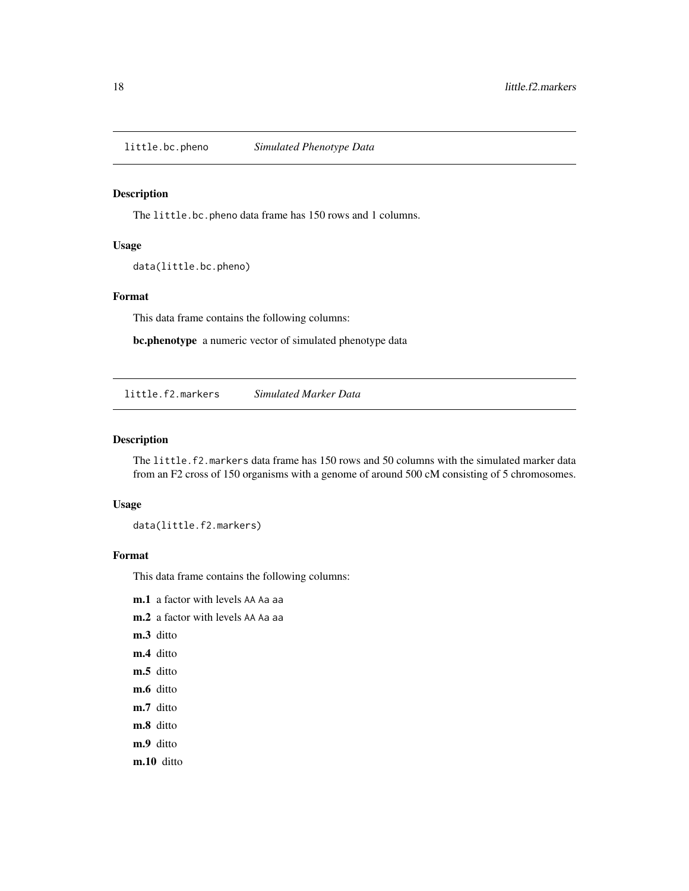## little.bc.pheno — *Simulated Phenotype Data*

### Description

The `little.bc.pheno` data frame has 150 rows and 1 columns.

### Usage

```
data(little.bc.pheno)
```

### Format

This data frame contains the following columns:

**bc.phenotype** a numeric vector of simulated phenotype data

## little.f2.markers — *Simulated Marker Data*

### Description

The `little.f2.markers` data frame has 150 rows and 50 columns with the simulated marker data from an F2 cross of 150 organisms with a genome of around 500 cM consisting of 5 chromosomes.

### Usage

```
data(little.f2.markers)
```

### Format

This data frame contains the following columns:

**m.1** a factor with levels `AA` `Aa` `aa`

**m.2** a factor with levels `AA` `Aa` `aa`

**m.3** ditto

**m.4** ditto

**m.5** ditto

**m.6** ditto

**m.7** ditto

**m.8** ditto

**m.9** ditto

**m.10** ditto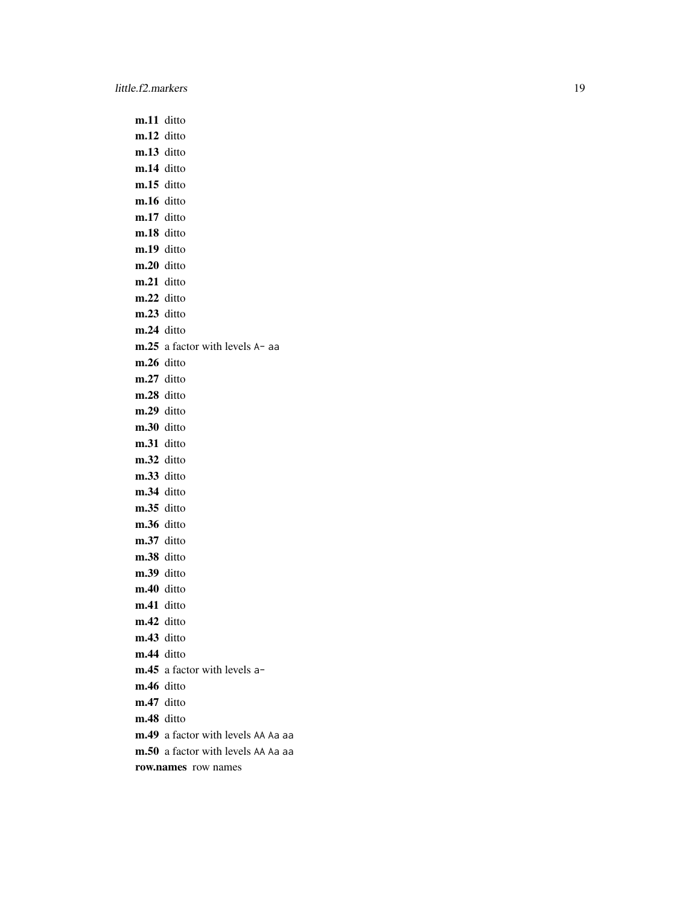**m.11** ditto

**m.12** ditto

**m.13** ditto

**m.14** ditto

**m.15** ditto

**m.16** ditto

**m.17** ditto

**m.18** ditto

**m.19** ditto

**m.20** ditto

**m.21** ditto

**m.22** ditto

**m.23** ditto

**m.24** ditto

**m.25** a factor with levels `A-` `aa`

**m.26** ditto

**m.27** ditto

**m.28** ditto

**m.29** ditto

**m.30** ditto

**m.31** ditto

**m.32** ditto

**m.33** ditto

**m.34** ditto

**m.35** ditto

**m.36** ditto

**m.37** ditto

**m.38** ditto

**m.39** ditto

**m.40** ditto

**m.41** ditto

**m.42** ditto

**m.43** ditto

**m.44** ditto

**m.45** a factor with levels `a-`

**m.46** ditto

**m.47** ditto

**m.48** ditto

**m.49** a factor with levels `AA` `Aa` `aa`

**m.50** a factor with levels `AA` `Aa` `aa`

**row.names** row names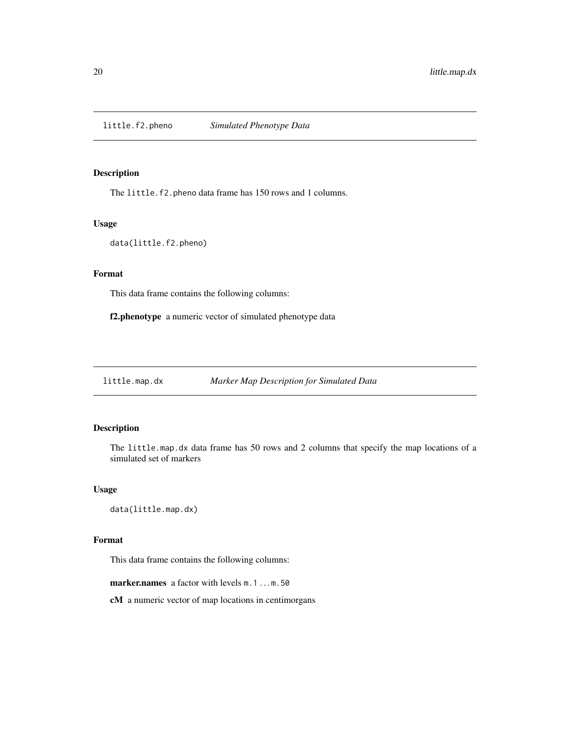## little.f2.pheno *Simulated Phenotype Data*

### Description

The `little.f2.pheno` data frame has 150 rows and 1 columns.

### Usage

```
data(little.f2.pheno)
```

### Format

This data frame contains the following columns:

**f2.phenotype** a numeric vector of simulated phenotype data

## little.map.dx *Marker Map Description for Simulated Data*

### Description

The `little.map.dx` data frame has 50 rows and 2 columns that specify the map locations of a simulated set of markers

### Usage

```
data(little.map.dx)
```

### Format

This data frame contains the following columns:

**marker.names** a factor with levels `m.1 ... m.50`

**cM** a numeric vector of map locations in centimorgans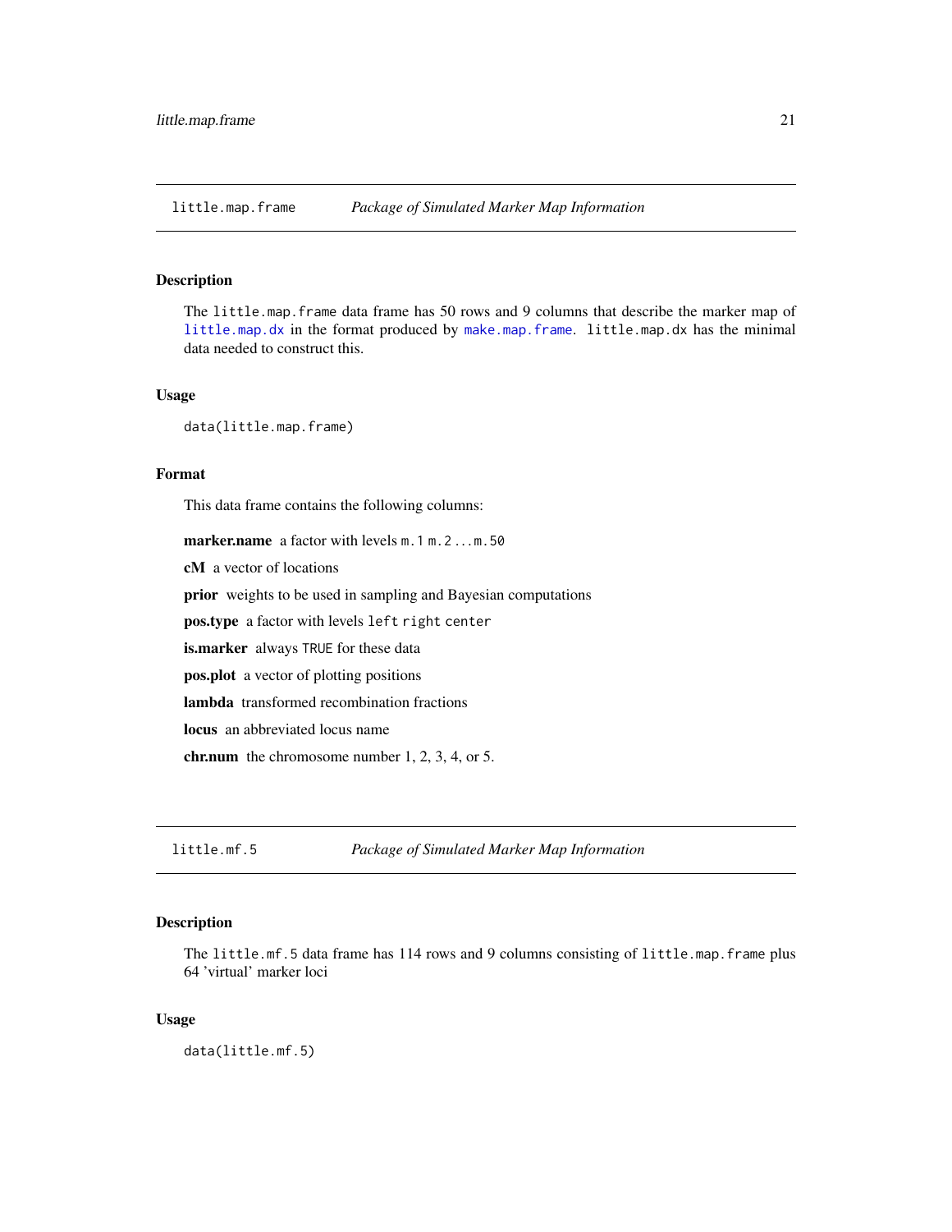## little.map.frame — *Package of Simulated Marker Map Information*

### Description

The `little.map.frame` data frame has 50 rows and 9 columns that describe the marker map of `little.map.dx` in the format produced by `make.map.frame`. `little.map.dx` has the minimal data needed to construct this.

### Usage

```
data(little.map.frame)
```

### Format

This data frame contains the following columns:

**marker.name** a factor with levels `m.1` `m.2` ...`m.50`

**cM** a vector of locations

**prior** weights to be used in sampling and Bayesian computations

**pos.type** a factor with levels `left` `right` `center`

**is.marker** always `TRUE` for these data

**pos.plot** a vector of plotting positions

**lambda** transformed recombination fractions

**locus** an abbreviated locus name

**chr.num** the chromosome number 1, 2, 3, 4, or 5.

## little.mf.5 — *Package of Simulated Marker Map Information*

### Description

The `little.mf.5` data frame has 114 rows and 9 columns consisting of `little.map.frame` plus 64 'virtual' marker loci

### Usage

```
data(little.mf.5)
```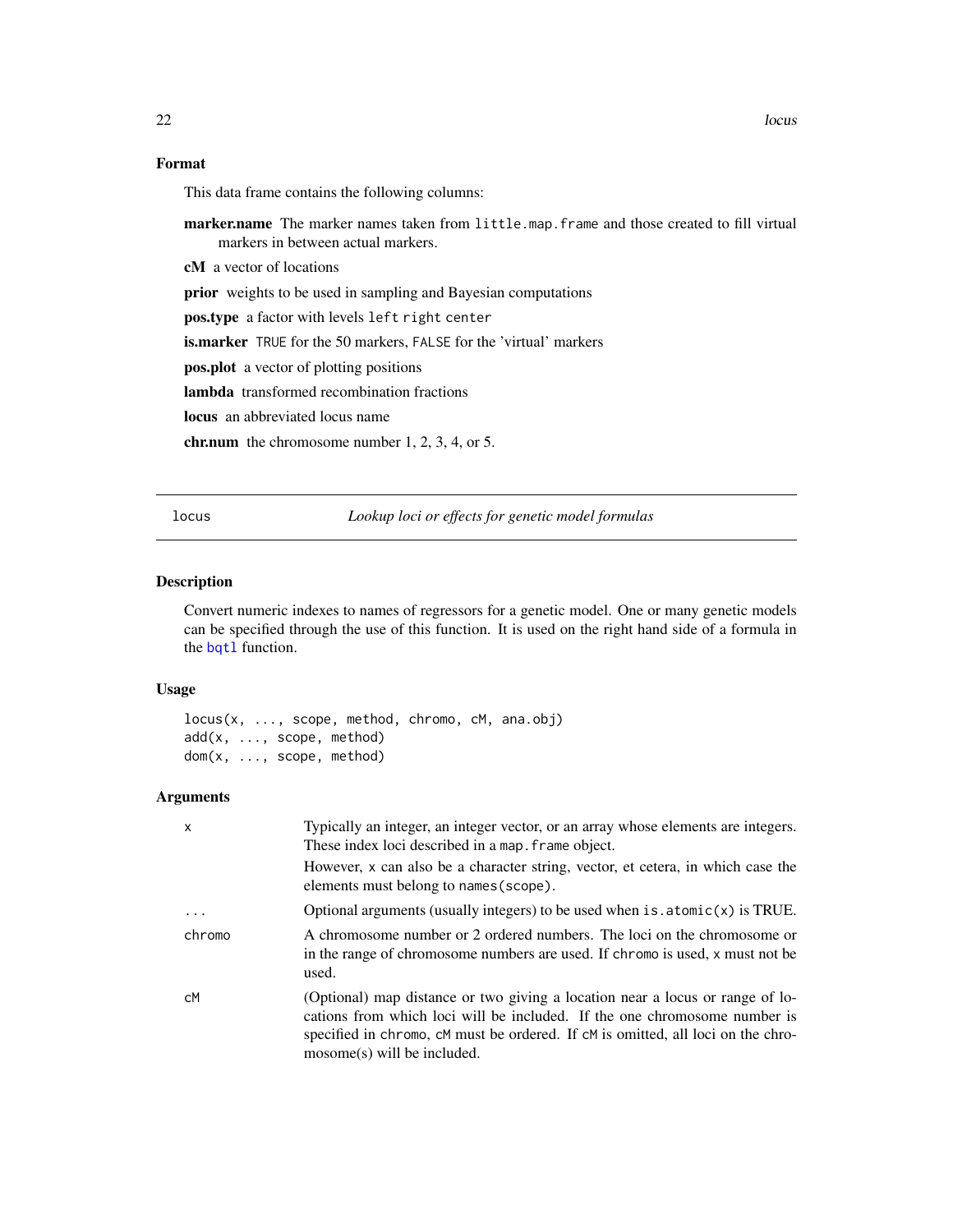### Format

This data frame contains the following columns:

**marker.name** The marker names taken from `little.map.frame` and those created to fill virtual markers in between actual markers.

**cM** a vector of locations

**prior** weights to be used in sampling and Bayesian computations

**pos.type** a factor with levels `left` `right` `center`

**is.marker** `TRUE` for the 50 markers, `FALSE` for the 'virtual' markers

**pos.plot** a vector of plotting positions

**lambda** transformed recombination fractions

**locus** an abbreviated locus name

**chr.num** the chromosome number 1, 2, 3, 4, or 5.

---

## locus — *Lookup loci or effects for genetic model formulas*

### Description

Convert numeric indexes to names of regressors for a genetic model. One or many genetic models can be specified through the use of this function. It is used on the right hand side of a formula in the `bqtl` function.

### Usage

```
locus(x, ..., scope, method, chromo, cM, ana.obj)
add(x, ..., scope, method)
dom(x, ..., scope, method)
```

### Arguments

| | |
|---|---|
| `x` | Typically an integer, an integer vector, or an array whose elements are integers. These index loci described in a `map.frame` object. However, `x` can also be a character string, vector, et cetera, in which case the elements must belong to `names(scope)`. |
| `...` | Optional arguments (usually integers) to be used when `is.atomic(x)` is TRUE. |
| `chromo` | A chromosome number or 2 ordered numbers. The loci on the chromosome or in the range of chromosome numbers are used. If `chromo` is used, `x` must not be used. |
| `cM` | (Optional) map distance or two giving a location near a locus or range of locations from which loci will be included. If the one chromosome number is specified in `chromo`, `cM` must be ordered. If `cM` is omitted, all loci on the chromosome(s) will be included. |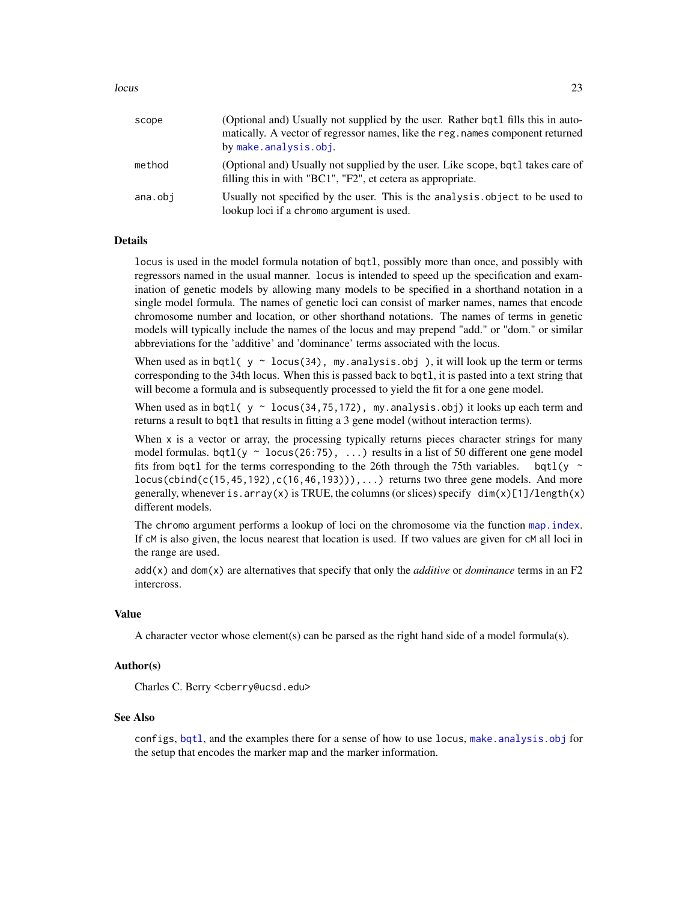| | |
|---|---|
| scope | (Optional and) Usually not supplied by the user. Rather bqtl fills this in automatically. A vector of regressor names, like the reg.names component returned by make.analysis.obj. |
| method | (Optional and) Usually not supplied by the user. Like scope, bqtl takes care of filling this in with "BC1", "F2", et cetera as appropriate. |
| ana.obj | Usually not specified by the user. This is the analysis.object to be used to lookup loci if a chromo argument is used. |

## Details

locus is used in the model formula notation of bqtl, possibly more than once, and possibly with regressors named in the usual manner. locus is intended to speed up the specification and examination of genetic models by allowing many models to be specified in a shorthand notation in a single model formula. The names of genetic loci can consist of marker names, names that encode chromosome number and location, or other shorthand notations. The names of terms in genetic models will typically include the names of the locus and may prepend "add." or "dom." or similar abbreviations for the 'additive' and 'dominance' terms associated with the locus.

When used as in `bqtl( y ~ locus(34), my.analysis.obj )`, it will look up the term or terms corresponding to the 34th locus. When this is passed back to bqtl, it is pasted into a text string that will become a formula and is subsequently processed to yield the fit for a one gene model.

When used as in `bqtl( y ~ locus(34,75,172), my.analysis.obj)` it looks up each term and returns a result to bqtl that results in fitting a 3 gene model (without interaction terms).

When x is a vector or array, the processing typically returns pieces character strings for many model formulas. `bqtl(y ~ locus(26:75), ...)` results in a list of 50 different one gene model fits from bqtl for the terms corresponding to the 26th through the 75th variables. `bqtl(y ~ locus(cbind(c(15,45,192),c(16,46,193))),...)` returns two three gene models. And more generally, whenever `is.array(x)` is TRUE, the columns (or slices) specify `dim(x)[1]/length(x)` different models.

The chromo argument performs a lookup of loci on the chromosome via the function map.index. If cM is also given, the locus nearest that location is used. If two values are given for cM all loci in the range are used.

`add(x)` and `dom(x)` are alternatives that specify that only the *additive* or *dominance* terms in an F2 intercross.

## Value

A character vector whose element(s) can be parsed as the right hand side of a model formula(s).

## Author(s)

Charles C. Berry <cberry@ucsd.edu>

## See Also

configs, bqtl, and the examples there for a sense of how to use locus, make.analysis.obj for the setup that encodes the marker map and the marker information.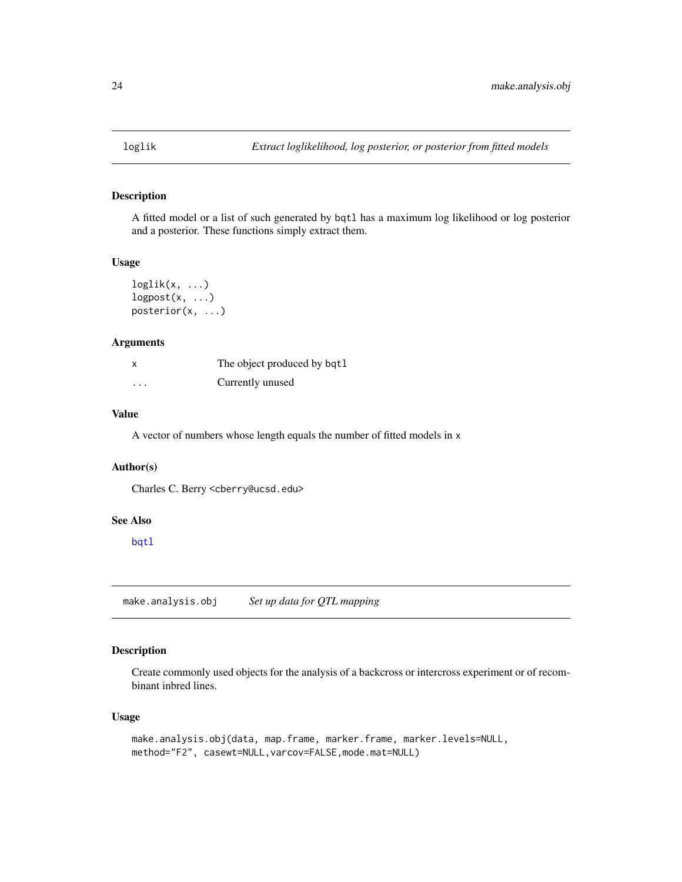## loglik *Extract loglikelihood, log posterior, or posterior from fitted models*

### Description

A fitted model or a list of such generated by `bqtl` has a maximum log likelihood or log posterior and a posterior. These functions simply extract them.

### Usage

```
loglik(x, ...)
logpost(x, ...)
posterior(x, ...)
```

### Arguments

| | |
|---|---|
| x | The object produced by `bqtl` |
| ... | Currently unused |

### Value

A vector of numbers whose length equals the number of fitted models in `x`

### Author(s)

Charles C. Berry <cberry@ucsd.edu>

### See Also

`bqtl`

## make.analysis.obj *Set up data for QTL mapping*

### Description

Create commonly used objects for the analysis of a backcross or intercross experiment or of recombinant inbred lines.

### Usage

```
make.analysis.obj(data, map.frame, marker.frame, marker.levels=NULL,
method="F2", casewt=NULL,varcov=FALSE,mode.mat=NULL)
```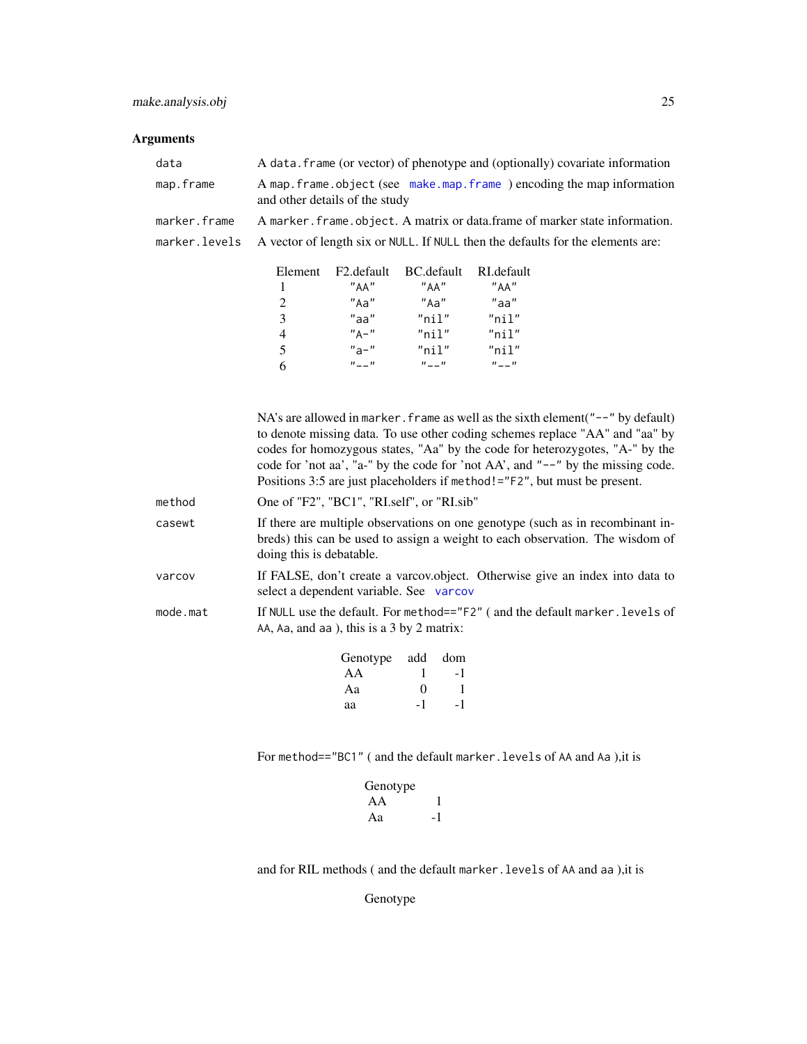## Arguments

`data` A `data.frame` (or vector) of phenotype and (optionally) covariate information

`map.frame` A `map.frame.object` (see `make.map.frame` ) encoding the map information and other details of the study

`marker.frame` A `marker.frame.object`. A matrix or data.frame of marker state information.

`marker.levels` A vector of length six or `NULL`. If `NULL` then the defaults for the elements are:

| Element | F2.default | BC.default | RI.default |
|---|---|---|---|
| 1 | "AA" | "AA" | "AA" |
| 2 | "Aa" | "Aa" | "aa" |
| 3 | "aa" | "nil" | "nil" |
| 4 | "A-" | "nil" | "nil" |
| 5 | "a-" | "nil" | "nil" |
| 6 | "--" | "--" | "--" |

NA's are allowed in `marker.frame` as well as the sixth element(`"--"` by default) to denote missing data. To use other coding schemes replace "AA" and "aa" by codes for homozygous states, "Aa" by the code for heterozygotes, "A-" by the code for 'not aa', "a-" by the code for 'not AA', and `"--"` by the missing code. Positions 3:5 are just placeholders if `method!="F2"`, but must be present.

`method` One of "F2", "BC1", "RI.self", or "RI.sib"

`casewt` If there are multiple observations on one genotype (such as in recombinant inbreds) this can be used to assign a weight to each observation. The wisdom of doing this is debatable.

`varcov` If FALSE, don't create a varcov.object. Otherwise give an index into data to select a dependent variable. See `varcov`

`mode.mat` If `NULL` use the default. For `method=="F2"` ( and the default `marker.levels` of `AA`, `Aa`, and `aa` ), this is a 3 by 2 matrix:

| Genotype | add | dom |
|---|---|---|
| AA | 1 | -1 |
| Aa | 0 | 1 |
| aa | -1 | -1 |

For `method=="BC1"` ( and the default `marker.levels` of `AA` and `Aa` ),it is

| Genotype | |
|---|---|
| AA | 1 |
| Aa | -1 |

and for RIL methods ( and the default `marker.levels` of `AA` and `aa` ),it is

Genotype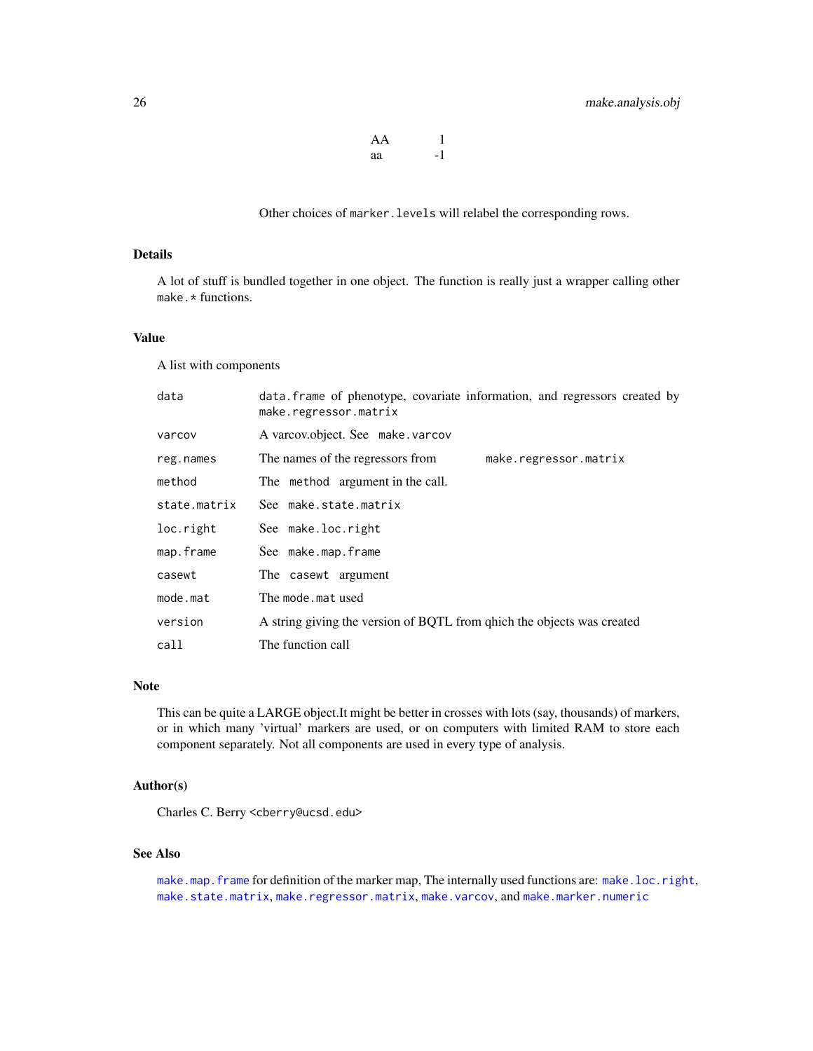| | |
|---|---|
| AA | 1 |
| aa | -1 |

Other choices of `marker.levels` will relabel the corresponding rows.

## Details

A lot of stuff is bundled together in one object. The function is really just a wrapper calling other `make.*` functions.

## Value

A list with components

| | |
|---|---|
| `data` | `data.frame` of phenotype, covariate information, and regressors created by `make.regressor.matrix` |
| `varcov` | A varcov.object. See `make.varcov` |
| `reg.names` | The names of the regressors from `make.regressor.matrix` |
| `method` | The `method` argument in the call. |
| `state.matrix` | See `make.state.matrix` |
| `loc.right` | See `make.loc.right` |
| `map.frame` | See `make.map.frame` |
| `casewt` | The `casewt` argument |
| `mode.mat` | The `mode.mat` used |
| `version` | A string giving the version of BQTL from qhich the objects was created |
| `call` | The function call |

## Note

This can be quite a LARGE object.It might be better in crosses with lots (say, thousands) of markers, or in which many 'virtual' markers are used, or on computers with limited RAM to store each component separately. Not all components are used in every type of analysis.

## Author(s)

Charles C. Berry <cberry@ucsd.edu>

## See Also

`make.map.frame` for definition of the marker map, The internally used functions are: `make.loc.right`, `make.state.matrix`, `make.regressor.matrix`, `make.varcov`, and `make.marker.numeric`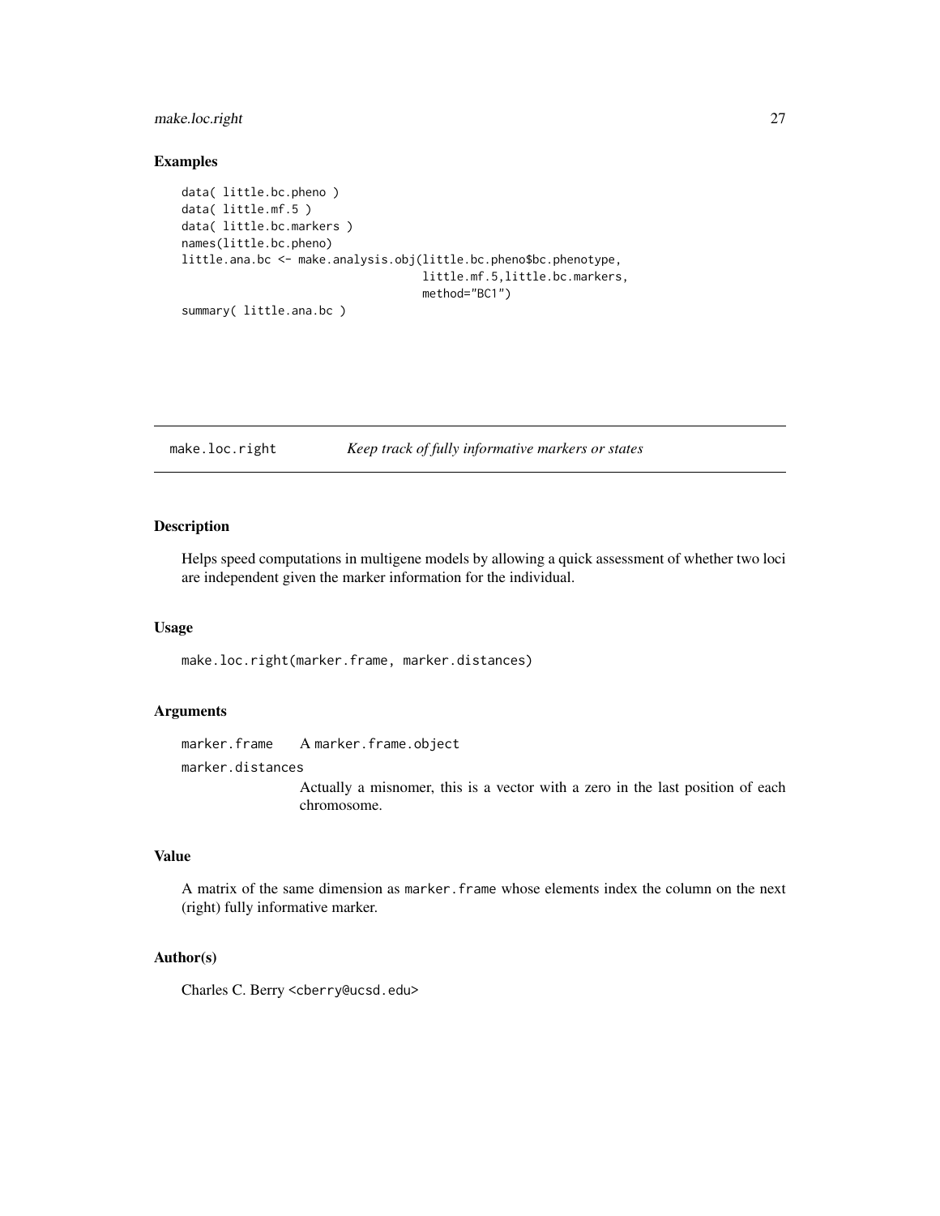### Examples

```
data( little.bc.pheno )
data( little.mf.5 )
data( little.bc.markers )
names(little.bc.pheno)
little.ana.bc <- make.analysis.obj(little.bc.pheno$bc.phenotype,
                                   little.mf.5,little.bc.markers,
                                   method="BC1")
summary( little.ana.bc )
```

---

## make.loc.right    *Keep track of fully informative markers or states*

### Description

Helps speed computations in multigene models by allowing a quick assessment of whether two loci are independent given the marker information for the individual.

### Usage

```
make.loc.right(marker.frame, marker.distances)
```

### Arguments

`marker.frame` A `marker.frame.object`

`marker.distances`
Actually a misnomer, this is a vector with a zero in the last position of each chromosome.

### Value

A matrix of the same dimension as `marker.frame` whose elements index the column on the next (right) fully informative marker.

### Author(s)

Charles C. Berry <cberry@ucsd.edu>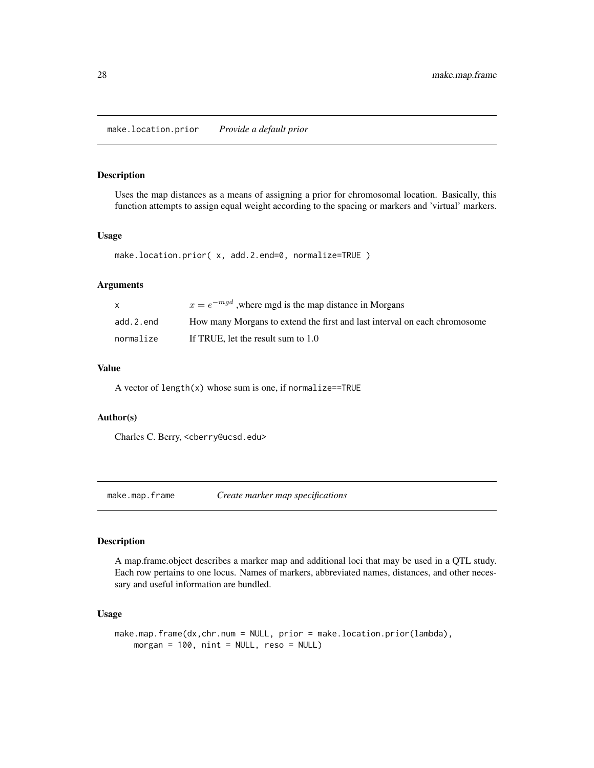## make.location.prior *Provide a default prior*

### Description

Uses the map distances as a means of assigning a prior for chromosomal location. Basically, this function attempts to assign equal weight according to the spacing or markers and 'virtual' markers.

### Usage

```
make.location.prior( x, add.2.end=0, normalize=TRUE )
```

### Arguments

| | |
|---|---|
| x | $x = e^{-mgd}$ ,where mgd is the map distance in Morgans |
| add.2.end | How many Morgans to extend the first and last interval on each chromosome |
| normalize | If TRUE, let the result sum to 1.0 |

### Value

A vector of `length(x)` whose sum is one, if `normalize==TRUE`

### Author(s)

Charles C. Berry, <cberry@ucsd.edu>

## make.map.frame *Create marker map specifications*

### Description

A map.frame.object describes a marker map and additional loci that may be used in a QTL study. Each row pertains to one locus. Names of markers, abbreviated names, distances, and other necessary and useful information are bundled.

### Usage

```
make.map.frame(dx,chr.num = NULL, prior = make.location.prior(lambda),
    morgan = 100, nint = NULL, reso = NULL)
```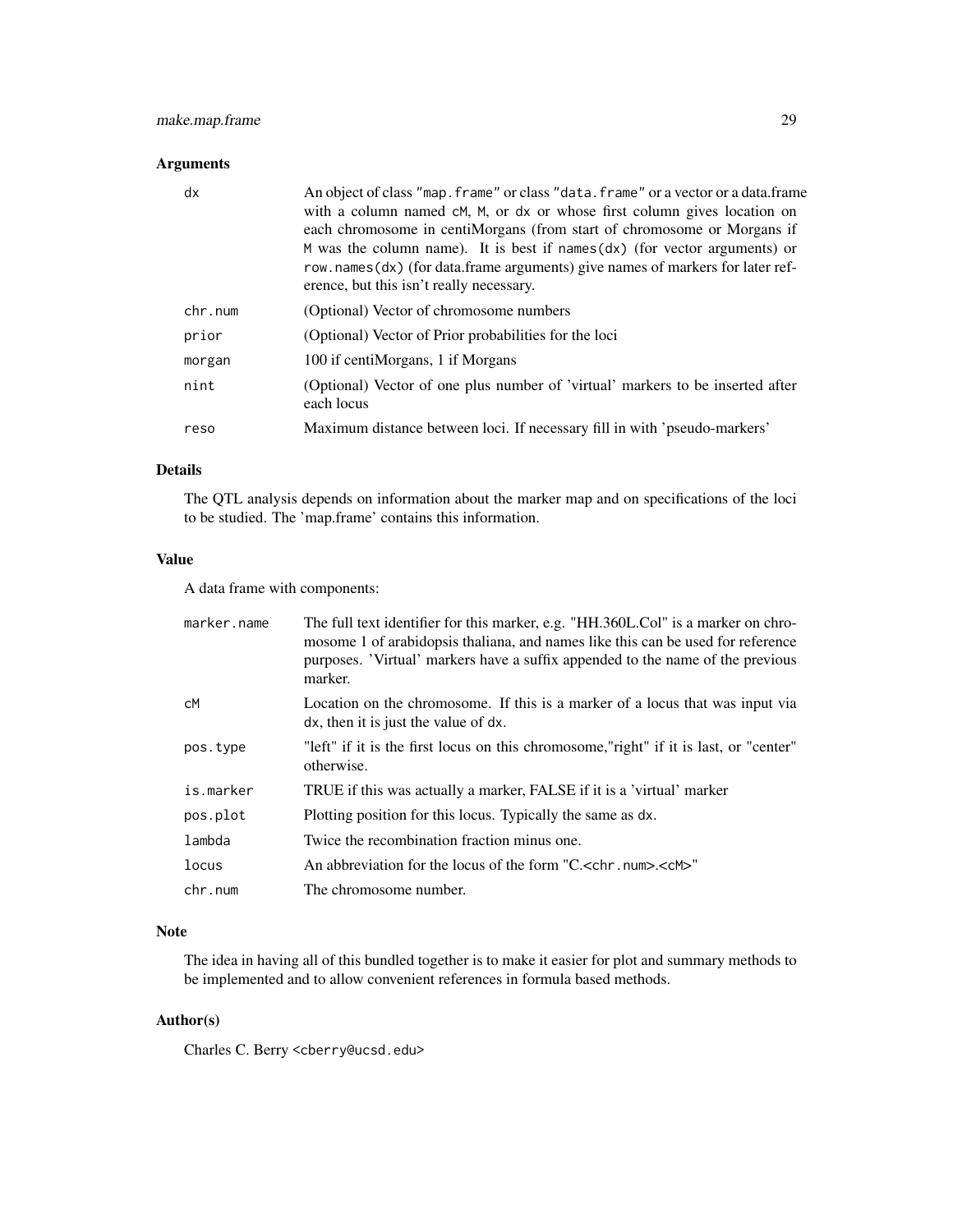## Arguments

| | |
|---|---|
| `dx` | An object of class `"map.frame"` or class `"data.frame"` or a vector or a data.frame with a column named `cM`, `M`, or `dx` or whose first column gives location on each chromosome in centiMorgans (from start of chromosome or Morgans if `M` was the column name). It is best if `names(dx)` (for vector arguments) or `row.names(dx)` (for data.frame arguments) give names of markers for later reference, but this isn't really necessary. |
| `chr.num` | (Optional) Vector of chromosome numbers |
| `prior` | (Optional) Vector of Prior probabilities for the loci |
| `morgan` | 100 if centiMorgans, 1 if Morgans |
| `nint` | (Optional) Vector of one plus number of 'virtual' markers to be inserted after each locus |
| `reso` | Maximum distance between loci. If necessary fill in with 'pseudo-markers' |

## Details

The QTL analysis depends on information about the marker map and on specifications of the loci to be studied. The 'map.frame' contains this information.

## Value

A data frame with components:

| | |
|---|---|
| `marker.name` | The full text identifier for this marker, e.g. "HH.360L.Col" is a marker on chromosome 1 of arabidopsis thaliana, and names like this can be used for reference purposes. 'Virtual' markers have a suffix appended to the name of the previous marker. |
| `cM` | Location on the chromosome. If this is a marker of a locus that was input via `dx`, then it is just the value of `dx`. |
| `pos.type` | "left" if it is the first locus on this chromosome,"right" if it is last, or "center" otherwise. |
| `is.marker` | TRUE if this was actually a marker, FALSE if it is a 'virtual' marker |
| `pos.plot` | Plotting position for this locus. Typically the same as `dx`. |
| `lambda` | Twice the recombination fraction minus one. |
| `locus` | An abbreviation for the locus of the form "C.`<chr.num>`.`<cM>`" |
| `chr.num` | The chromosome number. |

## Note

The idea in having all of this bundled together is to make it easier for plot and summary methods to be implemented and to allow convenient references in formula based methods.

## Author(s)

Charles C. Berry `<cberry@ucsd.edu>`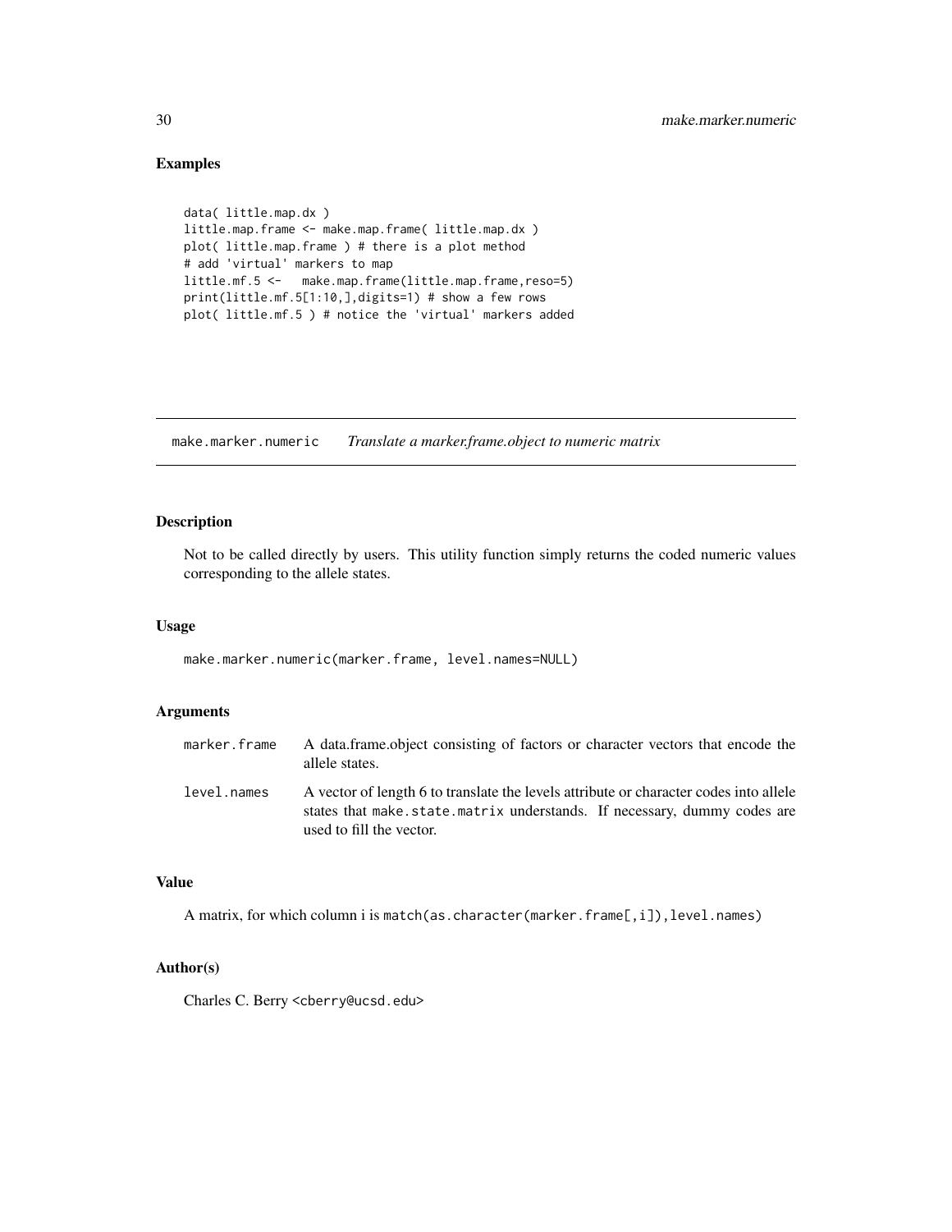## Examples

```
data( little.map.dx )
little.map.frame <- make.map.frame( little.map.dx )
plot( little.map.frame ) # there is a plot method
# add 'virtual' markers to map
little.mf.5 <-   make.map.frame(little.map.frame,reso=5)
print(little.mf.5[1:10,],digits=1) # show a few rows
plot( little.mf.5 ) # notice the 'virtual' markers added
```

---

# make.marker.numeric *Translate a marker.frame.object to numeric matrix*

## Description

Not to be called directly by users. This utility function simply returns the coded numeric values corresponding to the allele states.

## Usage

```
make.marker.numeric(marker.frame, level.names=NULL)
```

## Arguments

| | |
|---|---|
| marker.frame | A data.frame.object consisting of factors or character vectors that encode the allele states. |
| level.names | A vector of length 6 to translate the levels attribute or character codes into allele states that `make.state.matrix` understands. If necessary, dummy codes are used to fill the vector. |

## Value

A matrix, for which column i is `match(as.character(marker.frame[,i]),level.names)`

## Author(s)

Charles C. Berry <cberry@ucsd.edu>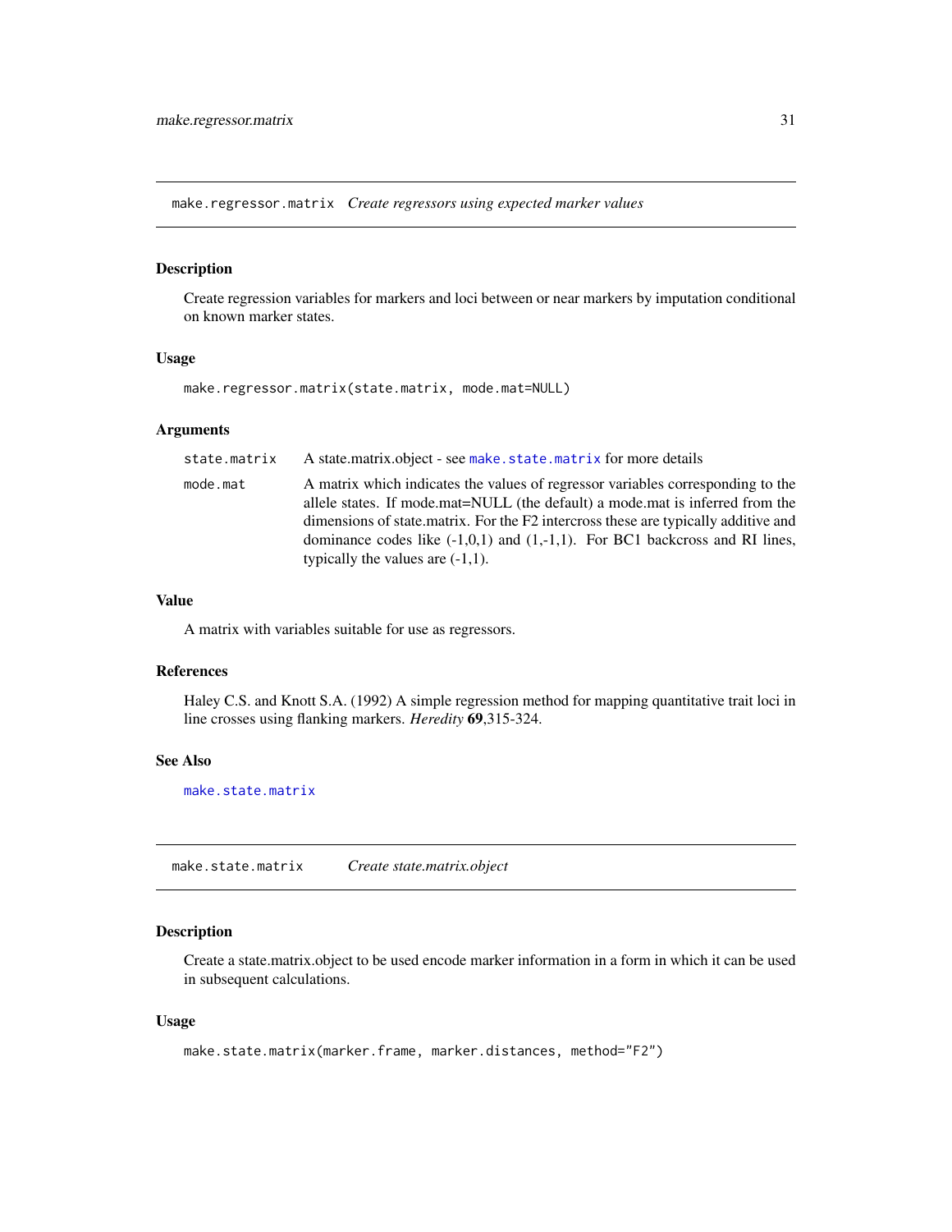## make.regressor.matrix *Create regressors using expected marker values*

### Description

Create regression variables for markers and loci between or near markers by imputation conditional on known marker states.

### Usage

```
make.regressor.matrix(state.matrix, mode.mat=NULL)
```

### Arguments

| | |
|---|---|
| `state.matrix` | A state.matrix.object - see `make.state.matrix` for more details |
| `mode.mat` | A matrix which indicates the values of regressor variables corresponding to the allele states. If mode.mat=NULL (the default) a mode.mat is inferred from the dimensions of state.matrix. For the F2 intercross these are typically additive and dominance codes like (-1,0,1) and (1,-1,1). For BC1 backcross and RI lines, typically the values are (-1,1). |

### Value

A matrix with variables suitable for use as regressors.

### References

Haley C.S. and Knott S.A. (1992) A simple regression method for mapping quantitative trait loci in line crosses using flanking markers. *Heredity* **69**,315-324.

### See Also

`make.state.matrix`

## make.state.matrix *Create state.matrix.object*

### Description

Create a state.matrix.object to be used encode marker information in a form in which it can be used in subsequent calculations.

### Usage

```
make.state.matrix(marker.frame, marker.distances, method="F2")
```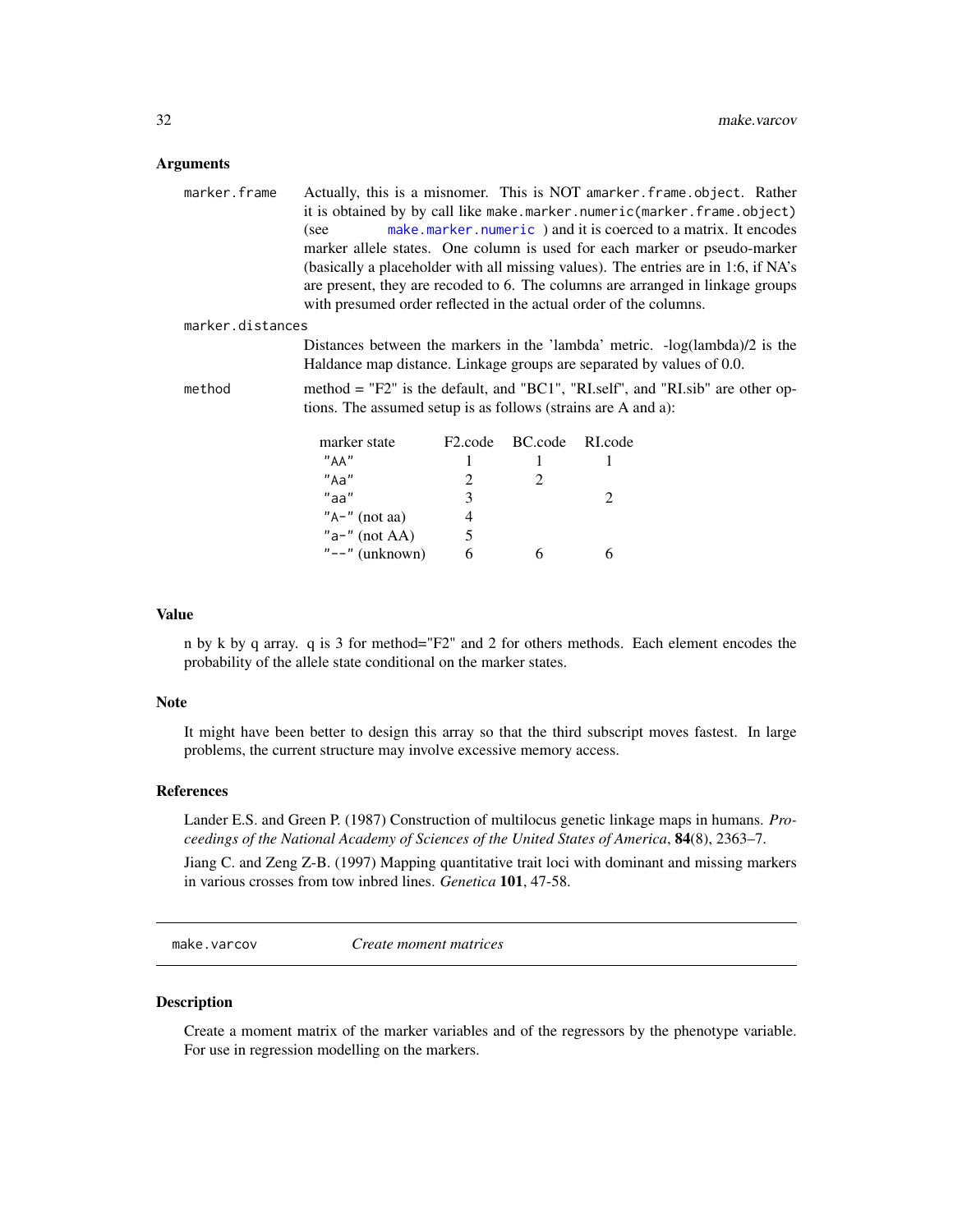### Arguments

**marker.frame** Actually, this is a misnomer. This is NOT amarker.frame.object. Rather it is obtained by by call like make.marker.numeric(marker.frame.object) (see make.marker.numeric ) and it is coerced to a matrix. It encodes marker allele states. One column is used for each marker or pseudo-marker (basically a placeholder with all missing values). The entries are in 1:6, if NA's are present, they are recoded to 6. The columns are arranged in linkage groups with presumed order reflected in the actual order of the columns.

**marker.distances** Distances between the markers in the 'lambda' metric. -log(lambda)/2 is the Haldance map distance. Linkage groups are separated by values of 0.0.

**method** method = "F2" is the default, and "BC1", "RI.self", and "RI.sib" are other options. The assumed setup is as follows (strains are A and a):

| marker state | F2.code | BC.code | RI.code |
|---|---|---|---|
| "AA" | 1 | 1 | 1 |
| "Aa" | 2 | 2 | |
| "aa" | 3 | | 2 |
| "A-" (not aa) | 4 | | |
| "a-" (not AA) | 5 | | |
| "--" (unknown) | 6 | 6 | 6 |

### Value

n by k by q array. q is 3 for method="F2" and 2 for others methods. Each element encodes the probability of the allele state conditional on the marker states.

### Note

It might have been better to design this array so that the third subscript moves fastest. In large problems, the current structure may involve excessive memory access.

### References

Lander E.S. and Green P. (1987) Construction of multilocus genetic linkage maps in humans. *Proceedings of the National Academy of Sciences of the United States of America*, **84**(8), 2363–7.

Jiang C. and Zeng Z-B. (1997) Mapping quantitative trait loci with dominant and missing markers in various crosses from tow inbred lines. *Genetica* **101**, 47-58.

---

## make.varcov *Create moment matrices*

### Description

Create a moment matrix of the marker variables and of the regressors by the phenotype variable. For use in regression modelling on the markers.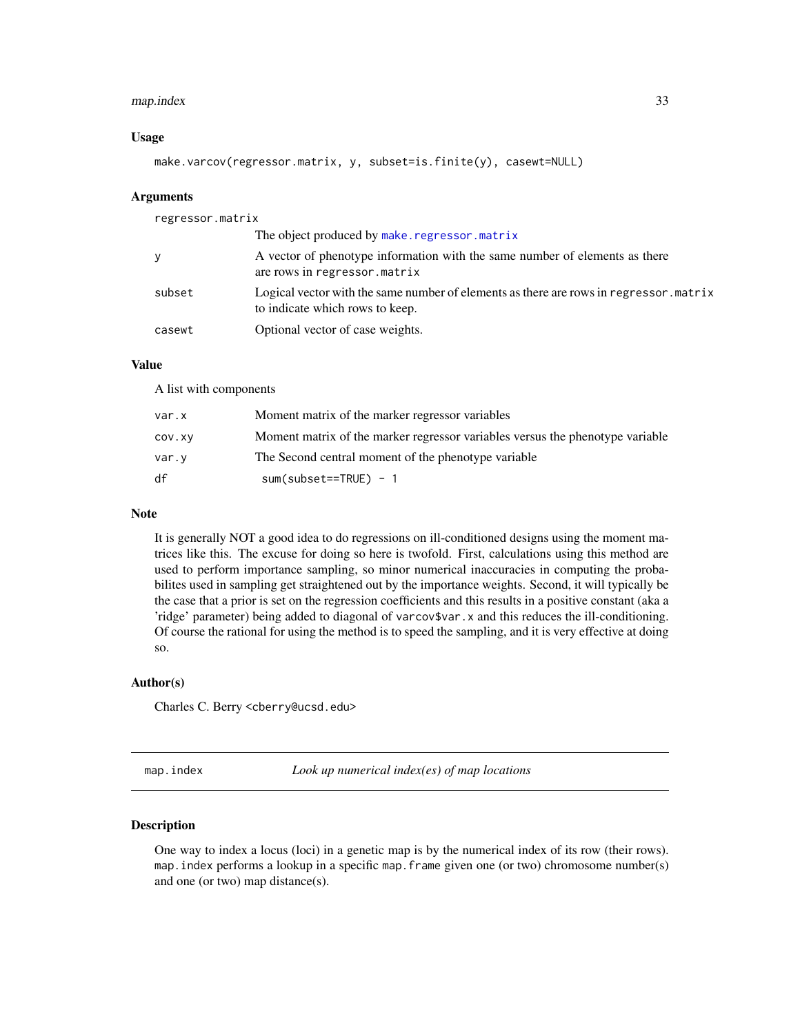### Usage

```
make.varcov(regressor.matrix, y, subset=is.finite(y), casewt=NULL)
```

### Arguments

| | |
|---|---|
| regressor.matrix | The object produced by make.regressor.matrix |
| y | A vector of phenotype information with the same number of elements as there are rows in regressor.matrix |
| subset | Logical vector with the same number of elements as there are rows in regressor.matrix to indicate which rows to keep. |
| casewt | Optional vector of case weights. |

### Value

A list with components

| | |
|---|---|
| var.x | Moment matrix of the marker regressor variables |
| cov.xy | Moment matrix of the marker regressor variables versus the phenotype variable |
| var.y | The Second central moment of the phenotype variable |
| df | sum(subset==TRUE) - 1 |

### Note

It is generally NOT a good idea to do regressions on ill-conditioned designs using the moment matrices like this. The excuse for doing so here is twofold. First, calculations using this method are used to perform importance sampling, so minor numerical inaccuracies in computing the probabilites used in sampling get straightened out by the importance weights. Second, it will typically be the case that a prior is set on the regression coefficients and this results in a positive constant (aka a 'ridge' parameter) being added to diagonal of varcov$var.x and this reduces the ill-conditioning. Of course the rational for using the method is to speed the sampling, and it is very effective at doing so.

### Author(s)

Charles C. Berry <cberry@ucsd.edu>

---

## map.index — *Look up numerical index(es) of map locations*

### Description

One way to index a locus (loci) in a genetic map is by the numerical index of its row (their rows). map.index performs a lookup in a specific map.frame given one (or two) chromosome number(s) and one (or two) map distance(s).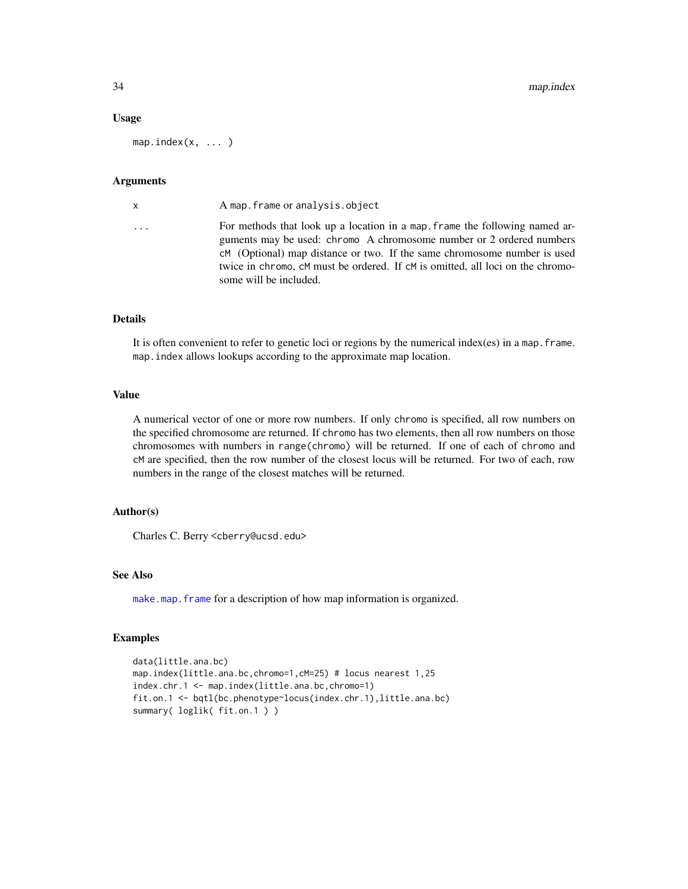### Usage

```
map.index(x, ... )
```

### Arguments

| | |
|---|---|
| x | A map.frame or analysis.object |
| ... | For methods that look up a location in a map.frame the following named arguments may be used: chromo A chromosome number or 2 ordered numbers cM (Optional) map distance or two. If the same chromosome number is used twice in chromo, cM must be ordered. If cM is omitted, all loci on the chromosome will be included. |

### Details

It is often convenient to refer to genetic loci or regions by the numerical index(es) in a map.frame. map.index allows lookups according to the approximate map location.

### Value

A numerical vector of one or more row numbers. If only chromo is specified, all row numbers on the specified chromosome are returned. If chromo has two elements, then all row numbers on those chromosomes with numbers in range(chromo) will be returned. If one of each of chromo and cM are specified, then the row number of the closest locus will be returned. For two of each, row numbers in the range of the closest matches will be returned.

### Author(s)

Charles C. Berry <cberry@ucsd.edu>

### See Also

make.map.frame for a description of how map information is organized.

### Examples

```
data(little.ana.bc)
map.index(little.ana.bc,chromo=1,cM=25) # locus nearest 1,25
index.chr.1 <- map.index(little.ana.bc,chromo=1)
fit.on.1 <- bqtl(bc.phenotype~locus(index.chr.1),little.ana.bc)
summary( loglik( fit.on.1 ) )
```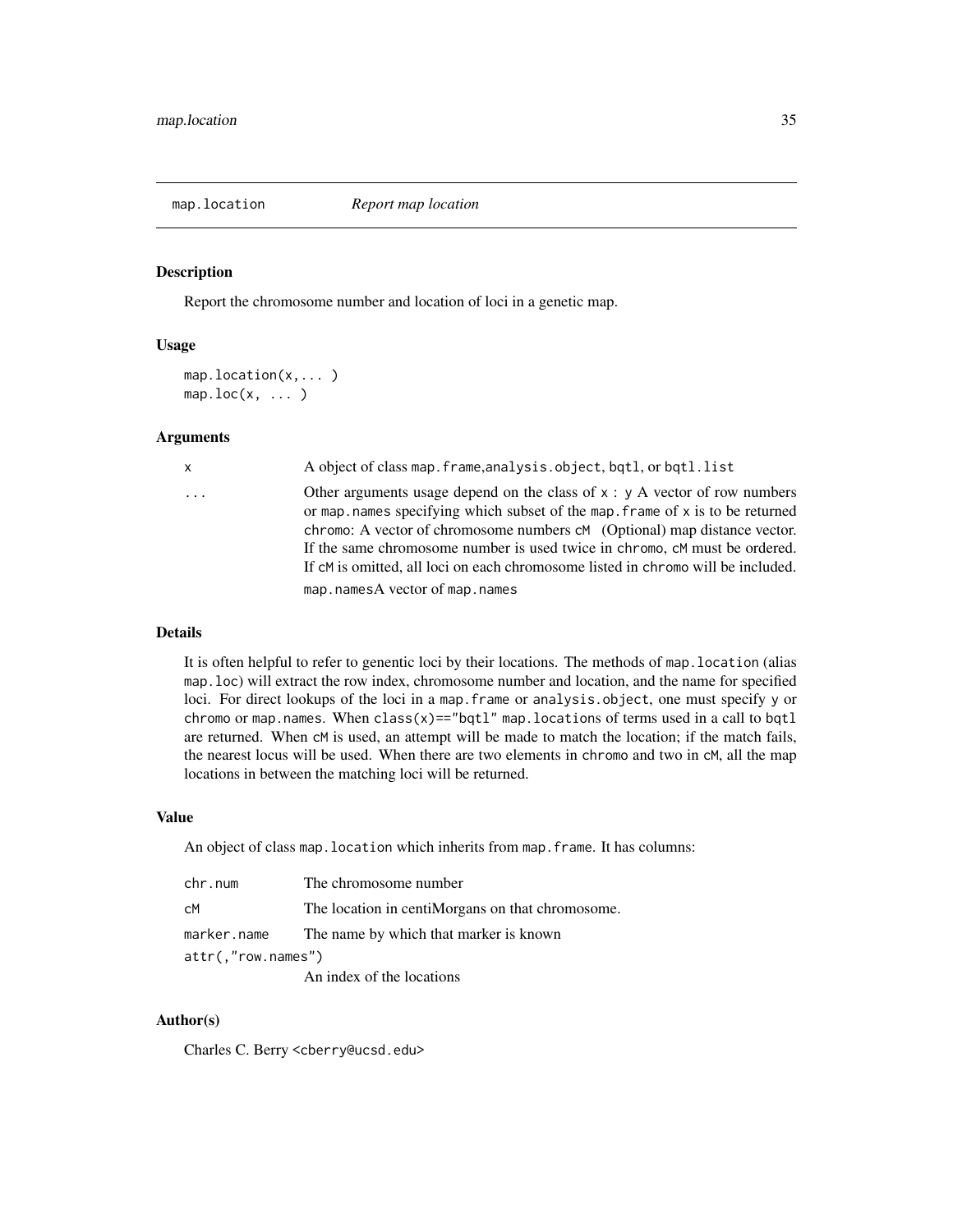## map.location *Report map location*

### Description

Report the chromosome number and location of loci in a genetic map.

### Usage

```
map.location(x,... )
map.loc(x, ... )
```

### Arguments

| | |
|---|---|
| x | A object of class `map.frame`,`analysis.object`, `bqtl`, or `bqtl.list` |
| ... | Other arguments usage depend on the class of `x` : `y` A vector of row numbers or `map.names` specifying which subset of the `map.frame` of `x` is to be returned `chromo`: A vector of chromosome numbers `cM` (Optional) map distance vector. If the same chromosome number is used twice in `chromo`, `cM` must be ordered. If `cM` is omitted, all loci on each chromosome listed in `chromo` will be included. `map.names`A vector of `map.names` |

### Details

It is often helpful to refer to genentic loci by their locations. The methods of `map.location` (alias `map.loc`) will extract the row index, chromosome number and location, and the name for specified loci. For direct lookups of the loci in a `map.frame` or `analysis.object`, one must specify `y` or `chromo` or `map.names`. When `class(x)=="bqtl"` `map.location`s of terms used in a call to `bqtl` are returned. When `cM` is used, an attempt will be made to match the location; if the match fails, the nearest locus will be used. When there are two elements in `chromo` and two in `cM`, all the map locations in between the matching loci will be returned.

### Value

An object of class `map.location` which inherits from `map.frame`. It has columns:

| | |
|---|---|
| chr.num | The chromosome number |
| cM | The location in centiMorgans on that chromosome. |
| marker.name | The name by which that marker is known |
| attr(,"row.names") | An index of the locations |

### Author(s)

Charles C. Berry <cberry@ucsd.edu>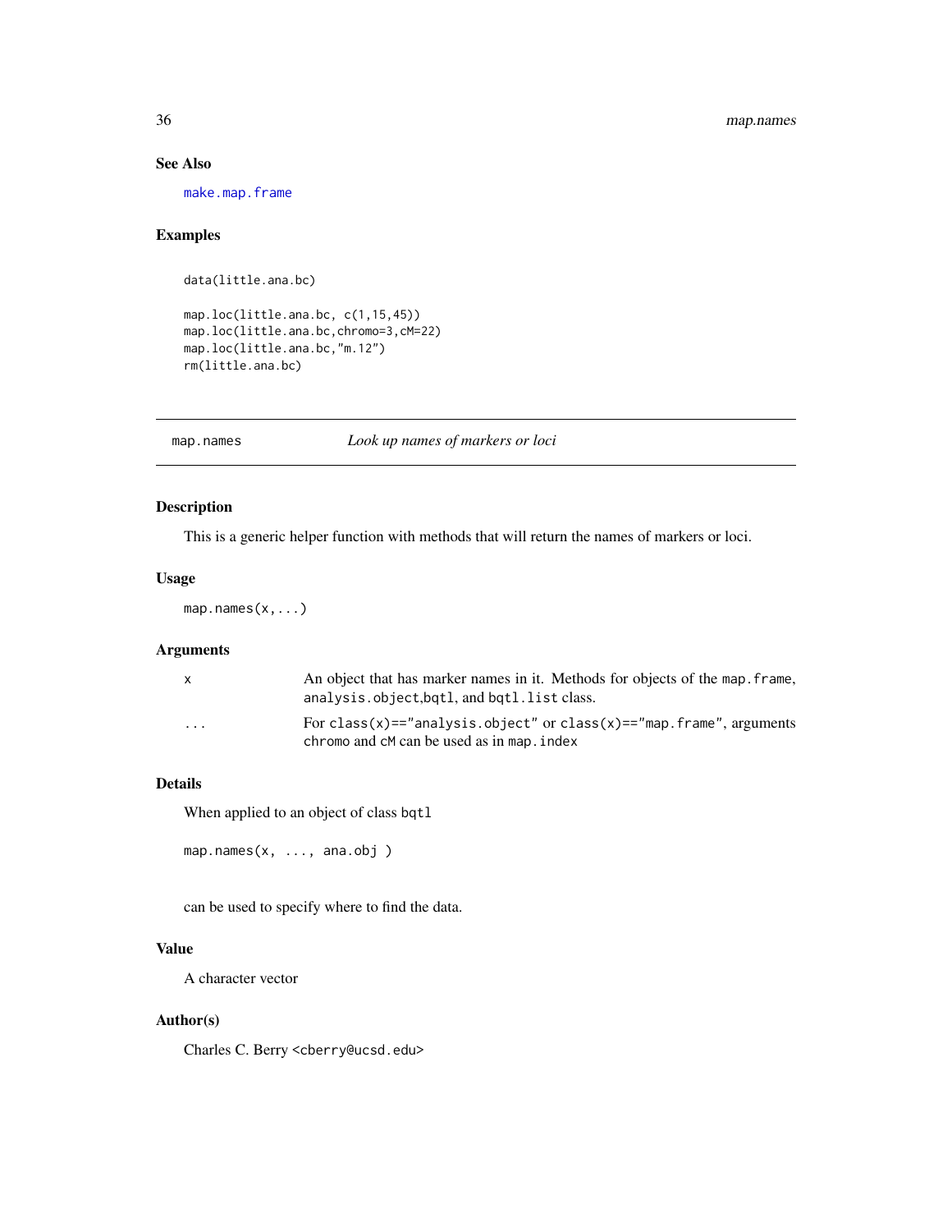## See Also

make.map.frame

## Examples

```
data(little.ana.bc)

map.loc(little.ana.bc, c(1,15,45))
map.loc(little.ana.bc,chromo=3,cM=22)
map.loc(little.ana.bc,"m.12")
rm(little.ana.bc)
```

---

# map.names *Look up names of markers or loci*

## Description

This is a generic helper function with methods that will return the names of markers or loci.

## Usage

```
map.names(x,...)
```

## Arguments

| | |
|---|---|
| x | An object that has marker names in it. Methods for objects of the map.frame, analysis.object,bqtl, and bqtl.list class. |
| ... | For class(x)=="analysis.object" or class(x)=="map.frame", arguments chromo and cM can be used as in map.index |

## Details

When applied to an object of class bqtl

```
map.names(x, ..., ana.obj )
```

can be used to specify where to find the data.

## Value

A character vector

## Author(s)

Charles C. Berry <cberry@ucsd.edu>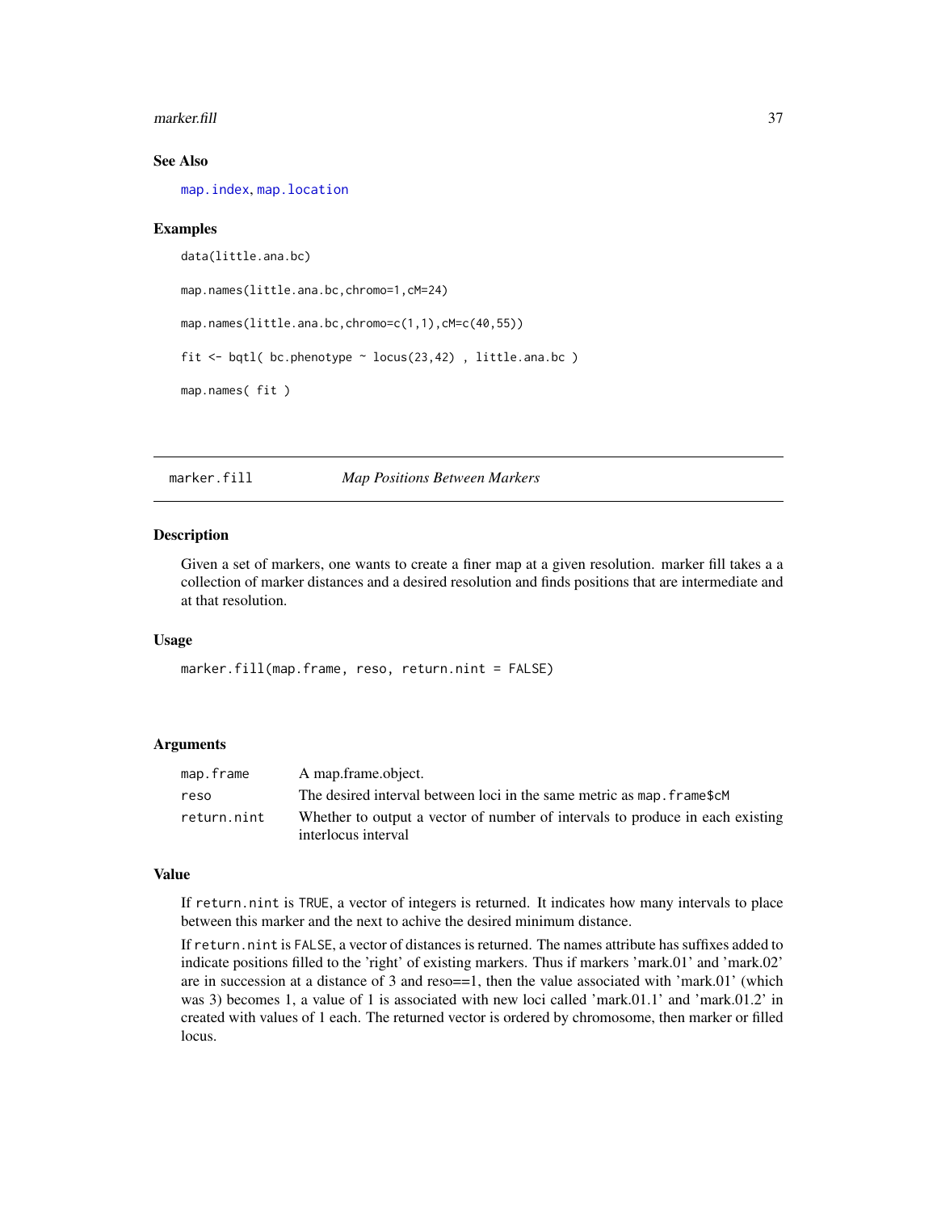### See Also

map.index, map.location

### Examples

```
data(little.ana.bc)

map.names(little.ana.bc,chromo=1,cM=24)

map.names(little.ana.bc,chromo=c(1,1),cM=c(40,55))

fit <- bqtl( bc.phenotype ~ locus(23,42) , little.ana.bc )

map.names( fit )
```

---

## marker.fill — *Map Positions Between Markers*

### Description

Given a set of markers, one wants to create a finer map at a given resolution. marker fill takes a a collection of marker distances and a desired resolution and finds positions that are intermediate and at that resolution.

### Usage

```
marker.fill(map.frame, reso, return.nint = FALSE)
```

### Arguments

| | |
|---|---|
| `map.frame` | A map.frame.object. |
| `reso` | The desired interval between loci in the same metric as `map.frame$cM` |
| `return.nint` | Whether to output a vector of number of intervals to produce in each existing interlocus interval |

### Value

If `return.nint` is `TRUE`, a vector of integers is returned. It indicates how many intervals to place between this marker and the next to achive the desired minimum distance.

If `return.nint` is `FALSE`, a vector of distances is returned. The names attribute has suffixes added to indicate positions filled to the 'right' of existing markers. Thus if markers 'mark.01' and 'mark.02' are in succession at a distance of 3 and reso==1, then the value associated with 'mark.01' (which was 3) becomes 1, a value of 1 is associated with new loci called 'mark.01.1' and 'mark.01.2' in created with values of 1 each. The returned vector is ordered by chromosome, then marker or filled locus.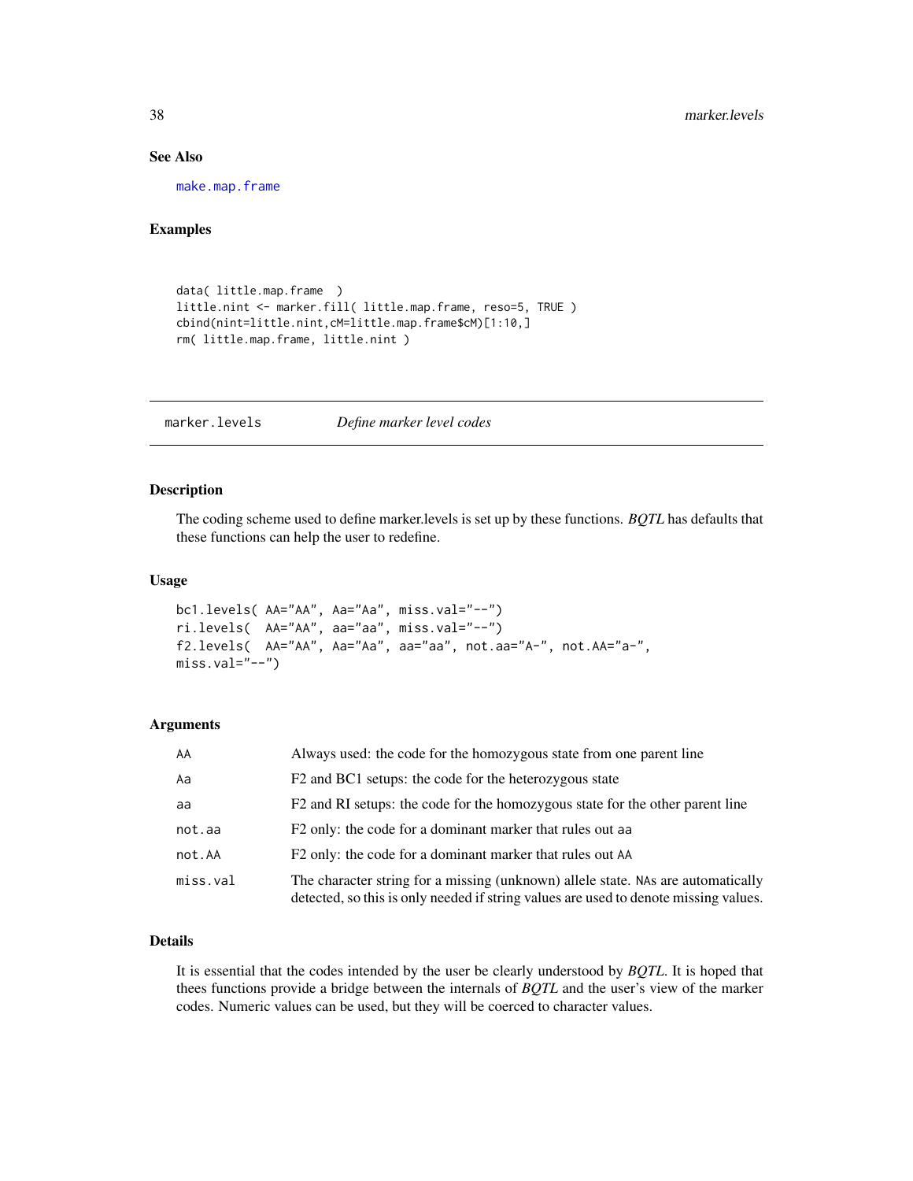### See Also

make.map.frame

### Examples

```
data( little.map.frame  )
little.nint <- marker.fill( little.map.frame, reso=5, TRUE )
cbind(nint=little.nint,cM=little.map.frame$cM)[1:10,]
rm( little.map.frame, little.nint )
```

---

## marker.levels — *Define marker level codes*

### Description

The coding scheme used to define marker.levels is set up by these functions. *BQTL* has defaults that these functions can help the user to redefine.

### Usage

```
bc1.levels( AA="AA", Aa="Aa", miss.val="--")
ri.levels(  AA="AA", aa="aa", miss.val="--")
f2.levels(  AA="AA", Aa="Aa", aa="aa", not.aa="A-", not.AA="a-",
miss.val="--")
```

### Arguments

| | |
|---|---|
| AA | Always used: the code for the homozygous state from one parent line |
| Aa | F2 and BC1 setups: the code for the heterozygous state |
| aa | F2 and RI setups: the code for the homozygous state for the other parent line |
| not.aa | F2 only: the code for a dominant marker that rules out aa |
| not.AA | F2 only: the code for a dominant marker that rules out AA |
| miss.val | The character string for a missing (unknown) allele state. NAs are automatically detected, so this is only needed if string values are used to denote missing values. |

### Details

It is essential that the codes intended by the user be clearly understood by *BQTL*. It is hoped that thees functions provide a bridge between the internals of *BQTL* and the user's view of the marker codes. Numeric values can be used, but they will be coerced to character values.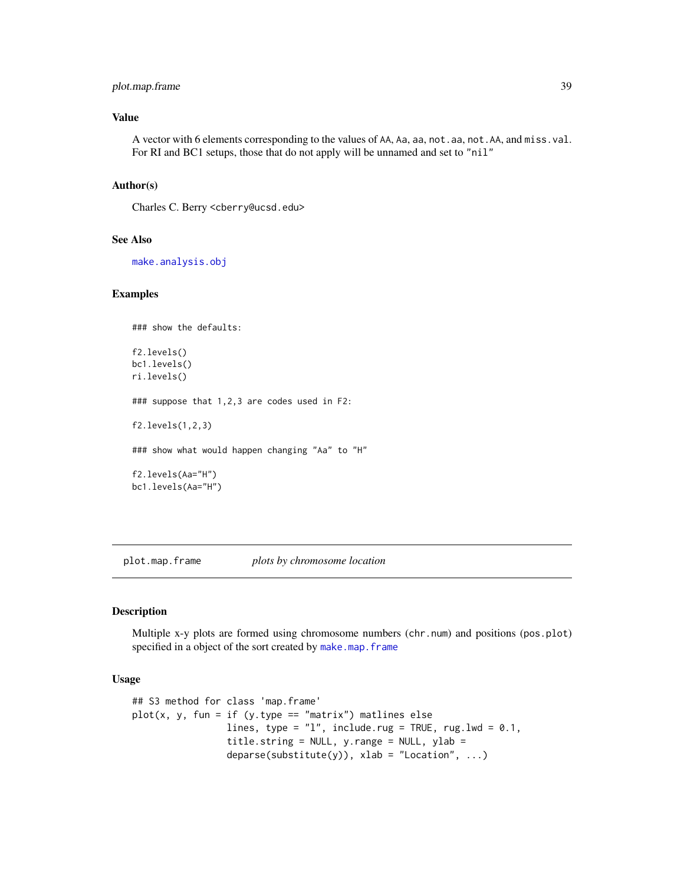## Value

A vector with 6 elements corresponding to the values of `AA`, `Aa`, `aa`, `not.aa`, `not.AA`, and `miss.val`. For RI and BC1 setups, those that do not apply will be unnamed and set to `"nil"`

## Author(s)

Charles C. Berry <cberry@ucsd.edu>

## See Also

`make.analysis.obj`

## Examples

```
### show the defaults:

f2.levels()
bc1.levels()
ri.levels()

### suppose that 1,2,3 are codes used in F2:

f2.levels(1,2,3)

### show what would happen changing "Aa" to "H"

f2.levels(Aa="H")
bc1.levels(Aa="H")
```

---

# plot.map.frame — *plots by chromosome location*

## Description

Multiple x-y plots are formed using chromosome numbers (`chr.num`) and positions (`pos.plot`) specified in a object of the sort created by `make.map.frame`

## Usage

```
## S3 method for class 'map.frame'
plot(x, y, fun = if (y.type == "matrix") matlines else
                 lines, type = "l", include.rug = TRUE, rug.lwd = 0.1,
                 title.string = NULL, y.range = NULL, ylab =
                 deparse(substitute(y)), xlab = "Location", ...)
```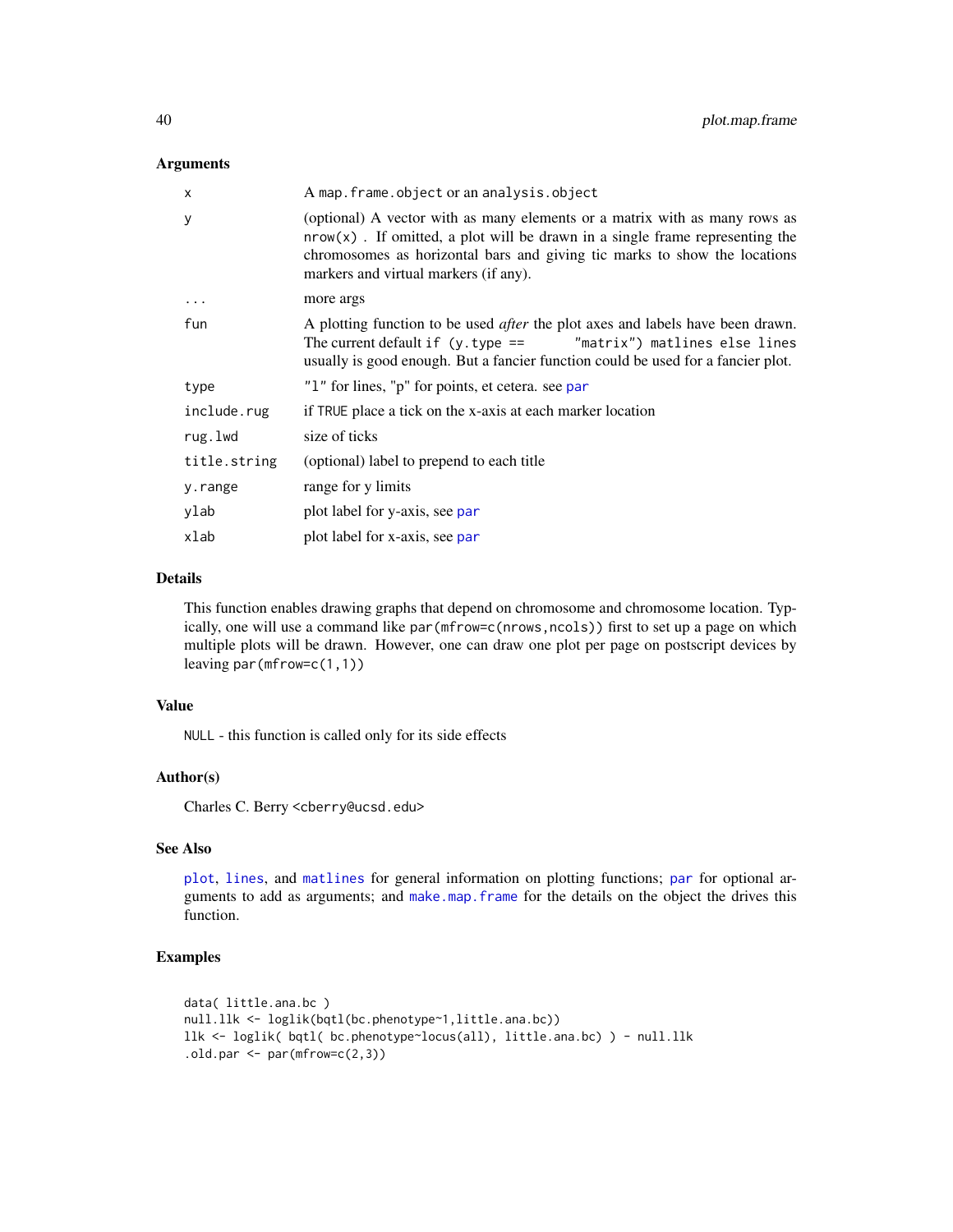### Arguments

| | |
|---|---|
| x | A map.frame.object or an analysis.object |
| y | (optional) A vector with as many elements or a matrix with as many rows as nrow(x) . If omitted, a plot will be drawn in a single frame representing the chromosomes as horizontal bars and giving tic marks to show the locations markers and virtual markers (if any). |
| ... | more args |
| fun | A plotting function to be used *after* the plot axes and labels have been drawn. The current default if (y.type == "matrix") matlines else lines usually is good enough. But a fancier function could be used for a fancier plot. |
| type | "l" for lines, "p" for points, et cetera. see par |
| include.rug | if TRUE place a tick on the x-axis at each marker location |
| rug.lwd | size of ticks |
| title.string | (optional) label to prepend to each title |
| y.range | range for y limits |
| ylab | plot label for y-axis, see par |
| xlab | plot label for x-axis, see par |

### Details

This function enables drawing graphs that depend on chromosome and chromosome location. Typically, one will use a command like par(mfrow=c(nrows,ncols)) first to set up a page on which multiple plots will be drawn. However, one can draw one plot per page on postscript devices by leaving par(mfrow=c(1,1))

### Value

NULL - this function is called only for its side effects

### Author(s)

Charles C. Berry <cberry@ucsd.edu>

### See Also

plot, lines, and matlines for general information on plotting functions; par for optional arguments to add as arguments; and make.map.frame for the details on the object the drives this function.

### Examples

```
data( little.ana.bc )
null.llk <- loglik(bqtl(bc.phenotype~1,little.ana.bc))
llk <- loglik( bqtl( bc.phenotype~locus(all), little.ana.bc) ) - null.llk
.old.par <- par(mfrow=c(2,3))
```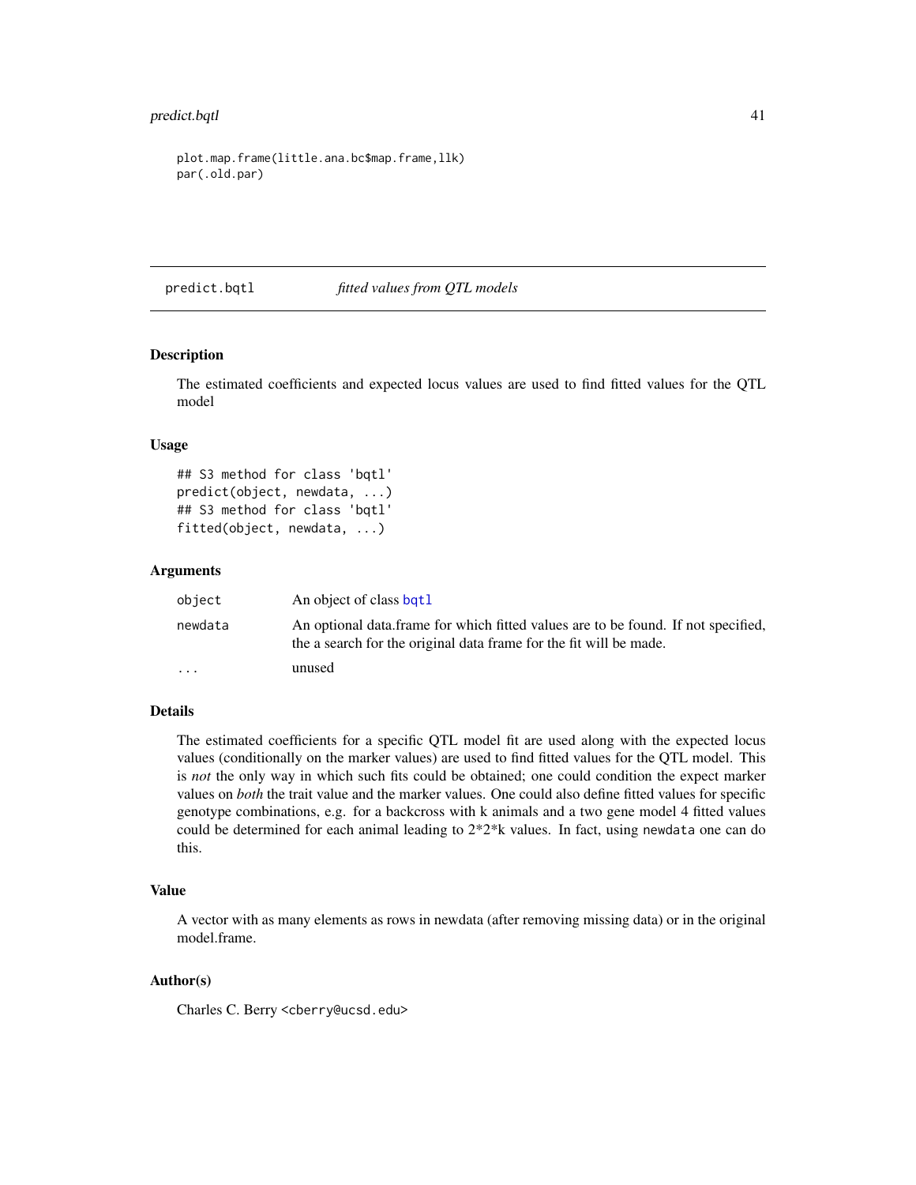```
plot.map.frame(little.ana.bc$map.frame,llk)
par(.old.par)
```

---

## predict.bqtl — *fitted values from QTL models*

### Description

The estimated coefficients and expected locus values are used to find fitted values for the QTL model

### Usage

```
## S3 method for class 'bqtl'
predict(object, newdata, ...)
## S3 method for class 'bqtl'
fitted(object, newdata, ...)
```

### Arguments

| | |
|---|---|
| object | An object of class bqtl |
| newdata | An optional data.frame for which fitted values are to be found. If not specified, the a search for the original data frame for the fit will be made. |
| ... | unused |

### Details

The estimated coefficients for a specific QTL model fit are used along with the expected locus values (conditionally on the marker values) are used to find fitted values for the QTL model. This is *not* the only way in which such fits could be obtained; one could condition the expect marker values on *both* the trait value and the marker values. One could also define fitted values for specific genotype combinations, e.g. for a backcross with k animals and a two gene model 4 fitted values could be determined for each animal leading to 2*2*k values. In fact, using `newdata` one can do this.

### Value

A vector with as many elements as rows in newdata (after removing missing data) or in the original model.frame.

### Author(s)

Charles C. Berry <cberry@ucsd.edu>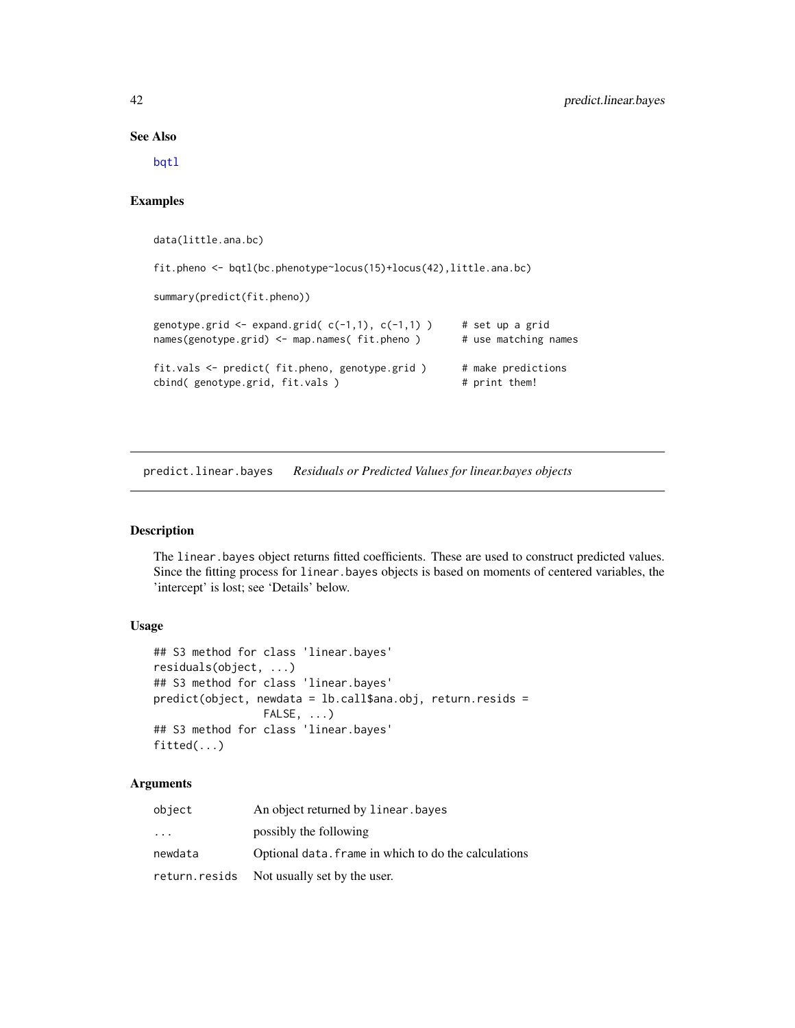## See Also

bqtl

## Examples

```
data(little.ana.bc)

fit.pheno <- bqtl(bc.phenotype~locus(15)+locus(42),little.ana.bc)

summary(predict(fit.pheno))

genotype.grid <- expand.grid( c(-1,1), c(-1,1) )     # set up a grid
names(genotype.grid) <- map.names( fit.pheno )       # use matching names

fit.vals <- predict( fit.pheno, genotype.grid )      # make predictions
cbind( genotype.grid, fit.vals )                     # print them!
```

---

# predict.linear.bayes *Residuals or Predicted Values for linear.bayes objects*

## Description

The `linear.bayes` object returns fitted coefficients. These are used to construct predicted values. Since the fitting process for `linear.bayes` objects is based on moments of centered variables, the 'intercept' is lost; see 'Details' below.

## Usage

```
## S3 method for class 'linear.bayes'
residuals(object, ...)
## S3 method for class 'linear.bayes'
predict(object, newdata = lb.call$ana.obj, return.resids =
                 FALSE, ...)
## S3 method for class 'linear.bayes'
fitted(...)
```

## Arguments

| | |
|---|---|
| `object` | An object returned by `linear.bayes` |
| `...` | possibly the following |
| `newdata` | Optional `data.frame` in which to do the calculations |
| `return.resids` | Not usually set by the user. |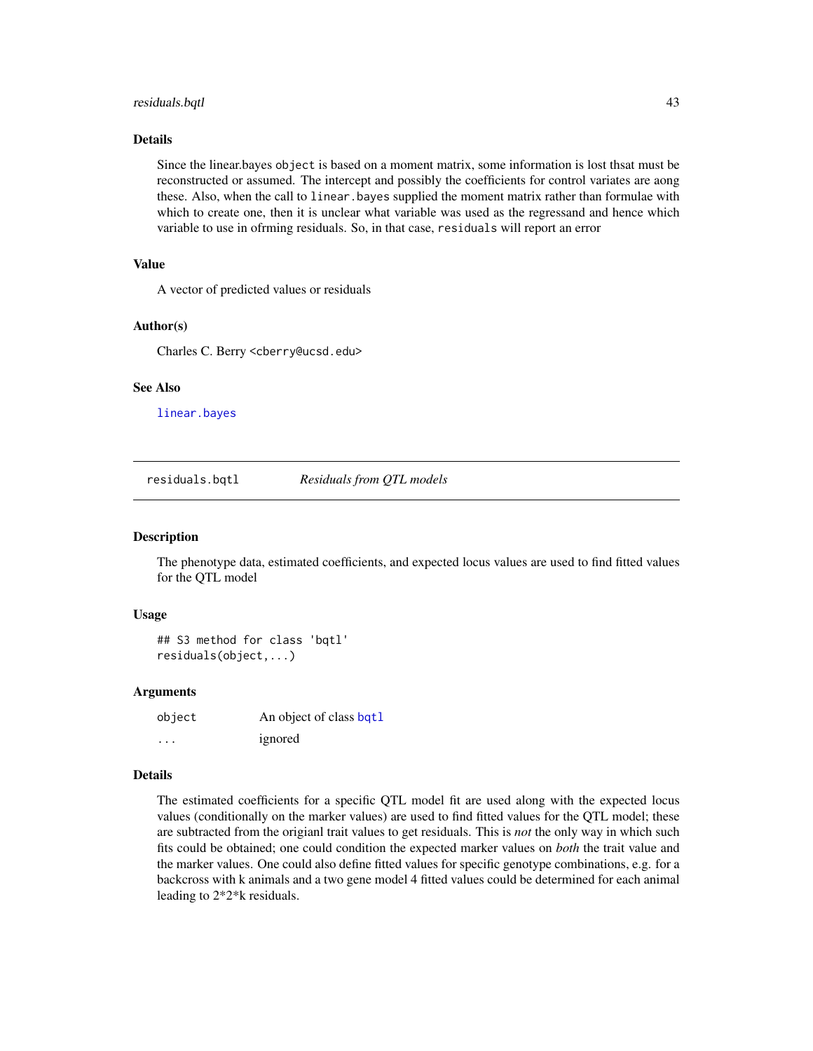## Details

Since the linear.bayes `object` is based on a moment matrix, some information is lost thsat must be reconstructed or assumed. The intercept and possibly the coefficients for control variates are aong these. Also, when the call to `linear.bayes` supplied the moment matrix rather than formulae with which to create one, then it is unclear what variable was used as the regressand and hence which variable to use in ofrming residuals. So, in that case, `residuals` will report an error

## Value

A vector of predicted values or residuals

## Author(s)

Charles C. Berry <cberry@ucsd.edu>

## See Also

`linear.bayes`

---

# residuals.bqtl *Residuals from QTL models*

## Description

The phenotype data, estimated coefficients, and expected locus values are used to find fitted values for the QTL model

## Usage

```
## S3 method for class 'bqtl'
residuals(object,...)
```

## Arguments

| | |
|---|---|
| `object` | An object of class `bqtl` |
| `...` | ignored |

## Details

The estimated coefficients for a specific QTL model fit are used along with the expected locus values (conditionally on the marker values) are used to find fitted values for the QTL model; these are subtracted from the origianl trait values to get residuals. This is *not* the only way in which such fits could be obtained; one could condition the expected marker values on *both* the trait value and the marker values. One could also define fitted values for specific genotype combinations, e.g. for a backcross with k animals and a two gene model 4 fitted values could be determined for each animal leading to 2*2*k residuals.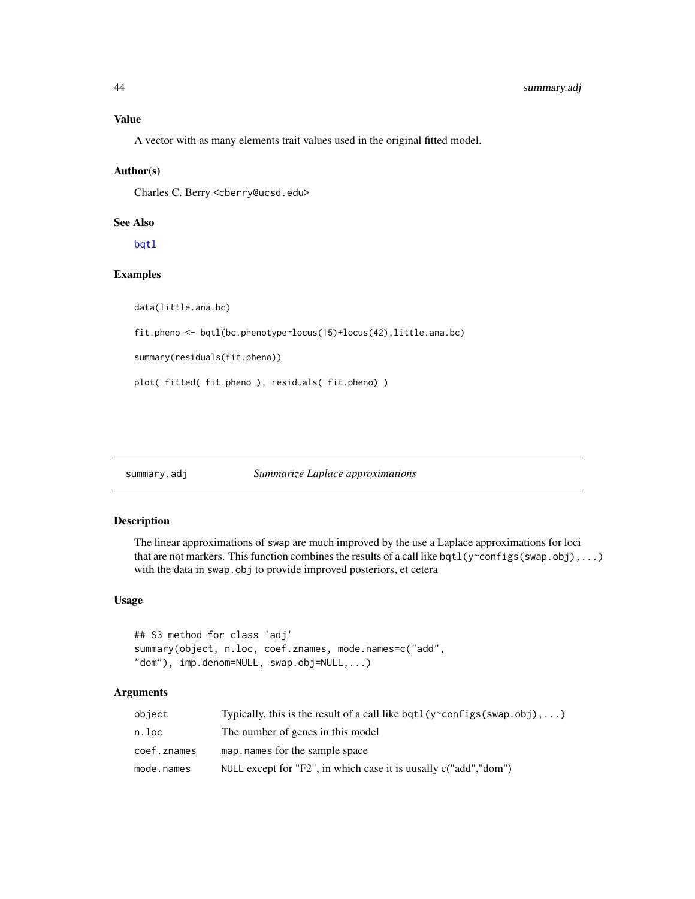## Value

A vector with as many elements trait values used in the original fitted model.

## Author(s)

Charles C. Berry <cberry@ucsd.edu>

## See Also

bqtl

## Examples

```
data(little.ana.bc)

fit.pheno <- bqtl(bc.phenotype~locus(15)+locus(42),little.ana.bc)

summary(residuals(fit.pheno))

plot( fitted( fit.pheno ), residuals( fit.pheno) )
```

---

# summary.adj *Summarize Laplace approximations*

## Description

The linear approximations of swap are much improved by the use a Laplace approximations for loci that are not markers. This function combines the results of a call like `bqtl(y~configs(swap.obj),...)` with the data in `swap.obj` to provide improved posteriors, et cetera

## Usage

```
## S3 method for class 'adj'
summary(object, n.loc, coef.znames, mode.names=c("add",
"dom"), imp.denom=NULL, swap.obj=NULL,...)
```

## Arguments

| | |
|---|---|
| object | Typically, this is the result of a call like `bqtl(y~configs(swap.obj),...)` |
| n.loc | The number of genes in this model |
| coef.znames | `map.names` for the sample space |
| mode.names | `NULL` except for "F2", in which case it is uusally c("add","dom") |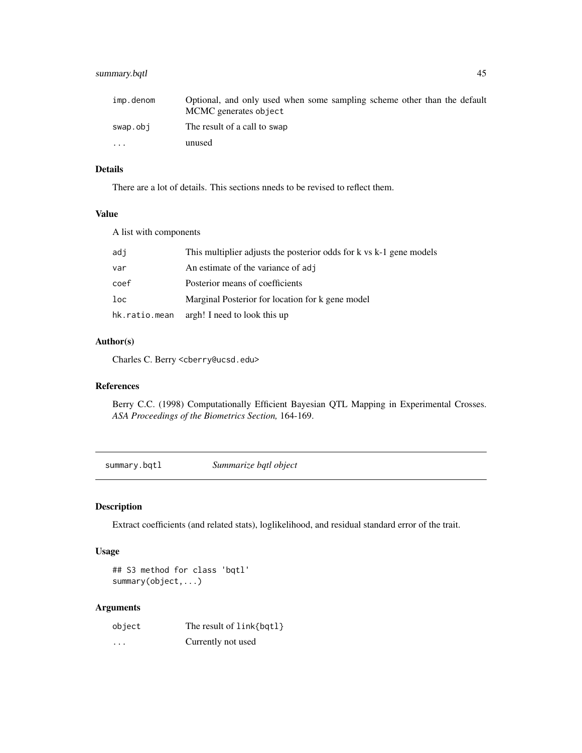| | |
|---|---|
| imp.denom | Optional, and only used when some sampling scheme other than the default MCMC generates object |
| swap.obj | The result of a call to swap |
| ... | unused |

### Details

There are a lot of details. This sections nneds to be revised to reflect them.

### Value

A list with components

| | |
|---|---|
| adj | This multiplier adjusts the posterior odds for k vs k-1 gene models |
| var | An estimate of the variance of adj |
| coef | Posterior means of coefficients |
| loc | Marginal Posterior for location for k gene model |
| hk.ratio.mean | argh! I need to look this up |

### Author(s)

Charles C. Berry <cberry@ucsd.edu>

### References

Berry C.C. (1998) Computationally Efficient Bayesian QTL Mapping in Experimental Crosses. *ASA Proceedings of the Biometrics Section,* 164-169.

---

## summary.bqtl    *Summarize bqtl object*

### Description

Extract coefficients (and related stats), loglikelihood, and residual standard error of the trait.

### Usage

```
## S3 method for class 'bqtl'
summary(object,...)
```

### Arguments

| | |
|---|---|
| object | The result of link{bqtl} |
| ... | Currently not used |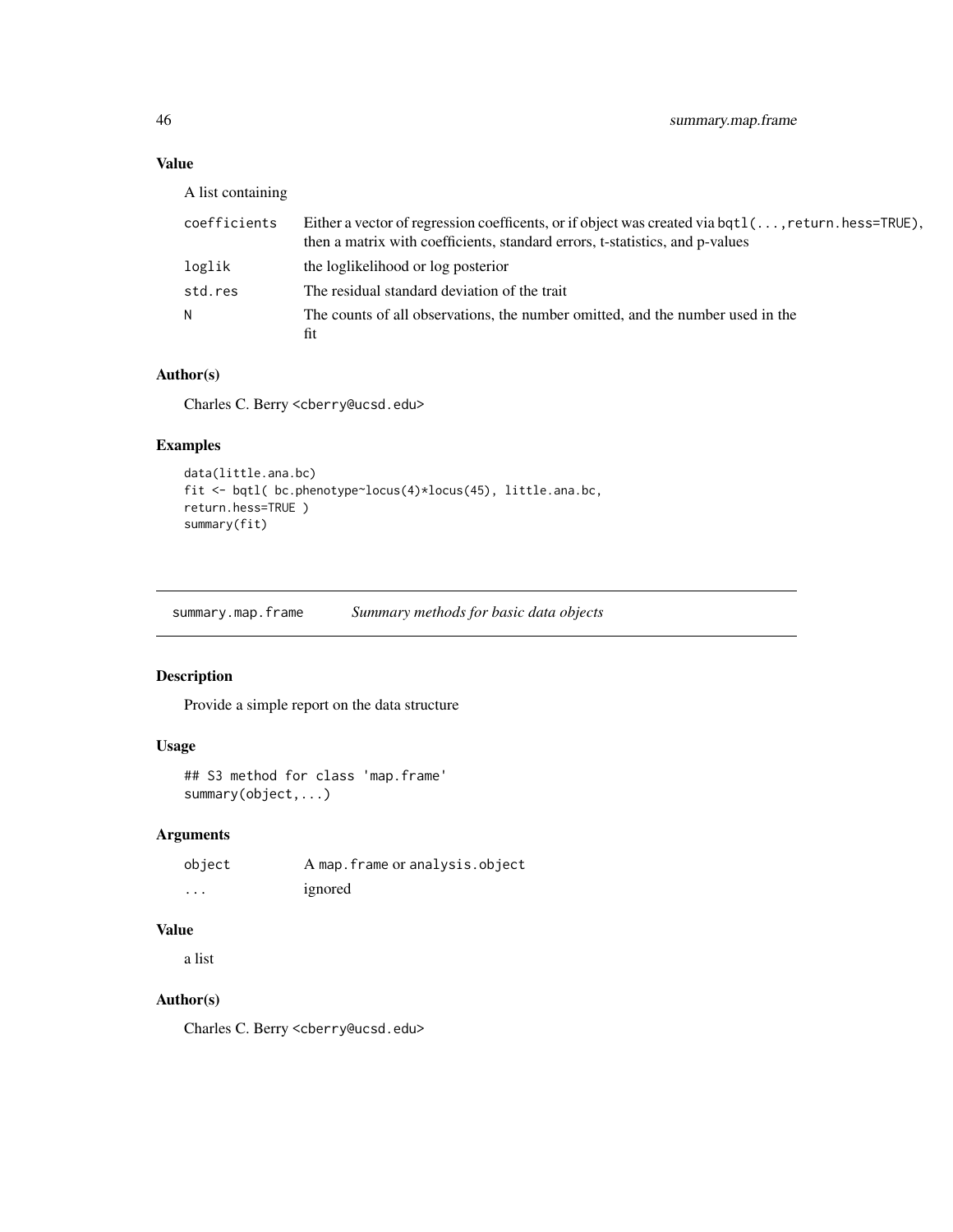### Value

A list containing

| | |
|---|---|
| `coefficients` | Either a vector of regression coefficents, or if object was created via `bqtl(...,return.hess=TRUE)`, then a matrix with coefficients, standard errors, t-statistics, and p-values |
| `loglik` | the loglikelihood or log posterior |
| `std.res` | The residual standard deviation of the trait |
| `N` | The counts of all observations, the number omitted, and the number used in the fit |

### Author(s)

Charles C. Berry <cberry@ucsd.edu>

### Examples

```
data(little.ana.bc)
fit <- bqtl( bc.phenotype~locus(4)*locus(45), little.ana.bc,
return.hess=TRUE )
summary(fit)
```

---

## summary.map.frame — *Summary methods for basic data objects*

### Description

Provide a simple report on the data structure

### Usage

```
## S3 method for class 'map.frame'
summary(object,...)
```

### Arguments

| | |
|---|---|
| `object` | A `map.frame` or `analysis.object` |
| `...` | ignored |

### Value

a list

### Author(s)

Charles C. Berry <cberry@ucsd.edu>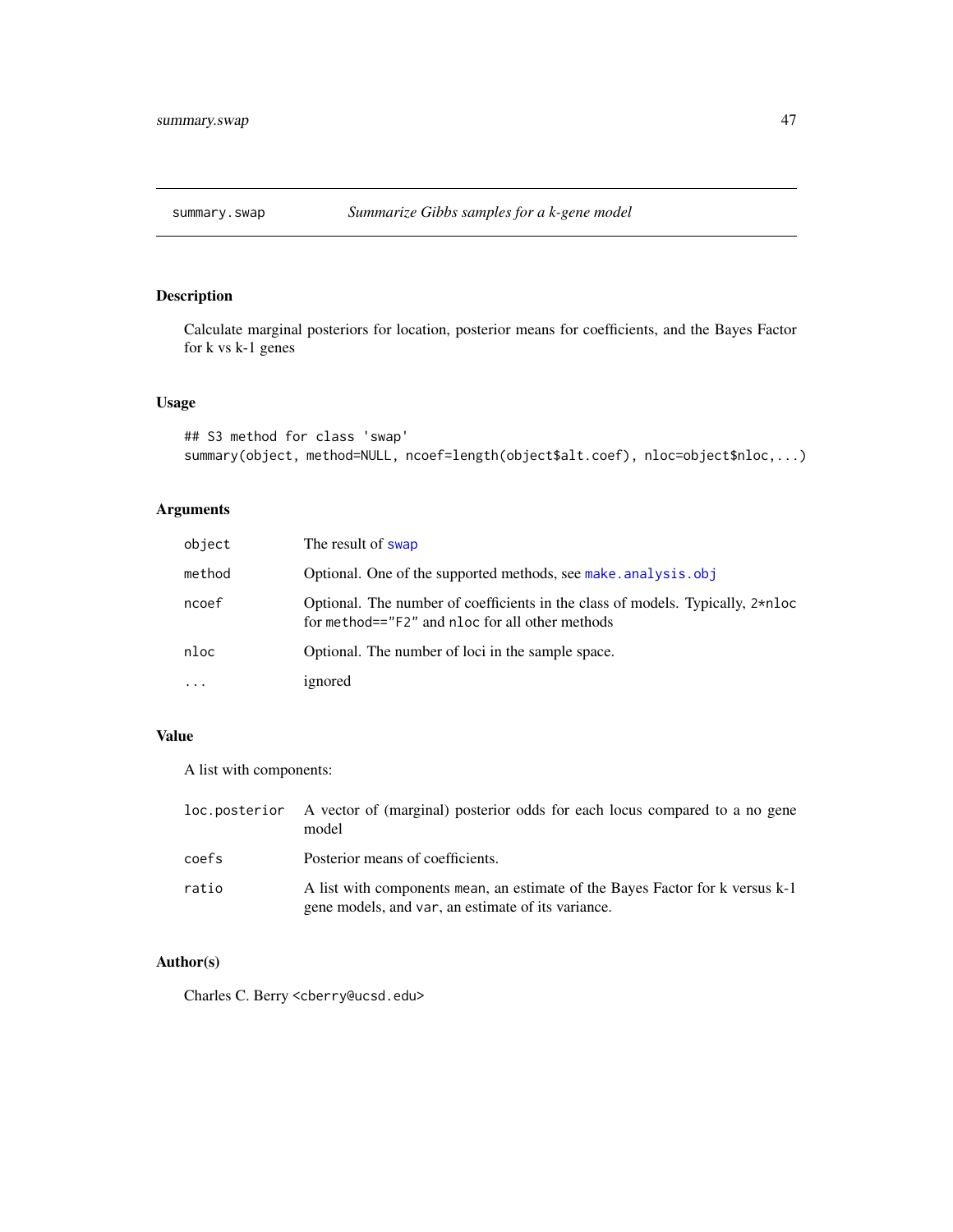# summary.swap — *Summarize Gibbs samples for a k-gene model*

## Description

Calculate marginal posteriors for location, posterior means for coefficients, and the Bayes Factor for k vs k-1 genes

## Usage

```
## S3 method for class 'swap'
summary(object, method=NULL, ncoef=length(object$alt.coef), nloc=object$nloc,...)
```

## Arguments

| | |
|---|---|
| object | The result of swap |
| method | Optional. One of the supported methods, see make.analysis.obj |
| ncoef | Optional. The number of coefficients in the class of models. Typically, 2*nloc for method=="F2" and nloc for all other methods |
| nloc | Optional. The number of loci in the sample space. |
| ... | ignored |

## Value

A list with components:

| | |
|---|---|
| loc.posterior | A vector of (marginal) posterior odds for each locus compared to a no gene model |
| coefs | Posterior means of coefficients. |
| ratio | A list with components mean, an estimate of the Bayes Factor for k versus k-1 gene models, and var, an estimate of its variance. |

## Author(s)

Charles C. Berry <cberry@ucsd.edu>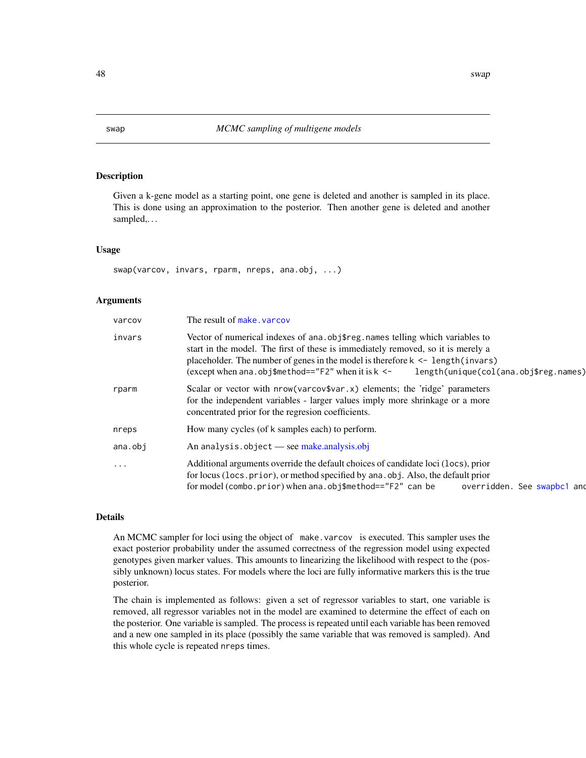## swap — *MCMC sampling of multigene models*

### Description

Given a k-gene model as a starting point, one gene is deleted and another is sampled in its place. This is done using an approximation to the posterior. Then another gene is deleted and another sampled,. . .

### Usage

```
swap(varcov, invars, rparm, nreps, ana.obj, ...)
```

### Arguments

| | |
|---|---|
| varcov | The result of make.varcov |
| invars | Vector of numerical indexes of ana.obj$reg.names telling which variables to start in the model. The first of these is immediately removed, so it is merely a placeholder. The number of genes in the model is therefore k <- length(invars) (except when ana.obj$method=="F2" when it is k <- length(unique(col(ana.obj$reg.names) |
| rparm | Scalar or vector with nrow(varcov$var.x) elements; the 'ridge' parameters for the independent variables - larger values imply more shrinkage or a more concentrated prior for the regresion coefficients. |
| nreps | How many cycles (of k samples each) to perform. |
| ana.obj | An analysis.object — see make.analysis.obj |
| ... | Additional arguments override the default choices of candidate loci (locs), prior for locus (locs.prior), or method specified by ana.obj. Also, the default prior for model (combo.prior) when ana.obj$method=="F2" can be overridden. See swapbc1 and |

### Details

An MCMC sampler for loci using the object of make.varcov is executed. This sampler uses the exact posterior probability under the assumed correctness of the regression model using expected genotypes given marker values. This amounts to linearizing the likelihood with respect to the (possibly unknown) locus states. For models where the loci are fully informative markers this is the true posterior.

The chain is implemented as follows: given a set of regressor variables to start, one variable is removed, all regressor variables not in the model are examined to determine the effect of each on the posterior. One variable is sampled. The process is repeated until each variable has been removed and a new one sampled in its place (possibly the same variable that was removed is sampled). And this whole cycle is repeated nreps times.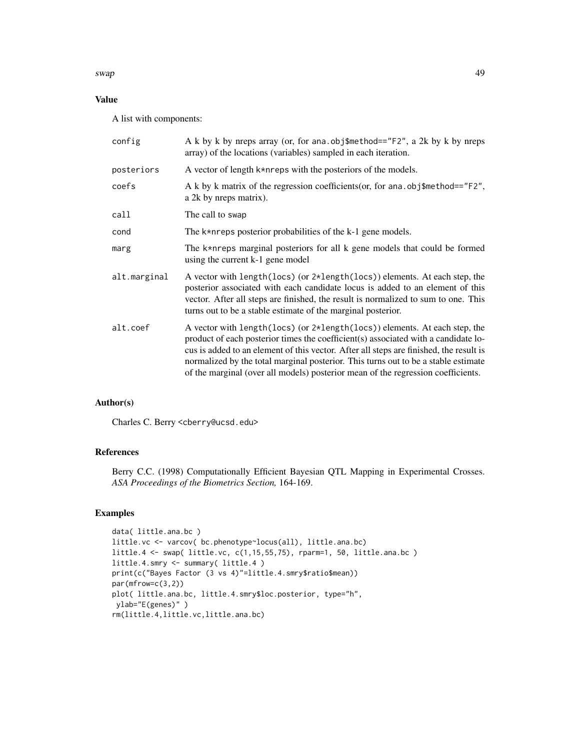## Value

A list with components:

| | |
|---|---|
| `config` | A k by k by nreps array (or, for `ana.obj$method=="F2"`, a 2k by k by nreps array) of the locations (variables) sampled in each iteration. |
| `posteriors` | A vector of length `k*nreps` with the posteriors of the models. |
| `coefs` | A k by k matrix of the regression coefficients(or, for `ana.obj$method=="F2"`, a 2k by nreps matrix). |
| `call` | The call to `swap` |
| `cond` | The `k*nreps` posterior probabilities of the k-1 gene models. |
| `marg` | The `k*nreps` marginal posteriors for all k gene models that could be formed using the current k-1 gene model |
| `alt.marginal` | A vector with `length(locs)` (or `2*length(locs)`) elements. At each step, the posterior associated with each candidate locus is added to an element of this vector. After all steps are finished, the result is normalized to sum to one. This turns out to be a stable estimate of the marginal posterior. |
| `alt.coef` | A vector with `length(locs)` (or `2*length(locs)`) elements. At each step, the product of each posterior times the coefficient(s) associated with a candidate locus is added to an element of this vector. After all steps are finished, the result is normalized by the total marginal posterior. This turns out to be a stable estimate of the marginal (over all models) posterior mean of the regression coefficients. |

## Author(s)

Charles C. Berry <cberry@ucsd.edu>

## References

Berry C.C. (1998) Computationally Efficient Bayesian QTL Mapping in Experimental Crosses. *ASA Proceedings of the Biometrics Section,* 164-169.

## Examples

```
data( little.ana.bc )
little.vc <- varcov( bc.phenotype~locus(all), little.ana.bc)
little.4 <- swap( little.vc, c(1,15,55,75), rparm=1, 50, little.ana.bc )
little.4.smry <- summary( little.4 )
print(c("Bayes Factor (3 vs 4)"=little.4.smry$ratio$mean))
par(mfrow=c(3,2))
plot( little.ana.bc, little.4.smry$loc.posterior, type="h",
 ylab="E(genes)" )
rm(little.4,little.vc,little.ana.bc)
```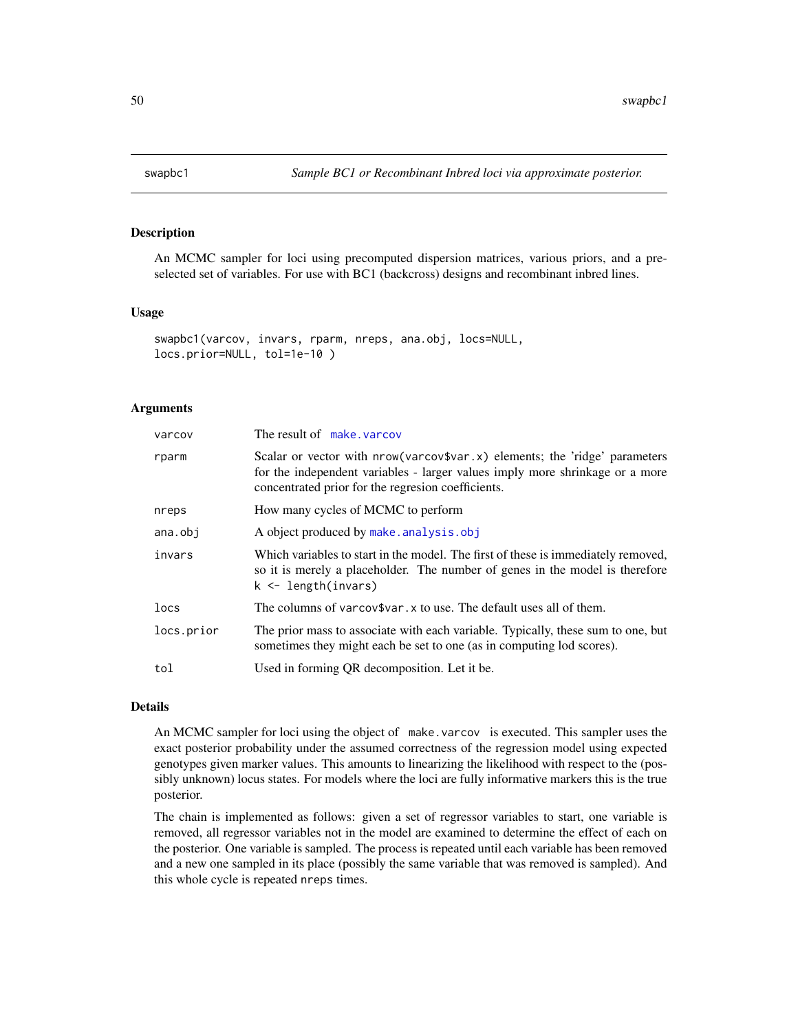# swapbc1 — *Sample BC1 or Recombinant Inbred loci via approximate posterior.*

## Description

An MCMC sampler for loci using precomputed dispersion matrices, various priors, and a preselected set of variables. For use with BC1 (backcross) designs and recombinant inbred lines.

## Usage

```
swapbc1(varcov, invars, rparm, nreps, ana.obj, locs=NULL,
locs.prior=NULL, tol=1e-10 )
```

## Arguments

| | |
|---|---|
| varcov | The result of make.varcov |
| rparm | Scalar or vector with nrow(varcov$var.x) elements; the 'ridge' parameters for the independent variables - larger values imply more shrinkage or a more concentrated prior for the regresion coefficients. |
| nreps | How many cycles of MCMC to perform |
| ana.obj | A object produced by make.analysis.obj |
| invars | Which variables to start in the model. The first of these is immediately removed, so it is merely a placeholder. The number of genes in the model is therefore k <- length(invars) |
| locs | The columns of varcov$var.x to use. The default uses all of them. |
| locs.prior | The prior mass to associate with each variable. Typically, these sum to one, but sometimes they might each be set to one (as in computing lod scores). |
| tol | Used in forming QR decomposition. Let it be. |

## Details

An MCMC sampler for loci using the object of make.varcov is executed. This sampler uses the exact posterior probability under the assumed correctness of the regression model using expected genotypes given marker values. This amounts to linearizing the likelihood with respect to the (possibly unknown) locus states. For models where the loci are fully informative markers this is the true posterior.

The chain is implemented as follows: given a set of regressor variables to start, one variable is removed, all regressor variables not in the model are examined to determine the effect of each on the posterior. One variable is sampled. The process is repeated until each variable has been removed and a new one sampled in its place (possibly the same variable that was removed is sampled). And this whole cycle is repeated nreps times.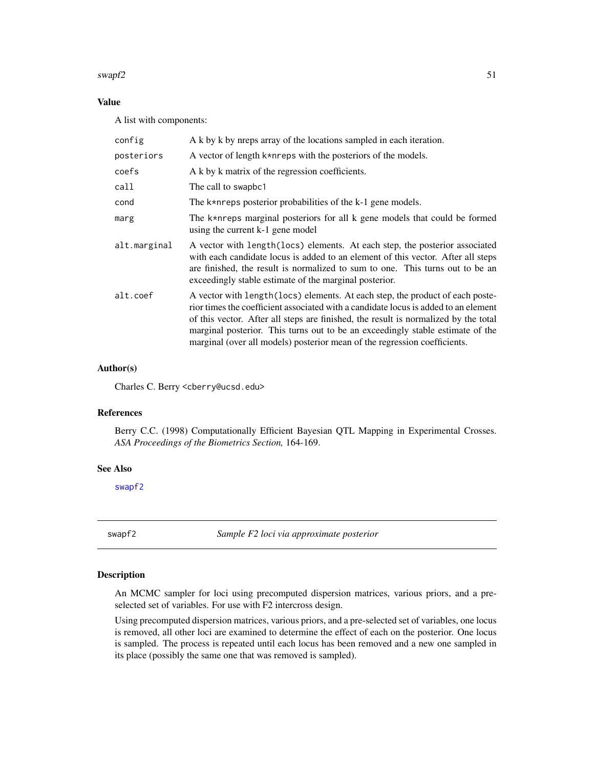### Value

A list with components:

| | |
|---|---|
| `config` | A k by k by nreps array of the locations sampled in each iteration. |
| `posteriors` | A vector of length `k*nreps` with the posteriors of the models. |
| `coefs` | A k by k matrix of the regression coefficients. |
| `call` | The call to `swapbc1` |
| `cond` | The `k*nreps` posterior probabilities of the k-1 gene models. |
| `marg` | The `k*nreps` marginal posteriors for all k gene models that could be formed using the current k-1 gene model |
| `alt.marginal` | A vector with `length(locs)` elements. At each step, the posterior associated with each candidate locus is added to an element of this vector. After all steps are finished, the result is normalized to sum to one. This turns out to be an exceedingly stable estimate of the marginal posterior. |
| `alt.coef` | A vector with `length(locs)` elements. At each step, the product of each posterior times the coefficient associated with a candidate locus is added to an element of this vector. After all steps are finished, the result is normalized by the total marginal posterior. This turns out to be an exceedingly stable estimate of the marginal (over all models) posterior mean of the regression coefficients. |

### Author(s)

Charles C. Berry <cberry@ucsd.edu>

### References

Berry C.C. (1998) Computationally Efficient Bayesian QTL Mapping in Experimental Crosses. *ASA Proceedings of the Biometrics Section,* 164-169.

### See Also

`swapf2`

---

## swapf2 — *Sample F2 loci via approximate posterior*

### Description

An MCMC sampler for loci using precomputed dispersion matrices, various priors, and a preselected set of variables. For use with F2 intercross design.

Using precomputed dispersion matrices, various priors, and a pre-selected set of variables, one locus is removed, all other loci are examined to determine the effect of each on the posterior. One locus is sampled. The process is repeated until each locus has been removed and a new one sampled in its place (possibly the same one that was removed is sampled).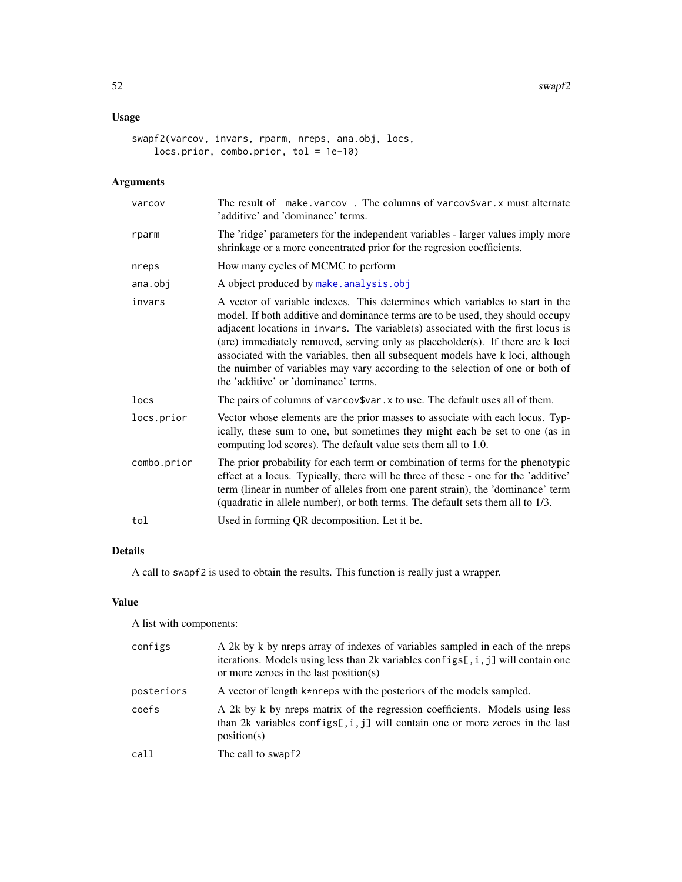## Usage

```
swapf2(varcov, invars, rparm, nreps, ana.obj, locs,
    locs.prior, combo.prior, tol = 1e-10)
```

## Arguments

| | |
|---|---|
| varcov | The result of make.varcov . The columns of varcov$var.x must alternate 'additive' and 'dominance' terms. |
| rparm | The 'ridge' parameters for the independent variables - larger values imply more shrinkage or a more concentrated prior for the regresion coefficients. |
| nreps | How many cycles of MCMC to perform |
| ana.obj | A object produced by make.analysis.obj |
| invars | A vector of variable indexes. This determines which variables to start in the model. If both additive and dominance terms are to be used, they should occupy adjacent locations in invars. The variable(s) associated with the first locus is (are) immediately removed, serving only as placeholder(s). If there are k loci associated with the variables, then all subsequent models have k loci, although the nuimber of variables may vary according to the selection of one or both of the 'additive' or 'dominance' terms. |
| locs | The pairs of columns of varcov$var.x to use. The default uses all of them. |
| locs.prior | Vector whose elements are the prior masses to associate with each locus. Typically, these sum to one, but sometimes they might each be set to one (as in computing lod scores). The default value sets them all to 1.0. |
| combo.prior | The prior probability for each term or combination of terms for the phenotypic effect at a locus. Typically, there will be three of these - one for the 'additive' term (linear in number of alleles from one parent strain), the 'dominance' term (quadratic in allele number), or both terms. The default sets them all to 1/3. |
| tol | Used in forming QR decomposition. Let it be. |

## Details

A call to swapf2 is used to obtain the results. This function is really just a wrapper.

## Value

A list with components:

| | |
|---|---|
| configs | A 2k by k by nreps array of indexes of variables sampled in each of the nreps iterations. Models using less than 2k variables configs[,i,j] will contain one or more zeroes in the last position(s) |
| posteriors | A vector of length k*nreps with the posteriors of the models sampled. |
| coefs | A 2k by k by nreps matrix of the regression coefficients. Models using less than 2k variables configs[,i,j] will contain one or more zeroes in the last position(s) |
| call | The call to swapf2 |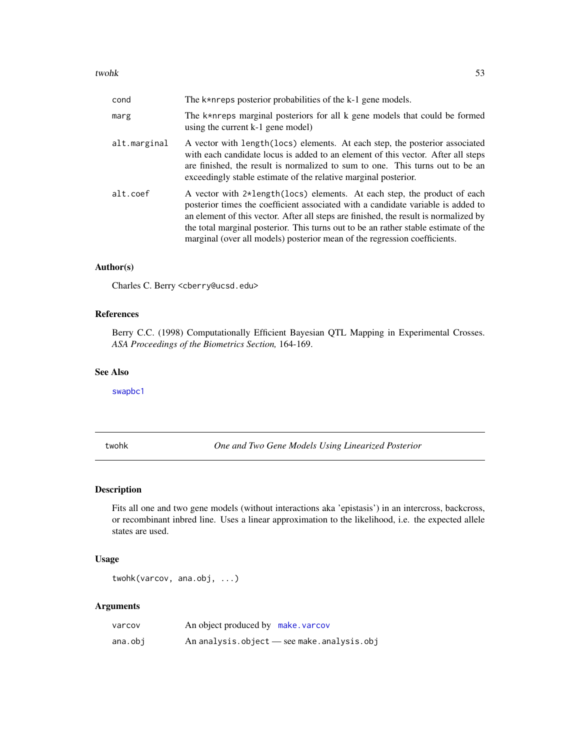| | |
|---|---|
| cond | The k*nreps posterior probabilities of the k-1 gene models. |
| marg | The k*nreps marginal posteriors for all k gene models that could be formed using the current k-1 gene model) |
| alt.marginal | A vector with length(locs) elements. At each step, the posterior associated with each candidate locus is added to an element of this vector. After all steps are finished, the result is normalized to sum to one. This turns out to be an exceedingly stable estimate of the relative marginal posterior. |
| alt.coef | A vector with 2*length(locs) elements. At each step, the product of each posterior times the coefficient associated with a candidate variable is added to an element of this vector. After all steps are finished, the result is normalized by the total marginal posterior. This turns out to be an rather stable estimate of the marginal (over all models) posterior mean of the regression coefficients. |

### Author(s)

Charles C. Berry <cberry@ucsd.edu>

### References

Berry C.C. (1998) Computationally Efficient Bayesian QTL Mapping in Experimental Crosses. *ASA Proceedings of the Biometrics Section,* 164-169.

### See Also

swapbc1

---

## twohk — *One and Two Gene Models Using Linearized Posterior*

### Description

Fits all one and two gene models (without interactions aka 'epistasis') in an intercross, backcross, or recombinant inbred line. Uses a linear approximation to the likelihood, i.e. the expected allele states are used.

### Usage

```
twohk(varcov, ana.obj, ...)
```

### Arguments

| | |
|---|---|
| varcov | An object produced by make.varcov |
| ana.obj | An analysis.object — see make.analysis.obj |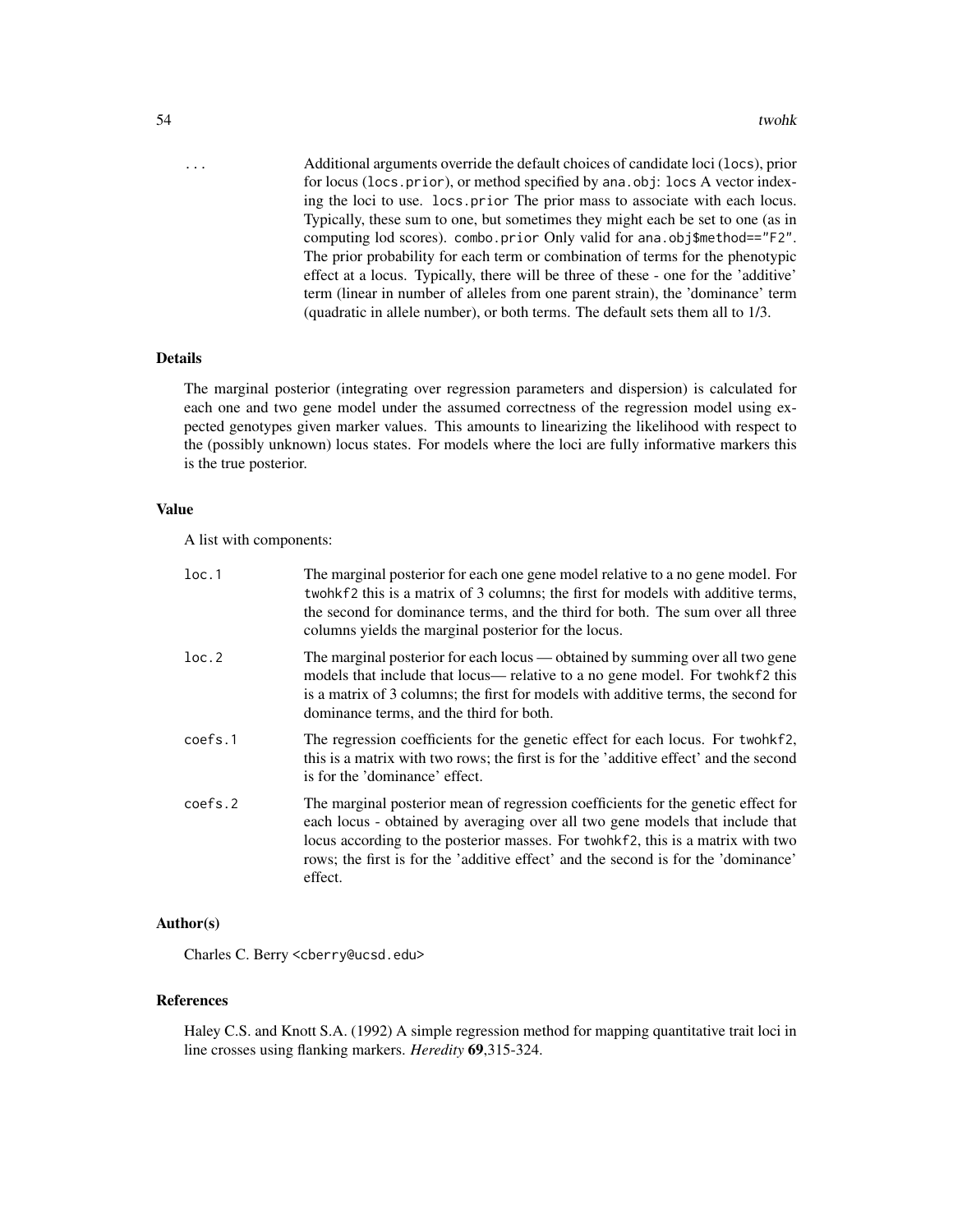... Additional arguments override the default choices of candidate loci (`locs`), prior for locus (`locs.prior`), or method specified by `ana.obj`: `locs` A vector indexing the loci to use. `locs.prior` The prior mass to associate with each locus. Typically, these sum to one, but sometimes they might each be set to one (as in computing lod scores). `combo.prior` Only valid for `ana.obj$method=="F2"`. The prior probability for each term or combination of terms for the phenotypic effect at a locus. Typically, there will be three of these - one for the 'additive' term (linear in number of alleles from one parent strain), the 'dominance' term (quadratic in allele number), or both terms. The default sets them all to 1/3.

## Details

The marginal posterior (integrating over regression parameters and dispersion) is calculated for each one and two gene model under the assumed correctness of the regression model using expected genotypes given marker values. This amounts to linearizing the likelihood with respect to the (possibly unknown) locus states. For models where the loci are fully informative markers this is the true posterior.

## Value

A list with components:

`loc.1` The marginal posterior for each one gene model relative to a no gene model. For `twohkf2` this is a matrix of 3 columns; the first for models with additive terms, the second for dominance terms, and the third for both. The sum over all three columns yields the marginal posterior for the locus.

`loc.2` The marginal posterior for each locus — obtained by summing over all two gene models that include that locus— relative to a no gene model. For `twohkf2` this is a matrix of 3 columns; the first for models with additive terms, the second for dominance terms, and the third for both.

`coefs.1` The regression coefficients for the genetic effect for each locus. For `twohkf2`, this is a matrix with two rows; the first is for the 'additive effect' and the second is for the 'dominance' effect.

`coefs.2` The marginal posterior mean of regression coefficients for the genetic effect for each locus - obtained by averaging over all two gene models that include that locus according to the posterior masses. For `twohkf2`, this is a matrix with two rows; the first is for the 'additive effect' and the second is for the 'dominance' effect.

## Author(s)

Charles C. Berry <cberry@ucsd.edu>

## References

Haley C.S. and Knott S.A. (1992) A simple regression method for mapping quantitative trait loci in line crosses using flanking markers. *Heredity* **69**,315-324.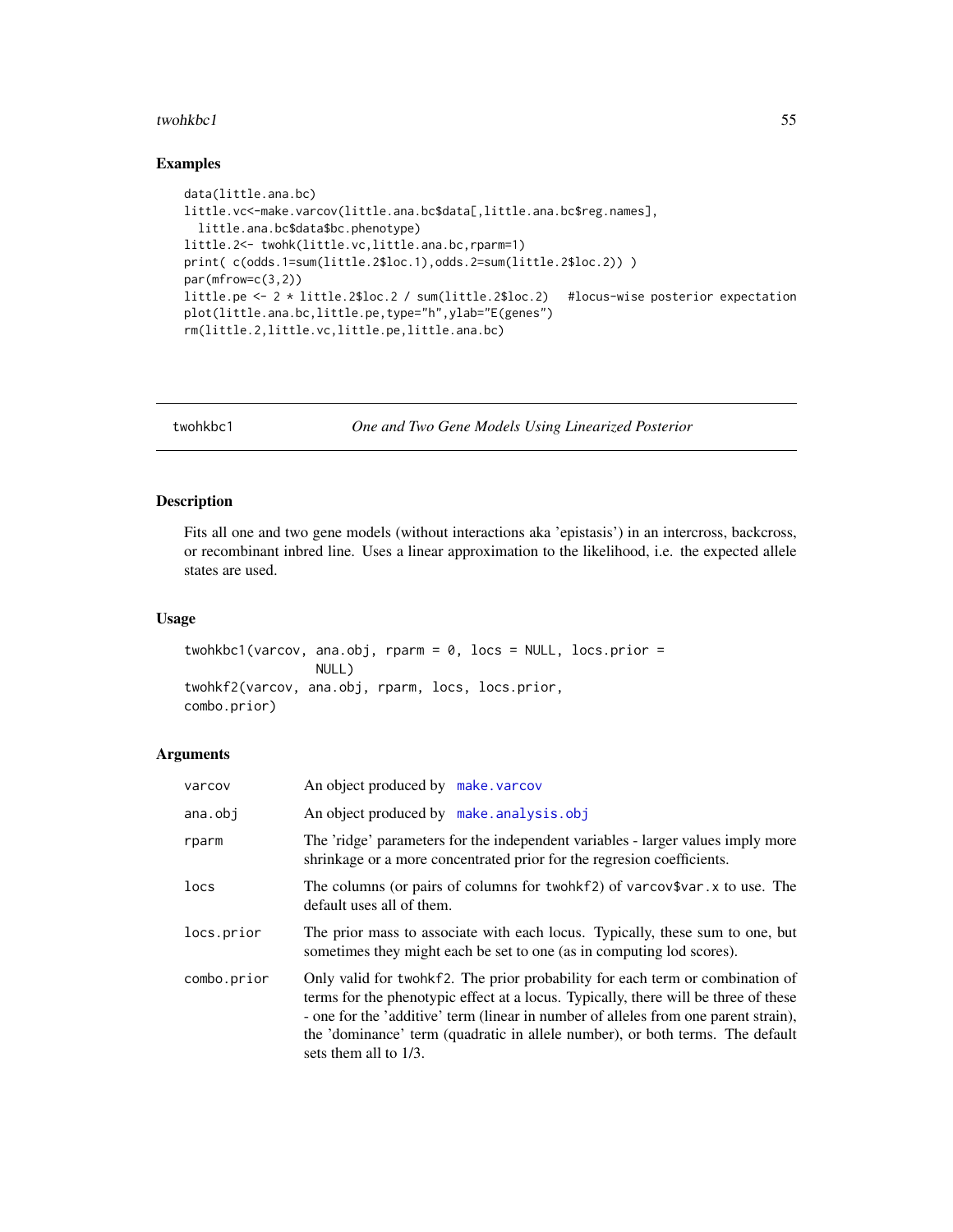## Examples

```
data(little.ana.bc)
little.vc<-make.varcov(little.ana.bc$data[,little.ana.bc$reg.names],
  little.ana.bc$data$bc.phenotype)
little.2<- twohk(little.vc,little.ana.bc,rparm=1)
print( c(odds.1=sum(little.2$loc.1),odds.2=sum(little.2$loc.2)) )
par(mfrow=c(3,2))
little.pe <- 2 * little.2$loc.2 / sum(little.2$loc.2)   #locus-wise posterior expectation
plot(little.ana.bc,little.pe,type="h",ylab="E(genes")
rm(little.2,little.vc,little.pe,little.ana.bc)
```

---

twohkbc1 &nbsp;&nbsp;&nbsp;&nbsp; *One and Two Gene Models Using Linearized Posterior*

---

## Description

Fits all one and two gene models (without interactions aka 'epistasis') in an intercross, backcross, or recombinant inbred line. Uses a linear approximation to the likelihood, i.e. the expected allele states are used.

## Usage

```
twohkbc1(varcov, ana.obj, rparm = 0, locs = NULL, locs.prior =
                 NULL)
twohkf2(varcov, ana.obj, rparm, locs, locs.prior,
combo.prior)
```

## Arguments

| | |
|---|---|
| `varcov` | An object produced by `make.varcov` |
| `ana.obj` | An object produced by `make.analysis.obj` |
| `rparm` | The 'ridge' parameters for the independent variables - larger values imply more shrinkage or a more concentrated prior for the regresion coefficients. |
| `locs` | The columns (or pairs of columns for `twohkf2`) of `varcov$var.x` to use. The default uses all of them. |
| `locs.prior` | The prior mass to associate with each locus. Typically, these sum to one, but sometimes they might each be set to one (as in computing lod scores). |
| `combo.prior` | Only valid for `twohkf2`. The prior probability for each term or combination of terms for the phenotypic effect at a locus. Typically, there will be three of these - one for the 'additive' term (linear in number of alleles from one parent strain), the 'dominance' term (quadratic in allele number), or both terms. The default sets them all to 1/3. |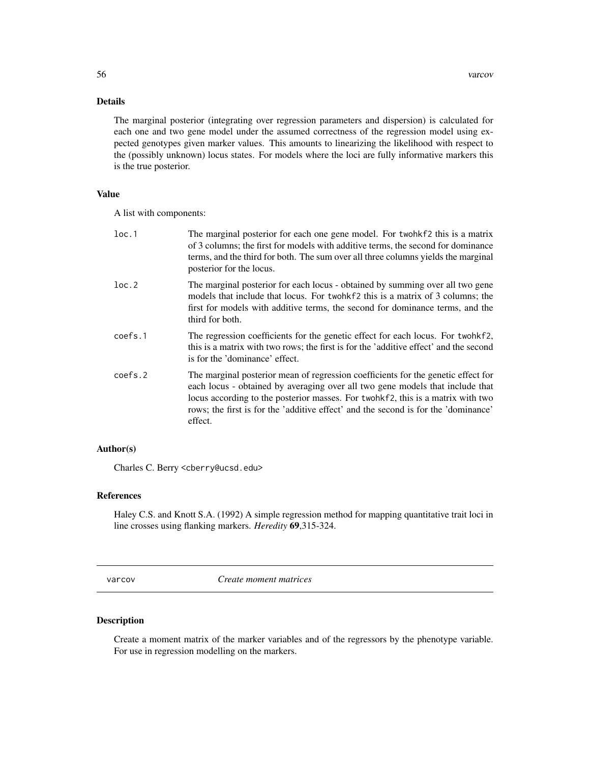## Details

The marginal posterior (integrating over regression parameters and dispersion) is calculated for each one and two gene model under the assumed correctness of the regression model using expected genotypes given marker values. This amounts to linearizing the likelihood with respect to the (possibly unknown) locus states. For models where the loci are fully informative markers this is the true posterior.

## Value

A list with components:

| | |
|---|---|
| `loc.1` | The marginal posterior for each one gene model. For `twohkf2` this is a matrix of 3 columns; the first for models with additive terms, the second for dominance terms, and the third for both. The sum over all three columns yields the marginal posterior for the locus. |
| `loc.2` | The marginal posterior for each locus - obtained by summing over all two gene models that include that locus. For `twohkf2` this is a matrix of 3 columns; the first for models with additive terms, the second for dominance terms, and the third for both. |
| `coefs.1` | The regression coefficients for the genetic effect for each locus. For `twohkf2`, this is a matrix with two rows; the first is for the 'additive effect' and the second is for the 'dominance' effect. |
| `coefs.2` | The marginal posterior mean of regression coefficients for the genetic effect for each locus - obtained by averaging over all two gene models that include that locus according to the posterior masses. For `twohkf2`, this is a matrix with two rows; the first is for the 'additive effect' and the second is for the 'dominance' effect. |

## Author(s)

Charles C. Berry <cberry@ucsd.edu>

## References

Haley C.S. and Knott S.A. (1992) A simple regression method for mapping quantitative trait loci in line crosses using flanking markers. *Heredity* **69**,315-324.

---

# varcov — *Create moment matrices*

## Description

Create a moment matrix of the marker variables and of the regressors by the phenotype variable. For use in regression modelling on the markers.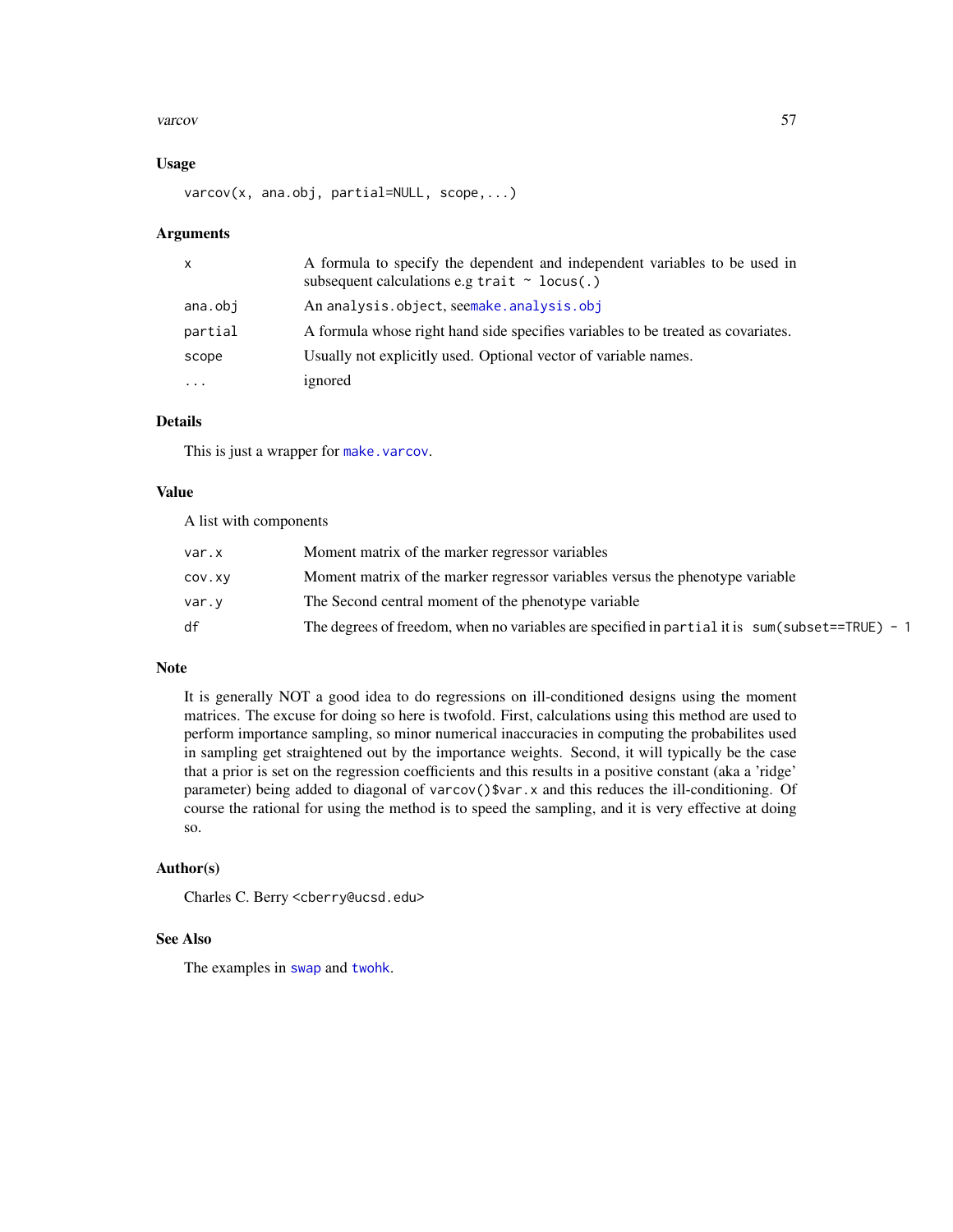### Usage

```
varcov(x, ana.obj, partial=NULL, scope,...)
```

### Arguments

| | |
|---|---|
| `x` | A formula to specify the dependent and independent variables to be used in subsequent calculations e.g `trait ~ locus(.)` |
| `ana.obj` | An `analysis.object`, see`make.analysis.obj` |
| `partial` | A formula whose right hand side specifies variables to be treated as covariates. |
| `scope` | Usually not explicitly used. Optional vector of variable names. |
| `...` | ignored |

### Details

This is just a wrapper for `make.varcov`.

### Value

A list with components

| | |
|---|---|
| `var.x` | Moment matrix of the marker regressor variables |
| `cov.xy` | Moment matrix of the marker regressor variables versus the phenotype variable |
| `var.y` | The Second central moment of the phenotype variable |
| `df` | The degrees of freedom, when no variables are specified in `partial` it is `sum(subset==TRUE) - 1` |

### Note

It is generally NOT a good idea to do regressions on ill-conditioned designs using the moment matrices. The excuse for doing so here is twofold. First, calculations using this method are used to perform importance sampling, so minor numerical inaccuracies in computing the probabilites used in sampling get straightened out by the importance weights. Second, it will typically be the case that a prior is set on the regression coefficients and this results in a positive constant (aka a 'ridge' parameter) being added to diagonal of `varcov()$var.x` and this reduces the ill-conditioning. Of course the rational for using the method is to speed the sampling, and it is very effective at doing so.

### Author(s)

Charles C. Berry <cberry@ucsd.edu>

### See Also

The examples in `swap` and `twohk`.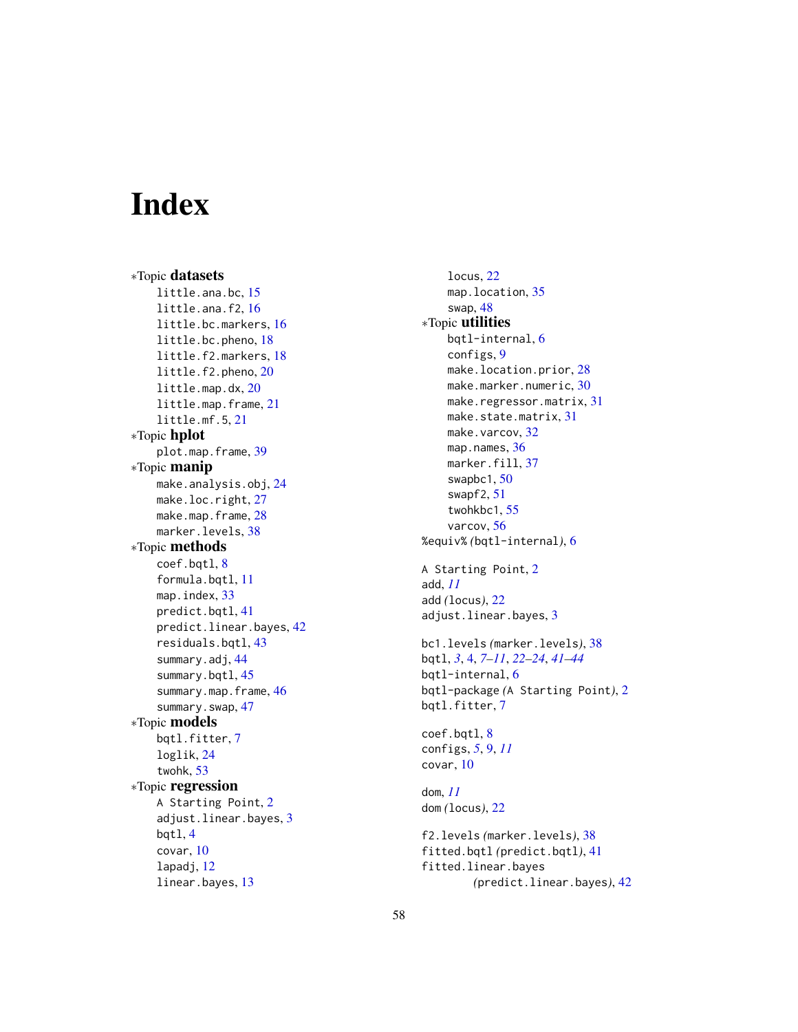# Index

*Topic **datasets**
- little.ana.bc, 15
- little.ana.f2, 16
- little.bc.markers, 16
- little.bc.pheno, 18
- little.f2.markers, 18
- little.f2.pheno, 20
- little.map.dx, 20
- little.map.frame, 21
- little.mf.5, 21

*Topic **hplot**
- plot.map.frame, 39

*Topic **manip**
- make.analysis.obj, 24
- make.loc.right, 27
- make.map.frame, 28
- marker.levels, 38

*Topic **methods**
- coef.bqtl, 8
- formula.bqtl, 11
- map.index, 33
- predict.bqtl, 41
- predict.linear.bayes, 42
- residuals.bqtl, 43
- summary.adj, 44
- summary.bqtl, 45
- summary.map.frame, 46
- summary.swap, 47

*Topic **models**
- bqtl.fitter, 7
- loglik, 24
- twohk, 53

*Topic **regression**
- A Starting Point, 2
- adjust.linear.bayes, 3
- bqtl, 4
- covar, 10
- lapadj, 12
- linear.bayes, 13
- locus, 22
- map.location, 35
- swap, 48

*Topic **utilities**
- bqtl-internal, 6
- configs, 9
- make.location.prior, 28
- make.marker.numeric, 30
- make.regressor.matrix, 31
- make.state.matrix, 31
- make.varcov, 32
- map.names, 36
- marker.fill, 37
- swapbc1, 50
- swapf2, 51
- twohkbc1, 55
- varcov, 56

%equiv% *(bqtl-internal)*, 6

A Starting Point, 2
add, *11*
add *(locus)*, 22
adjust.linear.bayes, 3

bc1.levels *(marker.levels)*, 38
bqtl, *3*, 4, *7–11*, *22–24*, *41–44*
bqtl-internal, 6
bqtl-package *(A Starting Point)*, 2
bqtl.fitter, 7

coef.bqtl, 8
configs, *5*, 9, *11*
covar, 10

dom, *11*
dom *(locus)*, 22

f2.levels *(marker.levels)*, 38
fitted.bqtl *(predict.bqtl)*, 41
fitted.linear.bayes *(predict.linear.bayes)*, 42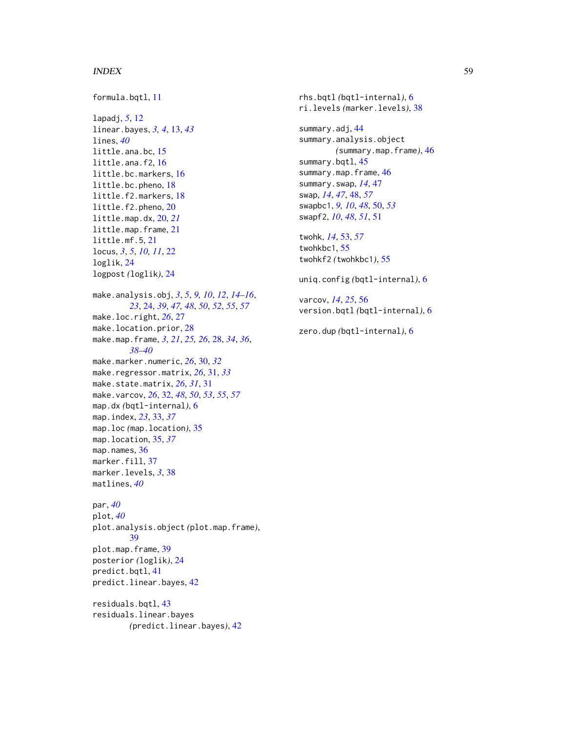formula.bqtl, 11

lapadj, *5*, 12
linear.bayes, *3, 4*, 13, *43*
lines, *40*
little.ana.bc, 15
little.ana.f2, 16
little.bc.markers, 16
little.bc.pheno, 18
little.f2.markers, 18
little.f2.pheno, 20
little.map.dx, 20, *21*
little.map.frame, 21
little.mf.5, 21
locus, *3*, *5*, *10, 11*, 22
loglik, 24
logpost *(*loglik*)*, 24

make.analysis.obj, *3*, *5*, *9, 10*, *12*, *14–16*, *23*, 24, *39*, *47, 48*, *50*, *52*, *55*, *57*
make.loc.right, *26*, 27
make.location.prior, 28
make.map.frame, *3*, *21*, *25, 26*, 28, *34*, *36*, *38–40*
make.marker.numeric, *26*, 30, *32*
make.regressor.matrix, *26*, 31, *33*
make.state.matrix, *26*, *31*, 31
make.varcov, *26*, 32, *48*, *50*, *53*, *55*, *57*
map.dx *(*bqtl-internal*)*, 6
map.index, *23*, 33, *37*
map.loc *(*map.location*)*, 35
map.location, 35, *37*
map.names, 36
marker.fill, 37
marker.levels, *3*, 38
matlines, *40*

par, *40*
plot, *40*
plot.analysis.object *(*plot.map.frame*)*, 39
plot.map.frame, 39
posterior *(*loglik*)*, 24
predict.bqtl, 41
predict.linear.bayes, 42

residuals.bqtl, 43
residuals.linear.bayes *(*predict.linear.bayes*)*, 42
rhs.bqtl *(*bqtl-internal*)*, 6
ri.levels *(*marker.levels*)*, 38

summary.adj, 44
summary.analysis.object *(*summary.map.frame*)*, 46
summary.bqtl, 45
summary.map.frame, 46
summary.swap, *14*, 47
swap, *14*, *47*, 48, *57*
swapbc1, *9, 10*, *48*, 50, *53*
swapf2, *10*, *48*, *51*, 51

twohk, *14*, 53, *57*
twohkbc1, 55
twohkf2 *(*twohkbc1*)*, 55

uniq.config *(*bqtl-internal*)*, 6

varcov, *14*, *25*, 56
version.bqtl *(*bqtl-internal*)*, 6

zero.dup *(*bqtl-internal*)*, 6